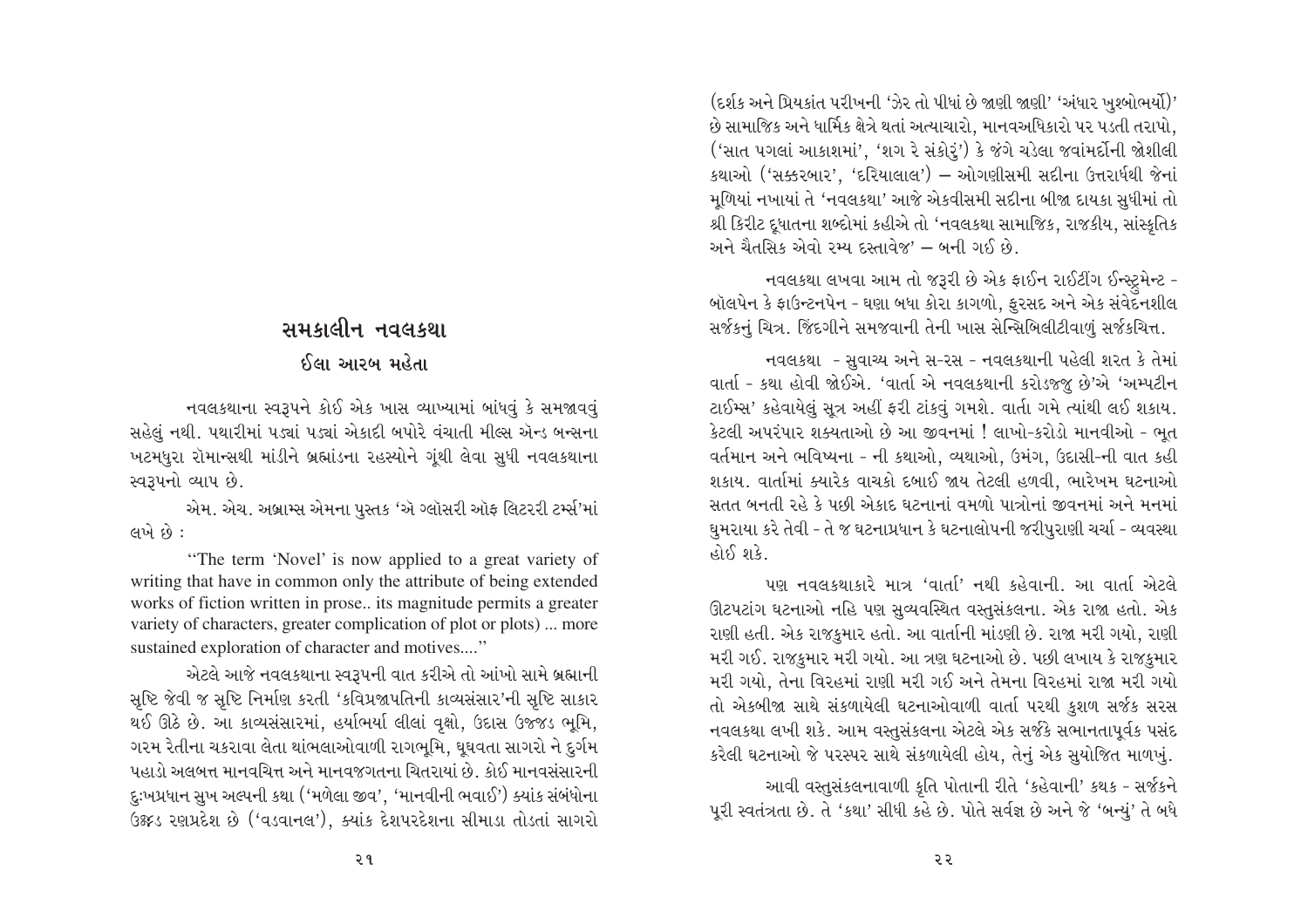## સમકાલીન નવલકથા

### ઈલા આરબ મહેતા

નવલકથાના સ્વરૂપને કોઈ એક ખાસ વ્યાખ્યામાં બાંધવું કે સમજાવવું સહેલું નથી. પથારીમાં પડ્યાં પડ્યાં એકાદી બપોરે વંચાતી મીલ્સ ઍન્ડ બન્સના ખટમધુરા રૉમાન્સથી માંડીને બ્રહ્માંડના રહસ્યોને ગૂંથી લેવા સુધી નવલકથાના સ્વરૂપનો વ્યાપ છે.

એમ. એચ. અબ્રામ્સ એમના પુસ્તક 'એ ગ્લૉસરી ઑફ લિટરરી ટર્મ્સ'માં લખે છે :

"The term 'Novel' is now applied to a great variety of writing that have in common only the attribute of being extended works of fiction written in prose.. its magnitude permits a greater variety of characters, greater complication of plot or plots) ... more sustained exploration of character and motives...."

એટલે આજે નવલકથાના સ્વરૂપની વાત કરીએ તો આંખો સામે બ્રહ્માની સૃષ્ટિ જેવી જ સૃષ્ટિ નિર્માણ કરતી 'કવિપ્રજાપતિની કાવ્યસંસાર'ની સૃષ્ટિ સાકાર થઈ ઊઠે છે. આ કાવ્યસંસારમાં, હર્યાભર્યા લીલાં વૃક્ષો, ઉદાસ ઉજ્જડ ભૂમિ, ગરમ રેતીના ચકરાવા લેતા થાંભલાઓવાળી રાગભૂમિ, ઘૂઘવતા સાગરો ને દુર્ગમ પહાડો અલબત્ત માનવચિત્ત અને માનવજગતના ચિતરાયાં છે. કોઈ માનવસંસારની દુઃખપ્રધાન સુખ અલ્પની કથા ('મળેલા જીવ', 'માનવીની ભવાઈ') ક્યાંક સંબંધોના ઉજ્જડ રણપ્રદેશ છે ('વડવાનલ'), ક્યાંક દેશપરદેશના સીમાડા તોડતાં સાગરો (દર્શક અને પ્રિયકાંત પરીખની 'ઝેર તો પીધાં છે જાણી જાણી' 'અંધાર ખુશ્બોભર્યો)' છે સામાજિક અને ધાર્મિક ક્ષેત્રે થતાં અત્યાચારો, માનવઅધિકારો પર પડતી તરાપો, ('સાત પગલાં આકાશમાં', 'શગ રે સંકોરું') કે જંગે ચડેલા જવાંમર્દોની જોશીલી કથાઓ ('સક્કરબાર', 'દરિયાલાલ') — ઓગણીસમી સદીના ઉત્તરાર્ધથી જેનાં મૂળિયાં નખાયાં તે 'નવલકથા' આજે એકવીસમી સદીના બીજા દાયકા સુધીમાં તો શ્રી કિરીટ દૂધાતના શબ્દોમાં કહીએ તો 'નવલકથા સામાજિક, રાજકીય, સાંસ્કૃતિક અને ચૈતસિક એવો રમ્ય દસ્તાવેજ' — બની ગઈ છે.

નવલકથા લખવા આમ તો જરૂરી છે એક ફાઈન રાઈટીંગ ઈન્સ્ટ્રુમેન્ટ - બૉલપેન કે ફાઉન્ટનપેન - ઘણા બધા કોરા કાગળો, ફુરસદ અને એક સંવેદનશીલ સર્જકનું ચિત્ર. જિંદગીને સમજવાની તેની ખાસ સેન્સિબિલીટીવાળું સર્જકચિત્ત.

નવલકથા - સુવાચ્ય અને સ-રસ - નવલકથાની પહેલી શરત કે તેમાં વાર્તા - કથા હોવી જોઈએ. 'વાર્તા એ નવલકથાની કરોડજ્જુ છે'એ 'અમ્પટીન ટાઈમ્સ' કહેવાયેલું સૂત્ર અહીં ફરી ટાંકવું ગમશે. વાર્તા ગમે ત્યાંથી લઈ શકાય. કેટલી અપરંપાર શક્યતાઓ છે આ જીવનમાં ! લાખો-કરોડો માનવીઓ - ભૂત વર્તમાન અને ભવિષ્યના - ની કથાઓ, વ્યથાઓ, ઉમંગ, ઉદાસી-ની વાત કહી શકાય. વાર્તામાં ક્યારેક વાચકો દબાઈ જાય તેટલી હળવી, ભારેખમ ઘટનાઓ સતત બનતી રહે કે પછી એકાદ ઘટનાનાં વમળો પાત્રોનાં જીવનમાં અને મનમાં ઘુમરાયા કરે તેવી - તે જ ઘટનાપ્રધાન કે ઘટનાલોપની જરીપુરાણી ચર્ચા - વ્યવસ્થા હોઈ શકે.

પણ નવલકથાકારે માત્ર 'વાર્તા' નથી કહેવાની. આ વાર્તા એટલે ઊટપટાંગ ઘટનાઓ નહિ પણ સુવ્યવસ્થિત વસ્તુસંકલના. એક રાજા હતો. એક રાણી હતી. એક રાજકુમાર હતો. આ વાર્તાની માંડણી છે. રાજા મરી ગયો, રાણી મરી ગઈ. રાજકુમાર મરી ગયો. આ ત્રણ ઘટનાઓ છે. પછી લખાય કે રાજકુમાર મરી ગયો, તેના વિરહમાં રાણી મરી ગઈ અને તેમના વિરહમાં રાજા મરી ગયો તો એકબીજા સાથે સંકળાયેલી ઘટનાઓવાળી વાર્તા પરથી કુશળ સર્જક સરસ નવલકથા લખી શકે. આમ વસ્તુસંકલના એટલે એક સર્જકે સભાનતાપૂર્વક પસંદ કરેલી ઘટનાઓ જે પરસ્પર સાથે સંકળાયેલી હોય, તેનું એક સુયોજિત માળખું.

આવી વસ્તુસંકલનાવાળી કૃતિ પોતાની રીતે 'કહેવાની' કથક - સર્જકને પૂરી સ્વતંત્રતા છે. તે 'કથા' સીધી કહે છે. પોતે સર્વજ્ઞ છે અને જે 'બન્યું' તે બધે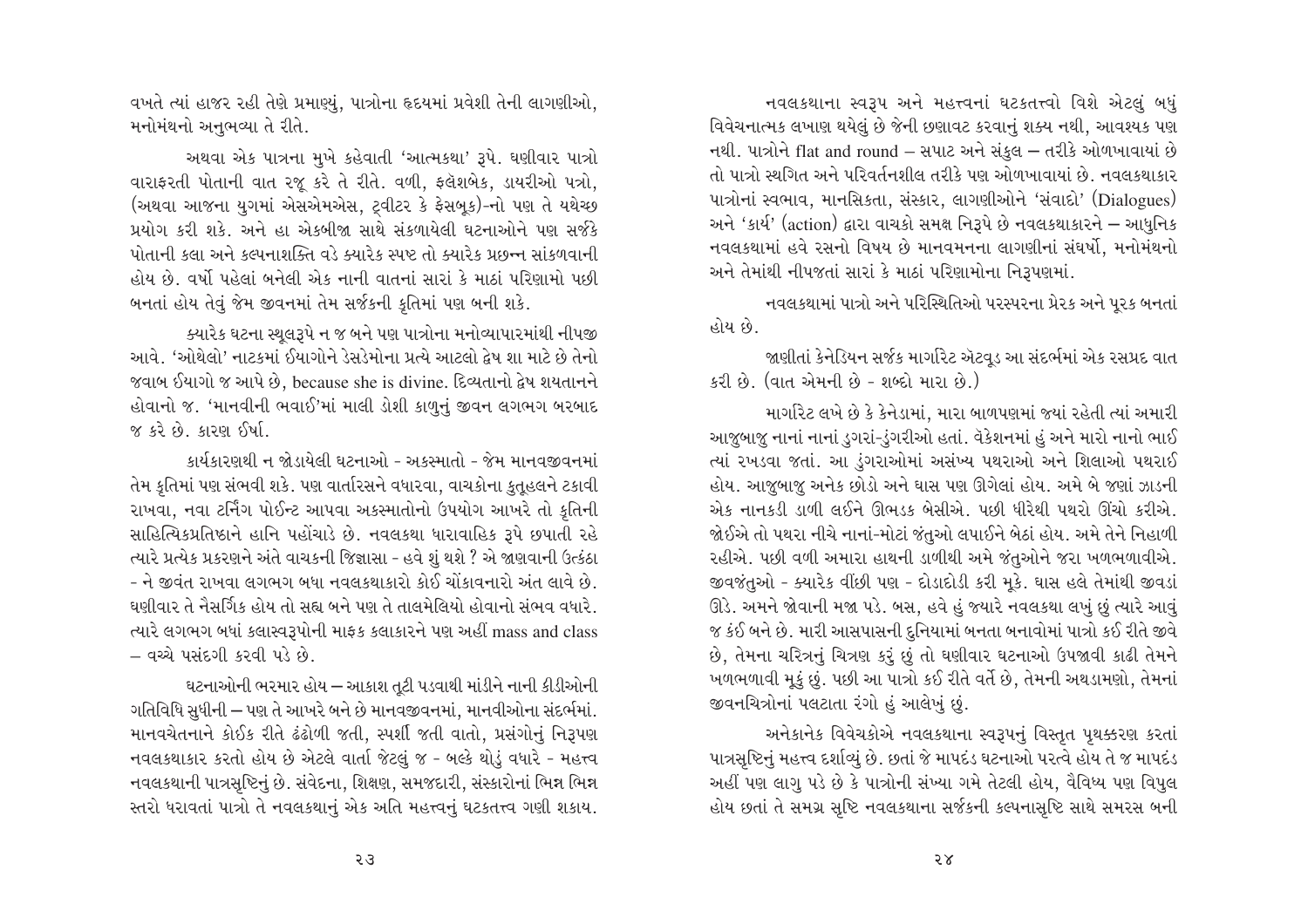વખતે ત્યાં હાજર રહી તેણે પ્રમાણ્યું, પાત્રોના હૃદયમાં પ્રવેશી તેની લાગણીઓ, મનોમંથનો અનુભવ્યા તે રીતે.

અથવા એક પાત્રના મુખે કહેવાતી 'આત્મકથા' રૂપે. ઘણીવાર પાત્રો વારાફરતી પોતાની વાત રજૂ કરે તે રીતે. વળી, ફ્લેશબેક, ડાયરીઓ પત્રો, (અથવા આજના યુગમાં એસએમએસ, ટ્વીટર કે ફેસબૂક)-નો પણ તે યથેચ્છ પ્રયોગ કરી શકે. અને હા એકબીજા સાથે સંકળાયેલી ઘટનાઓને પણ સર્જકે પોતાની કલા અને કલ્પનાશક્તિ વડે ક્યારેક સ્પષ્ટ તો ક્યારેક પ્રચ્છન્ન સાંકળવાની હોય છે. વર્ષો પહેલાં બનેલી એક નાની વાતનાં સારાં કે માઠાં પરિણામો પછી બનતાં હોય તેવું જેમ જીવનમાં તેમ સર્જકની કૃતિમાં પણ બની શકે.

ક્યારેક ઘટના સ્થૂલરૂપે ન જ બને પણ પાત્રોના મનોવ્યાપારમાંથી નીપજી આવે. 'ઓથેલો' નાટકમાં ઈયાગોને ડેસ્ડેમોના પ્રત્યે આટલો દ્વેષ શા માટે છે તેનો જવાબ ઈયાગો જ આપે છે, because she is divine. દિવ્યતાનો દ્વેષ શયતાનને હોવાનો જ. 'માનવીની ભવાઈ'માં માલી ડોશી કાળુનું જીવન લગભગ બરબાદ જ કરે છે. કારણ ઈર્ષા.

કાર્યકારણથી ન જોડાયેલી ઘટનાઓ - અકસ્માતો - જેમ માનવજીવનમાં તેમ કૃતિમાં પણ સંભવી શકે. પણ વાર્તારસને વધારવા, વાચકોના કુતૂહલને ટકાવી રાખવા, નવા ટર્નિંગ પોઈન્ટ આપવા અકસ્માતોનો ઉપયોગ આખરે તો કૃતિની સાહિત્યિકપ્રતિષ્ઠાને હાનિ પહોંચાડે છે. નવલકથા ધારાવાહિક રૂપે છપાતી રહે ત્યારે પ્રત્યેક પ્રકરણને અંતે વાચકની જિજ્ઞાસા - હવે શું થશે ? એ જાણવાની ઉત્કંઠા - ને જીવંત રાખવા લગભગ બધા નવલકથાકારો કોઈ ચોંકાવનારો અંત લાવે છે. ઘણીવાર તે નૈસર્ગિક હોય તો સહ્ય બને પણ તે તાલમેલિયો હોવાનો સંભવ વધારે. ત્યારે લગભગ બધાં કલાસ્વરૂપોની માફક કલાકારને પણ અહીં mass and class – વચ્ચે પસંદગી કરવી પડે છે.

ઘટનાઓની ભરમાર હોય – આકાશ તૂટી પડવાથી માંડીને નાની કીડીઓની ગતિવિધિ સુધીની – પણ તે આખરે બને છે માનવજીવનમાં, માનવીઓના સંદર્ભમાં. માનવચેતનાને કોઈક રીતે ઢંઢોળી જતી, સ્પર્શી જતી વાતો, પ્રસંગોનું નિરૂપણ નવલકથાકાર કરતો હોય છે એટલે વાર્તા જેટલું જ - બલ્કે થોડું વધારે - મહત્ત્વ નવલકથાની પાત્રસૃષ્ટિનું છે. સંવેદના, શિક્ષણ, સમજદારી, સંસ્કારોનાં ભિન્ન ભિન્ન સ્તરો ધરાવતાં પાત્રો તે નવલકથાનું એક અતિ મહત્ત્વનું ઘટકતત્ત્વ ગણી શકાય.

નવલકથાના સ્વરૂપ અને મહત્ત્વનાં ઘટકતત્ત્વો વિશે એટલું બધું વિવેચનાત્મક લખાણ થયેલું છે જેની છણાવટ કરવાનું શક્ય નથી, આવશ્યક પણ નથી. પાત્રોને flat and round – સપાટ અને સંકુલ – તરીકે ઓળખાવાયાં છે તો પાત્રો સ્થગિત અને પરિવર્તનશીલ તરીકે પણ ઓળખાવાયાં છે. નવલકથાકાર પાત્રોનાં સ્વભાવ, માનસિકતા, સંસ્કાર, લાગણીઓને 'સંવાદો' (Dialogues) અને 'કાર્ય' (action) દ્વારા વાચકો સમક્ષ નિરૂપે છે નવલકથાકારને – આધુનિક નવલકથામાં હવે રસનો વિષય છે માનવમનના લાગણીનાં સંઘર્ષો, મનોમંથનો અને તેમાંથી નીપજતાં સારાં કે માઠાં પરિણામોના નિરૂપણમાં.

નવલકથામાં પાત્રો અને પરિસ્થિતિઓ પરસ્પરના પ્રેરક અને પૂરક બનતાં હોય છે.

જાણીતાં કેનેડિયન સર્જક માર્ગારેટ એટવૂડ આ સંદર્ભમાં એક રસપ્રદ વાત કરી છે. (વાત એમની છે - શબ્દો મારા છે.)

માર્ગારેટ લખે છે કે કેનેડામાં, મારા બાળપણમાં જ્યાં રહેતી ત્યાં અમારી આજુબાજુ નાનાં નાનાં ડુંગરાં-ડુંગરીઓ હતાં. વૅકેશનમાં હું અને મારો નાનો ભાઈ ત્યાં રખડવા જતાં. આ ડુંગરાઓમાં અસંખ્ય પથરાઓ અને શિલાઓ પથરાઈ હોય. આજુબાજુ અનેક છોડો અને ઘાસ પણ ઊગેલાં હોય. અમે બે જણાં ઝાડની એક નાનકડી ડાળી લઈને ઊભડક બેસીએ. પછી ધીરેથી પથરો ઊંચો કરીએ. જોઈએ તો પથરા નીચે નાનાં-મોટાં જંતુઓ લપાઈને બેઠાં હોય. અમે તેને નિહાળી રહીએ. પછી વળી અમારા હાથની ડાળીથી અમે જંતુઓને જરા ખળભળાવીએ. જીવજંતુઓ - ક્યારેક વીંછી પણ - દોડાદોડી કરી મૂકે. ઘાસ હલે તેમાંથી જીવડાં ઊડે. અમને જોવાની મજા પડે. બસ, હવે હું જ્યારે નવલકથા લખું છું ત્યારે આવું જ કંઈ બને છે. મારી આસપાસની દુનિયામાં બનતા બનાવોમાં પાત્રો કઈ રીતે જીવે છે, તેમના ચરિત્રનું ચિત્રણ કરું છું તો ઘણીવાર ઘટનાઓ ઉપજાવી કાઢી તેમને ખળભળાવી મૂકું છું. પછી આ પાત્રો કઈ રીતે વર્તે છે, તેમની અથડામણો, તેમનાં જીવનચિત્રોનાં પલટાતા રંગો હું આલેખું છું.

અનેકાનેક વિવેચકોએ નવલકથાના સ્વરૂપનું વિસ્તૃત પૃથક્કરણ કરતાં પાત્રસૃષ્ટિનું મહત્ત્વ દર્શાવ્યું છે. છતાં જે માપદંડ ઘટનાઓ પરત્વે હોય તે જ માપદંડ અહીં પણ લાગુ પડે છે કે પાત્રોની સંખ્યા ગમે તેટલી હોય, વૈવિધ્ય પણ વિપુલ હોય છતાં તે સમગ્ર સૃષ્ટિ નવલકથાના સર્જકની કલ્પનાસૃષ્ટિ સાથે સમરસ બની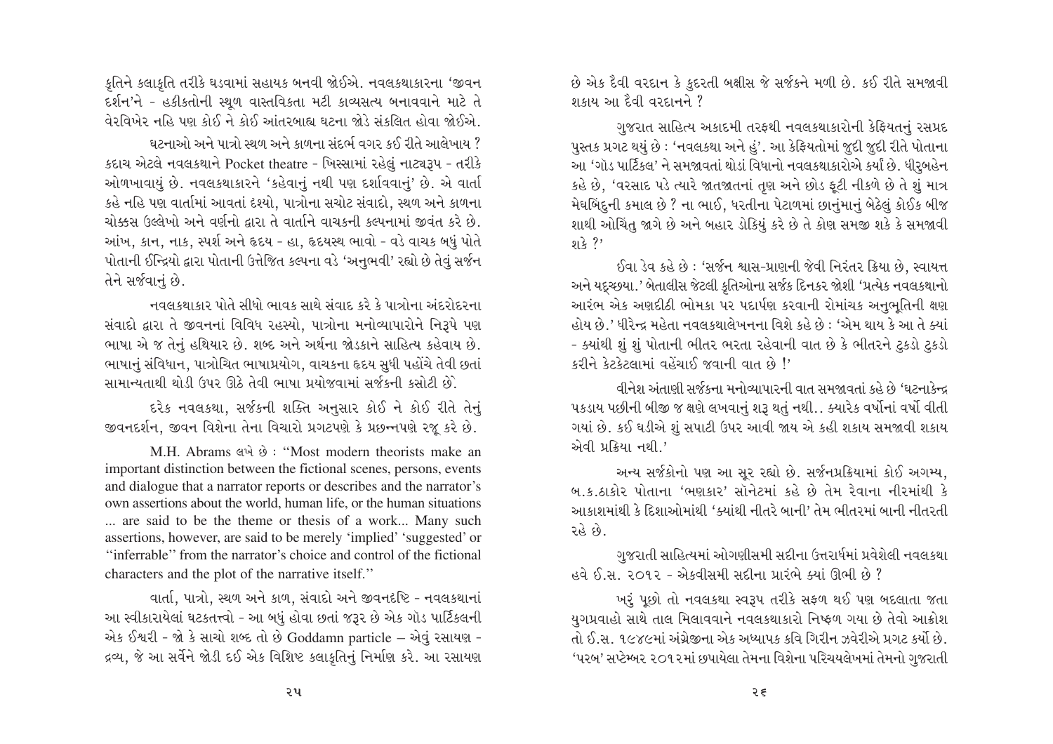કૃતિને કલાકૃતિ તરીકે ઘડવામાં સહાયક બનવી જોઈએ. નવલકથાકારના 'જીવન દર્શન'ને - હકીકતોની સ્થૂળ વાસ્તવિકતા મટી કાવ્યસત્ય બનાવવાને માટે તે વેરવિખેર નહિ પણ કોઈ ને કોઈ આંતરબાહ્ય ઘટના જોડે સંકલિત હોવા જોઈએ.

ઘટનાઓ અને પાત્રો સ્થળ અને કાળના સંદર્ભ વગર કઈ રીતે આલેખાય ? કદાચ એટલે નવલકથાને Pocket theatre - ખિસ્સામાં રહેલું નાટ્યરૂપ - તરીકે ઓળખાવાયું છે. નવલકથાકારને 'કહેવાનું નથી પણ દર્શાવવાનું' છે. એ વાર્તા કહે નહિ પણ વાર્તામાં આવતાં દૃશ્યો, પાત્રોના સચોટ સંવાદો, સ્થળ અને કાળના ચોક્કસ ઉલ્લેખો અને વર્ણનો દ્વારા તે વાર્તાને વાચકની કલ્પનામાં જીવંત કરે છે. આંખ, કાન, નાક, સ્પર્શ અને હૃદય - હા, હૃદયસ્થ ભાવો - વડે વાચક બધું પોતે પોતાની ઈન્દ્રિયો દ્વારા પોતાની ઉત્તેજિત કલ્પના વડે 'અનુભવી' રહ્યો છે તેવું સર્જન તેને સર્જવાનું છે.

નવલકથાકાર પોતે સીધો ભાવક સાથે સંવાદ કરે કે પાત્રોના અંદરોદરના સંવાદો દ્વારા તે જીવનનાં વિવિધ રહસ્યો, પાત્રોના મનોવ્યાપારોને નિરૂપે પણ ભાષા એ જ તેનું હથિયાર છે. શબ્દ અને અર્થના જોડકાને સાહિત્ય કહેવાય છે. ભાષાનું સંવિધાન, પાત્રોચિત ભાષાપ્રયોગ, વાચકના હૃદય સુધી પહોંચે તેવી છતાં સામાન્યતાથી થોડી ઉપર ઊઠે તેવી ભાષા પ્રયોજવામાં સર્જકની કસોટી છે.

દરેક નવલકથા, સર્જકની શક્તિ અનુસાર કોઈ ને કોઈ રીતે તેનું જીવનદર્શન, જીવન વિશેના તેના વિચારો પ્રગટપણે કે પ્રછન્નપણે રજૂ કરે છે.

M.H. Abrams લખે છે : "Most modern theorists make an important distinction between the fictional scenes, persons, events and dialogue that a narrator reports or describes and the narrator's own assertions about the world, human life, or the human situations ... are said to be the theme or thesis of a work... Many such assertions, however, are said to be merely 'implied' 'suggested' or "inferrable" from the narrator's choice and control of the fictional characters and the plot of the narrative itself."

વાર્તા, પાત્રો, સ્થળ અને કાળ, સંવાદો અને જીવનદૃષ્ટિ - નવલકથાનાં આ સ્વીકારાયેલાં ઘટકતત્ત્વો - આ બધું હોવા છતાં જરૂર છે એક ગૉડ પાર્ટિકલની એક ઈશ્વરી - જો કે સાચો શબ્દ તો છે Goddamn particle – એવું રસાયણ - દ્રવ્ય, જે આ સર્વેને જોડી દઈ એક વિશિષ્ટ કલાકૃતિનું નિર્માણ કરે. આ રસાયણ છે એક દૈવી વરદાન કે કુદરતી બક્ષીસ જે સર્જકને મળી છે. કઈ રીતે સમજાવી શકાય આ દૈવી વરદાનને ?

ગુજરાત સાહિત્ય અકાદમી તરફથી નવલકથાકારોની કેફિયતનું રસપ્રદ પુસ્તક પ્રગટ થયું છે : 'નવલકથા અને હું'. આ કેફિયતોમાં જુદી જુદી રીતે પોતાના આ 'ગૉડ પાર્ટિકલ' ને સમજાવતાં થોડાં વિધાનો નવલકથાકારોએ કર્યાં છે. ધીરુબહેન કહે છે, 'વરસાદ પડે ત્યારે જાતજાતનાં તૃણ અને છોડ ફૂટી નીકળે છે તે શું માત્ર મેઘબિંદુની કમાલ છે ? ના ભાઈ, ધરતીના પેટાળમાં છાનુંમાનું બેઠેલું કોઈક બીજ શાથી ઓચિંતુ જાગે છે અને બહાર ડોકિયું કરે છે તે કોણ સમજી શકે કે સમજાવી શકે ?'

ઈવા ડેવ કહે છે : 'સર્જન શ્વાસ-પ્રાણની જેવી નિરંતર ક્રિયા છે, સ્વાયત્ત અને યદૃચ્છયા.' બેતાલીસ જેટલી કૃતિઓના સર્જક દિનકર જોશી 'પ્રત્યેક નવલકથાનો આરંભ એક અણદીઠી ભોમકા પર પદાર્પણ કરવાની રોમાંચક અનુભૂતિની ક્ષણ હોય છે.' ધીરેન્દ્ર મહેતા નવલકથાલેખનના વિશે કહે છે : 'એમ થાય કે આ તે ક્યાં - ક્યાંથી શું શું પોતાની ભીતર ભરતા રહેવાની વાત છે કે ભીતરને ટુકડો ટુકડો કરીને કેટકેટલામાં વહેંચાઈ જવાની વાત છે !'

વીનેશ અંતાણી સર્જકના મનોવ્યાપારની વાત સમજાવતાં કહે છે 'ઘટનાકેન્દ્ર પકડાય પછીની બીજી જ ક્ષણે લખવાનું શરૂ થતું નથી.. ક્યારેક વર્ષોનાં વર્ષો વીતી ગયાં છે. કઈ ઘડીએ શું સપાટી ઉપર આવી જાય એ કહી શકાય સમજાવી શકાય એવી પ્રક્રિયા નથી.'

અન્ય સર્જકોનો પણ આ સૂર રહ્યો છે. સર્જનપ્રક્રિયામાં કોઈ અગમ્ય, બ.ક.ઠાકોર પોતાના 'ભણકાર' સૉનેટમાં કહે છે તેમ રેવાના નીરમાંથી કે આકાશમાંથી કે દિશાઓમાંથી 'ક્યાંથી નીતરે બાની' તેમ ભીતરમાં બાની નીતરતી રહે છે.

ગુજરાતી સાહિત્યમાં ઓગણીસમી સદીના ઉત્તરાર્ધમાં પ્રવેશેલી નવલકથા હવે ઈ.સ. ૨૦૧૨ - એકવીસમી સદીના પ્રારંભે ક્યાં ઊભી છે ?

ખરું પૂછો તો નવલકથા સ્વરૂપ તરીકે સફળ થઈ પણ બદલાતા જતા યુગપ્રવાહો સાથે તાલ મિલાવવાને નવલકથાકારો નિષ્ફળ ગયા છે તેવો આક્રોશ તો ઈ.સ. ૧૯૪૯માં અંગ્રેજીના એક અધ્યાપક કવિ ગિરીન ઝવેરીએ પ્રગટ કર્યો છે. 'પરબ' સપ્ટેમ્બર ૨૦૧૨માં છપાયેલા તેમના વિશેના પરિચયલેખમાં તેમનો ગુજરાતી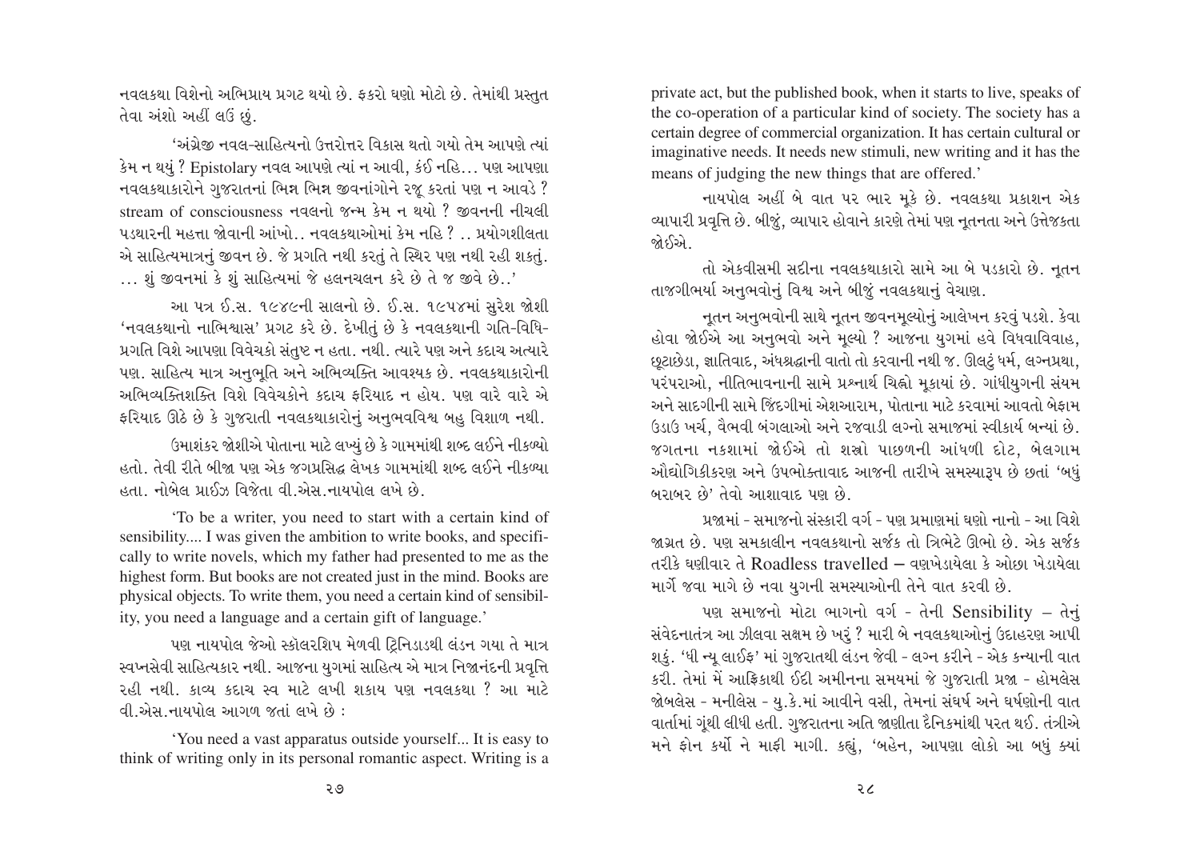નવલકથા વિશેનો અભિપ્રાય પ્રગટ થયો છે. ફકરો ઘણો મોટો છે. તેમાંથી પ્રસ્તુત તેવા અંશો અહીં લઉં છું.

'અંગ્રેજી નવલ-સાહિત્યનો ઉત્તરોત્તર વિકાસ થતો ગયો તેમ આપણે ત્યાં કેમ ન થયું ? Epistolary નવલ આપણે ત્યાં ન આવી, કંઈ નહિ... પણ આપણા નવલકથાકારોને ગુજરાતનાં ભિન્ન ભિન્ન જીવનાંગોને રજૂ કરતાં પણ ન આવડે ? stream of consciousness નવલનો જન્મ કેમ ન થયો ? જીવનની નીચલી પડથારની મહત્તા જોવાની આંખો.. નવલકથાઓમાં કેમ નહિ ? .. પ્રયોગશીલતા એ સાહિત્યમાત્રનું જીવન છે. જે પ્રગતિ નથી કરતું તે સ્થિર પણ નથી રહી શકતું. ... શું જીવનમાં કે શું સાહિત્યમાં જે હલનચલન કરે છે તે જ જીવે છે..'

આ પત્ર ઈ.સ. ૧૯૪૯ની સાલનો છે. ઈ.સ. ૧૯૫૪માં સુરેશ જોશી 'નવલકથાનો નાભિશ્વાસ' પ્રગટ કરે છે. દેખીતું છે કે નવલકથાની ગતિ-વિધિ-પ્રગતિ વિશે આપણા વિવેચકો સંતુષ્ટ ન હતા. નથી. ત્યારે પણ અને કદાચ અત્યારે પણ. સાહિત્ય માત્ર અનુભૂતિ અને અભિવ્યક્તિ આવશ્યક છે. નવલકથાકારોની અભિવ્યક્તિશક્તિ વિશે વિવેચકોને કદાચ ફરિયાદ ન હોય. પણ વારે વારે એ ફરિયાદ ઊઠે છે કે ગુજરાતી નવલકથાકારોનું અનુભવવિશ્વ બહુ વિશાળ નથી.

ઉમાશંકર જોશીએ પોતાના માટે લખ્યું છે કે ગામમાંથી શબ્દ લઈને નીકળ્યો હતો. તેવી રીતે બીજા પણ એક જગપ્રસિદ્ધ લેખક ગામમાંથી શબ્દ લઈને નીકળ્યા હતા. નોબેલ પ્રાઈઝ વિજેતા વી.એસ.નાયપોલ લખે છે.

'To be a writer, you need to start with a certain kind of sensibility.... I was given the ambition to write books, and specifically to write novels, which my father had presented to me as the highest form. But books are not created just in the mind. Books are physical objects. To write them, you need a certain kind of sensibility, you need a language and a certain gift of language.'

પણ નાયપોલ જેઓ સ્કૉલરશિપ મેળવી ટ્રિનિડાડથી લંડન ગયા તે માત્ર સ્વપ્નસેવી સાહિત્યકાર નથી. આજના યુગમાં સાહિત્ય એ માત્ર નિજાનંદની પ્રવૃત્તિ રહી નથી. કાવ્ય કદાચ સ્વ માટે લખી શકાય પણ નવલકથા ? આ માટે વી.એસ.નાયપોલ આગળ જતાં લખે છે :

'You need a vast apparatus outside yourself... It is easy to think of writing only in its personal romantic aspect. Writing is a private act, but the published book, when it starts to live, speaks of the co-operation of a particular kind of society. The society has a certain degree of commercial organization. It has certain cultural or imaginative needs. It needs new stimuli, new writing and it has the means of judging the new things that are offered.'

નાયપોલ અહીં બે વાત પર ભાર મૂકે છે. નવલકથા પ્રકાશન એક વ્યાપારી પ્રવૃત્તિ છે. બીજું, વ્યાપાર હોવાને કારણે તેમાં પણ નૂતનતા અને ઉત્તેજકતા જોઈએ.

તો એકવીસમી સદીના નવલકથાકારો સામે આ બે પડકારો છે. નૂતન તાજગીભર્યા અનુભવોનું વિશ્વ અને બીજું નવલકથાનું વેચાણ.

નૂતન અનુભવોની સાથે નૂતન જીવનમૂલ્યોનું આલેખન કરવું પડશે. કેવા હોવા જોઈએ આ અનુભવો અને મૂલ્યો ? આજના યુગમાં હવે વિધવાવિવાહ, છૂટાછેડા, જ્ઞાતિવાદ, અંધશ્રદ્ધાની વાતો તો કરવાની નથી જ. ઊલટું ધર્મ, લગ્નપ્રથા, પરંપરાઓ, નીતિભાવનાની સામે પ્રશ્નાર્થ ચિહ્નો મૂકાયાં છે. ગાંધીયુગની સંયમ અને સાદગીની સામે જિંદગીમાં એશઆરામ, પોતાના માટે કરવામાં આવતો બેફામ ઉડાઉ ખર્ચ, વૈભવી બંગલાઓ અને રજવાડી લગ્નો સમાજમાં સ્વીકાર્ય બન્યાં છે. જગતના નકશામાં જોઈએ તો શસ્ત્રો પાછળની આંધળી દોટ, બેલગામ ઔદ્યોગિકીકરણ અને ઉપભોક્તાવાદ આજની તારીખે સમસ્યારૂપ છે છતાં 'બધું બરાબર છે' તેવો આશાવાદ પણ છે.

પ્રજામાં - સમાજનો સંસ્કારી વર્ગ - પણ પ્રમાણમાં ઘણો નાનો - આ વિશે જાગ્રત છે. પણ સમકાલીન નવલકથાનો સર્જક તો ત્રિભેટે ઊભો છે. એક સર્જક તરીકે ઘણીવાર તે Roadless travelled – વણખેડાયેલા કે ઓછા ખેડાયેલા માર્ગે જવા માગે છે નવા યુગની સમસ્યાઓની તેને વાત કરવી છે.

પણ સમાજનો મોટા ભાગનો વર્ગ - તેની Sensibility – તેનું સંવેદનાતંત્ર આ ઝીલવા સક્ષમ છે ખરું ? મારી બે નવલકથાઓનું ઉદાહરણ આપી શકું. 'ધી ન્યૂ લાઈફ' માં ગુજરાતથી લંડન જેવી - લગ્ન કરીને - એક કન્યાની વાત કરી. તેમાં મેં આફ્રિકાથી ઈદી અમીનના સમયમાં જે ગુજરાતી પ્રજા - હોમલેસ જોબલેસ - મનીલેસ - યુ.કે.માં આવીને વસી, તેમનાં સંઘર્ષ અને ઘર્ષણોની વાત વાર્તામાં ગૂંથી લીધી હતી. ગુજરાતના અતિ જાણીતા દૈનિકમાંથી પરત થઈ. તંત્રીએ મને ફોન કર્યો ને માફી માગી. કહ્યું, 'બહેન, આપણા લોકો આ બધું ક્યાં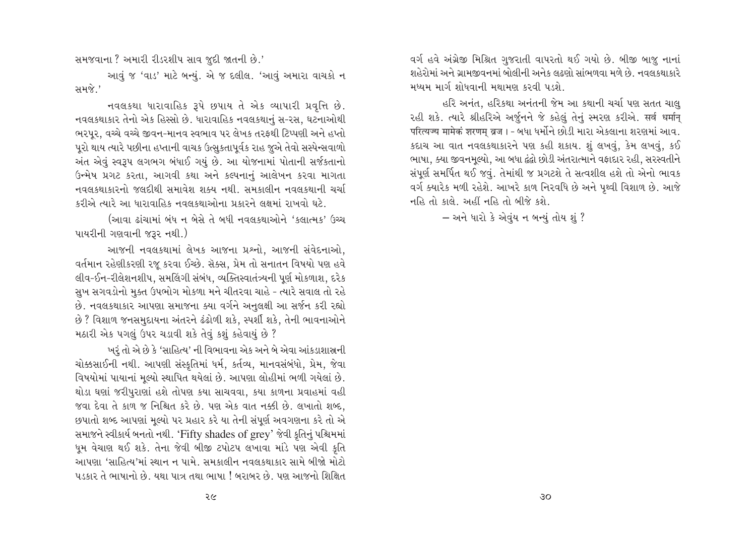સમજવાના ? અમારી રીડરશીપ સાવ જુદી જાતની છે.'

આવું જ 'વાડ' માટે બન્યું. એ જ દલીલ. 'આવું અમારા વાચકો ન સમજે.'

નવલકથા ધારાવાહિક રૂપે છપાય તે એક વ્યાપારી પ્રવૃત્તિ છે. નવલકથાકાર તેનો એક હિસ્સો છે. ધારાવાહિક નવલકથાનું સ-રસ, ઘટનાઓથી ભરપૂર, વચ્ચે વચ્ચે જીવન-માનવ સ્વભાવ પર લેખક તરફથી ટિપ્પણી અને હપ્તો પૂરો થાય ત્યારે પછીના હપ્તાની વાચક ઉત્સુકતાપૂર્વક રાહ જુએ તેવો સસ્પેન્સવાળો અંત એવું સ્વરૂપ લગભગ બંધાઈ ગયું છે. આ યોજનામાં પોતાની સર્જકતાનો ઉન્મેષ પ્રગટ કરતા, આગવી કથા અને કલ્પનાનું આલેખન કરવા માગતા નવલકથાકારનો જલદીથી સમાવેશ શક્ય નથી. સમકાલીન નવલકથાની ચર્ચા કરીએ ત્યારે આ ધારાવાહિક નવલકથાઓના પ્રકારને લક્ષમાં રાખવો ઘટે.

(આવા ઢાંચામાં બંધ ન બેસે તે બધી નવલકથાઓને 'કલાત્મક' ઉચ્ચ પાયરીની ગણવાની જરૂર નથી.)

આજની નવલકથામાં લેખક આજના પ્રશ્નો, આજની સંવેદનાઓ, વર્તમાન રહેણીકરણી રજૂ કરવા ઈચ્છે. સેક્સ, પ્રેમ તો સનાતન વિષયો પણ હવે લીવ-ઈન-રીલેશનશીપ, સમલિંગી સંબંધ, વ્યક્તિસ્વાતંત્ર્યની પૂર્ણ મોકળાશ, દરેક સુખ સગવડોનો મુક્ત ઉપભોગ મોકળા મને ચીતરવા ચાહે - ત્યારે સવાલ તો રહે છે. નવલકથાકાર આપણા સમાજના ક્યા વર્ગને અનુલક્ષી આ સર્જન કરી રહ્યો છે ? વિશાળ જનસમુદાયના અંતરને ઢંઢોળી શકે, સ્પર્શી શકે, તેની ભાવનાઓને મઠારી એક પગલું ઉપર ચડાવી શકે તેવું કશું કહેવાયું છે ?

ખરું તો એ છે કે 'સાહિત્ય' ની વિભાવના એક અને બે એવા આંકડાશાસ્ત્રની ચોક્કસાઈની નથી. આપણી સંસ્કૃતિમાં ધર્મ, કર્તવ્ય, માનવસંબંધો, પ્રેમ, જેવા વિષયોમાં પાયાનાં મૂલ્યો સ્થાપિત થયેલાં છે. આપણા લોહીમાં ભળી ગયેલાં છે. થોડા ઘણાં જરીપુરાણાં હશે તોપણ કયા સાચવવા, કયા કાળના પ્રવાહમાં વહી જવા દેવા તે કાળ જ નિશ્ચિત કરે છે. પણ એક વાત નક્કી છે. લખાતો શબ્દ, છપાતો શબ્દ આપણાં મૂલ્યો પર પ્રહાર કરે યા તેની સંપૂર્ણ અવગણના કરે તો એ સમાજને સ્વીકાર્ય બનતો નથી. 'Fifty shades of grey' જેવી કૃતિનું પશ્ચિમમાં ધૂમ વેચાણ થઈ શકે. તેના જેવી બીજી ટપોટપ લખાવા માંડે પણ એવી કૃતિ આપણા 'સાહિત્ય'માં સ્થાન ન પામે. સમકાલીન નવલકથાકાર સામે બીજો મોટો પડકાર તે ભાષાનો છે. યથા પાત્ર તથા ભાષા ! બરાબર છે. પણ આજનો શિક્ષિત વર્ગ હવે અંગ્રેજી મિશ્રિત ગુજરાતી વાપરતો થઈ ગયો છે. બીજી બાજુ નાનાં શહેરોમાં અને ગ્રામજીવનમાં બોલીની અનેક લઢણો સાંભળવા મળે છે. નવલકથાકારે મધ્યમ માર્ગ શોધવાની મથામણ કરવી પડશે.

હરિ અનંત, હરિકથા અનંતની જેમ આ કથાની ચર્ચા પણ સતત ચાલુ રહી શકે. ત્યારે શ્રીહરિએ અર્જુનને જે કહેલું તેનું સ્મરણ કરીએ. सर्व धर्मान् परित्यज्य मामेकं शरणम् व्रज । - બધા ધર્મોને છોડી મારા એકલાના શરણમાં આવ. કદાચ આ વાત નવલકથાકારને પણ કહી શકાય. શું લખવું, કેમ લખવું, કઈ ભાષા, ક્યા જીવનમૂલ્યો, આ બધા દ્વંદ્વો છોડી અંતરાત્માને વફાદાર રહી, સરસ્વતીને સંપૂર્ણ સમર્પિત થઈ જવું. તેમાંથી જ પ્રગટશે તે સત્વશીલ હશે તો એનો ભાવક વર્ગ ક્યારેક મળી રહેશે. આખરે કાળ નિરવધિ છે અને પૃથ્વી વિશાળ છે. આજે નહિ તો કાલે. અહીં નહિ તો બીજે કશે.

— અને ધારો કે એવુંય ન બન્યું તોય શું ?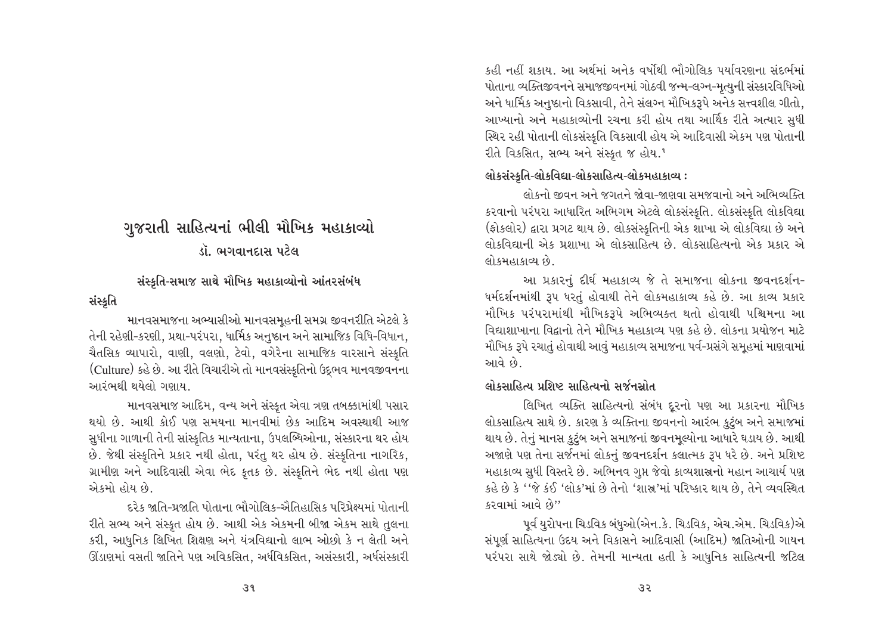# ગુજરાતી સાહિત્યનાં ભીલી મૌખિક મહાકાવ્યો

### ડૉ. ભગવાનદાસ પટેલ

## સંસ્કૃતિ-સમાજ સાથે મૌખિક મહાકાવ્યોનો આંતરસંબંધ

### સંસ્કૃતિ

માનવસમાજના અભ્યાસીઓ માનવસમૂહની સમગ્ર જીવનરીતિ એટલે કે તેની રહેણી-કરણી, પ્રથા-પરંપરા, ધાર્મિક અનુષ્ઠાન અને સામાજિક વિધિ-વિધાન, ચૈતસિક વ્યાપારો, વાણી, વલણો, ટેવો, વગેરેના સામાજિક વારસાને સંસ્કૃતિ (Culture) કહે છે. આ રીતે વિચારીએ તો માનવસંસ્કૃતિનો ઉદ્ભવ માનવજીવનના આરંભથી થયેલો ગણાય.

માનવસમાજ આદિમ, વન્ય અને સંસ્કૃત એવા ત્રણ તબક્કામાંથી પસાર થયો છે. આથી કોઈ પણ સમયના માનવીમાં છેક આદિમ અવસ્થાથી આજ સુધીના ગાળાની તેની સાંસ્કૃતિક માન્યતાના, ઉપલબ્ધિઓના, સંસ્કારના થર હોય છે. જેથી સંસ્કૃતિને પ્રકાર નથી હોતા, પરંતુ થર હોય છે. સંસ્કૃતિના નાગરિક, ગ્રામીણ અને આદિવાસી એવા ભેદ કૃતક છે. સંસ્કૃતિને ભેદ નથી હોતા પણ એકમો હોય છે.

દરેક જાતિ-પ્રજાતિ પોતાના ભૌગોલિક-ઐતિહાસિક પરિપ્રેક્ષ્યમાં પોતાની રીતે સભ્ય અને સંસ્કૃત હોય છે. આથી એક એકમની બીજા એકમ સાથે તુલના કરી, આધુનિક લિખિત શિક્ષણ અને યંત્રવિદ્યાનો લાભ ઓછો કે ન લેતી અને ઊંડાણમાં વસતી જાતિને પણ અવિકસિત, અર્ધવિકસિત, અસંસ્કારી, અર્ધસંસ્કારી કહી નહીં શકાય. આ અર્થમાં અનેક વર્ષોથી ભૌગોલિક પર્યાવરણના સંદર્ભમાં પોતાના વ્યક્તિજીવનને સમાજજીવનમાં ગોઠવી જન્મ-લગ્ન-મૃત્યુની સંસ્કારવિધિઓ અને ધાર્મિક અનુષ્ઠાનો વિકસાવી, તેને સંલગ્ન મૌખિકરૂપે અનેક સત્ત્વશીલ ગીતો, આખ્યાનો અને મહાકાવ્યોની રચના કરી હોય તથા આર્થિક રીતે અત્યાર સુધી સ્થિર રહી પોતાની લોકસંસ્કૃતિ વિકસાવી હોય એ આદિવાસી એકમ પણ પોતાની રીતે વિકસિત, સભ્ય અને સંસ્કૃત જ હોય.[1]

### લોકસંસ્કૃતિ-લોકવિદ્યા-લોકસાહિત્ય-લોકમહાકાવ્ય :

લોકનો જીવન અને જગતને જોવા-જાણવા સમજવાનો અને અભિવ્યક્તિ કરવાનો પરંપરા આધારિત અભિગમ એટલે લોકસંસ્કૃતિ. લોકસંસ્કૃતિ લોકવિદ્યા (ફોકલોર) દ્વારા પ્રગટ થાય છે. લોકસંસ્કૃતિની એક શાખા એ લોકવિદ્યા છે અને લોકવિદ્યાની એક પ્રશાખા એ લોકસાહિત્ય છે. લોકસાહિત્યનો એક પ્રકાર એ લોકમહાકાવ્ય છે.

આ પ્રકારનું દીર્ઘ મહાકાવ્ય જે તે સમાજના લોકના જીવનદર્શન-ધર્મદર્શનમાંથી રૂપ ધરતું હોવાથી તેને લોકમહાકાવ્ય કહે છે. આ કાવ્ય પ્રકાર મૌખિક પરંપરામાંથી મૌખિકરૂપે અભિવ્યક્ત થતો હોવાથી પશ્ચિમના આ વિદ્યાશાખાના વિદ્વાનો તેને મૌખિક મહાકાવ્ય પણ કહે છે. લોકના પ્રયોજન માટે મૌખિક રૂપે રચાતું હોવાથી આવું મહાકાવ્ય સમાજના પર્વ-પ્રસંગે સમૂહમાં માણવામાં આવે છે.

### લોકસાહિત્ય પ્રશિષ્ટ સાહિત્યનો સર્જનસ્રોત

લિખિત વ્યક્તિ સાહિત્યનો સંબંધ દૂરનો પણ આ પ્રકારના મૌખિક લોકસાહિત્ય સાથે છે. કારણ કે વ્યક્તિના જીવનનો આરંભ કુટુંબ અને સમાજમાં થાય છે. તેનું માનસ કુટુંબ અને સમાજનાં જીવનમૂલ્યોના આધારે ઘડાય છે. આથી અજાણે પણ તેના સર્જનમાં લોકનું જીવનદર્શન કલાત્મક રૂપ ધરે છે. અને પ્રશિષ્ટ મહાકાવ્ય સુધી વિસ્તરે છે. અભિનવ ગુપ્ત જેવો કાવ્યશાસ્ત્રનો મહાન આચાર્ય પણ કહે છે કે ''જે કંઈ 'લોક'માં છે તેનો 'શાસ્ત્ર'માં પરિષ્કાર થાય છે, તેને વ્યવસ્થિત કરવામાં આવે છે''

પૂર્વ યુરોપના ચિડવિક બંધુઓ(એન.કે. ચિડવિક, એચ.એમ. ચિડવિક)એ સંપૂર્ણ સાહિત્યના ઉદય અને વિકાસને આદિવાસી (આદિમ) જાતિઓની ગાયન પરંપરા સાથે જોડ્યો છે. તેમની માન્યતા હતી કે આધુનિક સાહિત્યની જટિલ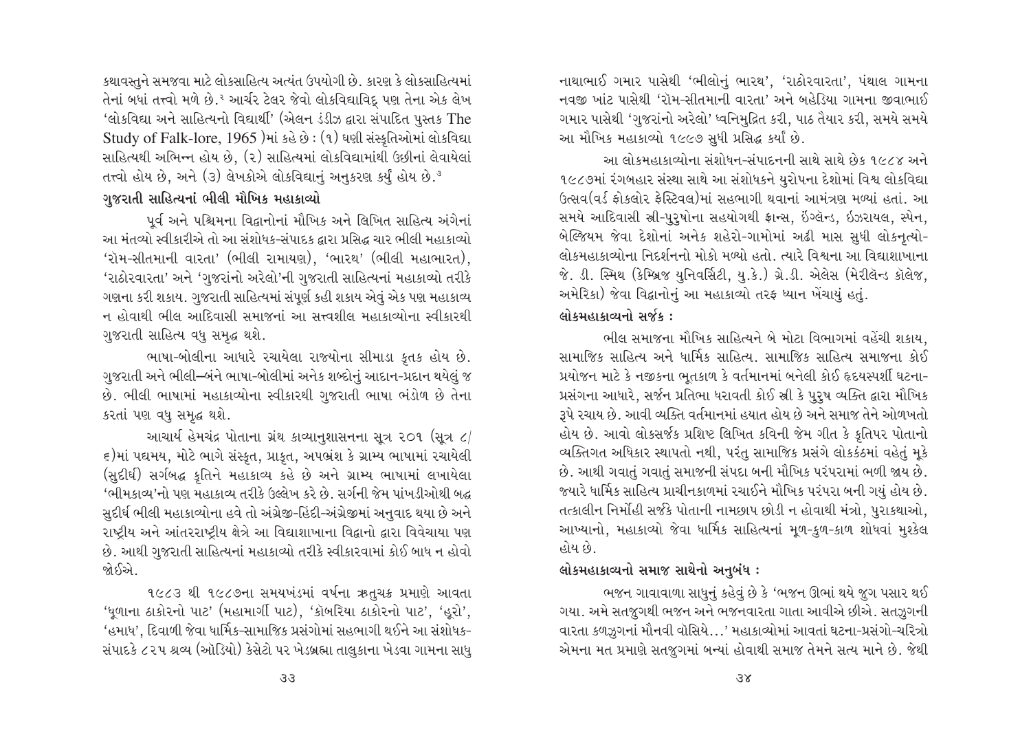કથાવસ્તુને સમજવા માટે લોકસાહિત્ય અત્યંત ઉપયોગી છે. કારણ કે લોકસાહિત્યમાં તેનાં બધાં તત્ત્વો મળે છે.[૨] આર્ચર ટેલર જેવો લોકવિદ્યાવિદ્ પણ તેના એક લેખ 'લોકવિદ્યા અને સાહિત્યનો વિદ્યાર્થી' (એલન ડંડીઝ દ્વારા સંપાદિત પુસ્તક The Study of Falk-lore, 1965 )માં કહે છે : (૧) ઘણી સંસ્કૃતિઓમાં લોકવિદ્યા સાહિત્યથી અભિન્ન હોય છે, (૨) સાહિત્યમાં લોકવિદ્યામાંથી ઉછીનાં લેવાયેલાં તત્ત્વો હોય છે, અને (૩) લેખકોએ લોકવિદ્યાનું અનુકરણ કર્યું હોય છે.[૩]

## ગુજરાતી સાહિત્યનાં ભીલી મૌખિક મહાકાવ્યો

પૂર્વ અને પશ્ચિમના વિદ્વાનોનાં મૌખિક અને લિખિત સાહિત્ય અંગેનાં આ મંતવ્યો સ્વીકારીએ તો આ સંશોધક-સંપાદક દ્વારા પ્રસિદ્ધ ચાર ભીલી મહાકાવ્યો 'રોમ-સીતમાની વારતા' (ભીલી રામાયણ), 'ભારથ' (ભીલી મહાભારત), 'રાઠોરવારતા' અને 'ગુજરાંનો અરેલો'ની ગુજરાતી સાહિત્યનાં મહાકાવ્યો તરીકે ગણના કરી શકાય. ગુજરાતી સાહિત્યમાં સંપૂર્ણ કહી શકાય એવું એક પણ મહાકાવ્ય ન હોવાથી ભીલ આદિવાસી સમાજનાં આ સત્ત્વશીલ મહાકાવ્યોના સ્વીકારથી ગુજરાતી સાહિત્ય વધુ સમૃદ્ધ થશે.

ભાષા-બોલીના આધારે રચાયેલા રાજ્યોના સીમાડા કૃતક હોય છે. ગુજરાતી અને ભીલી–બંને ભાષા-બોલીમાં અનેક શબ્દોનું આદાન-પ્રદાન થયેલું જ છે. ભીલી ભાષામાં મહાકાવ્યોના સ્વીકારથી ગુજરાતી ભાષા ભંડોળ છે તેના કરતાં પણ વધુ સમૃદ્ધ થશે.

આચાર્ય હેમચંદ્ર પોતાના ગ્રંથ કાવ્યાનુશાસનના સૂત્ર ૨૦૧ (સૂત્ર ૮/૬)માં પદ્યમય, મોટે ભાગે સંસ્કૃત, પ્રાકૃત, અપભ્રંશ કે ગ્રામ્ય ભાષામાં રચાયેલી (સુદીર્ઘ) સર્ગબદ્ધ કૃતિને મહાકાવ્ય કહે છે અને ગ્રામ્ય ભાષામાં લખાયેલા 'ભીમકાવ્ય'નો પણ મહાકાવ્ય તરીકે ઉલ્લેખ કરે છે. સર્ગની જેમ પાંખડીઓથી બદ્ધ સુદીર્ઘ ભીલી મહાકાવ્યોના હવે તો અંગ્રેજી-હિંદી-અંગ્રેજીમાં અનુવાદ થયા છે અને રાષ્ટ્રીય અને આંતરરાષ્ટ્રીય ક્ષેત્રે આ વિદ્યાશાખાના વિદ્વાનો દ્વારા વિવેચાયા પણ છે. આથી ગુજરાતી સાહિત્યનાં મહાકાવ્યો તરીકે સ્વીકારવામાં કોઈ બાધ ન હોવો જોઈએ.

૧૯૮૩ થી ૧૯૮૭ના સમયખંડમાં વર્ષના ઋતુચક્ર પ્રમાણે આવતા 'ધૂળાના ઠાકોરનો પાટ' (મહામાર્ગી પાટ), 'કૉબરિયા ઠાકોરનો પાટ', 'હૂરો', 'હમાધ', દિવાળી જેવા ધાર્મિક-સામાજિક પ્રસંગોમાં સહભાગી થઈને આ સંશોધક-સંપાદકે ૮૨૫ શ્રવ્ય (ઑડિયો) કેસેટો પર ખેડબ્રહ્મા તાલુકાના ખેડવા ગામના સાધુ નાથાભાઈ ગમાર પાસેથી 'ભીલોનું ભારથ', 'રાઠોરવારતા', પંથાલ ગામના નવજી ખાંટ પાસેથી 'રોમ-સીતમાની વારતા' અને બહેડિયા ગામના જીવાભાઈ ગમાર પાસેથી 'ગુજરાંનો અરેલો' ધ્વનિમુદ્રિત કરી, પાઠ તૈયાર કરી, સમયે સમયે આ મૌખિક મહાકાવ્યો ૧૯૯૭ સુધી પ્રસિદ્ધ કર્યાં છે.

આ લોકમહાકાવ્યોના સંશોધન-સંપાદનની સાથે સાથે છેક ૧૯૮૪ અને ૧૯૮૭માં રંગબહાર સંસ્થા સાથે આ સંશોધકને યુરોપના દેશોમાં વિશ્વ લોકવિદ્યા ઉત્સવ(વર્ડ ફોકલોર ફેસ્ટિવલ)માં સહભાગી થવાનાં આમંત્રણ મળ્યાં હતાં. આ સમયે આદિવાસી સ્ત્રી-પુરુષોના સહયોગથી ફ્રાન્સ, ઇંગ્લૅન્ડ, ઇઝરાયલ, સ્પેન, બેલ્જિયમ જેવા દેશોનાં અનેક શહેરો-ગામોમાં અઢી માસ સુધી લોકનૃત્યો-લોકમહાકાવ્યોના નિદર્શનનો મોકો મળ્યો હતો. ત્યારે વિશ્વના આ વિદ્યાશાખાના જે. ડી. સ્મિથ (કેમ્બ્રિજ યુનિવર્સિટી, યુ.કે.) ગ્રે.ડી. એલેસ (મેરીલૅન્ડ કૉલેજ, અમેરિકા) જેવા વિદ્વાનોનું આ મહાકાવ્યો તરફ ધ્યાન ખેંચાયું હતું.

## લોકમહાકાવ્યનો સર્જક :

ભીલ સમાજના મૌખિક સાહિત્યને બે મોટા વિભાગમાં વહેંચી શકાય, સામાજિક સાહિત્ય અને ધાર્મિક સાહિત્ય. સામાજિક સાહિત્ય સમાજના કોઈ પ્રયોજન માટે કે નજીકના ભૂતકાળ કે વર્તમાનમાં બનેલી કોઈ હૃદયસ્પર્શી ઘટના-પ્રસંગના આધારે, સર્જન પ્રતિભા ધરાવતી કોઈ સ્ત્રી કે પુરુષ વ્યક્તિ દ્વારા મૌખિક રૂપે રચાય છે. આવી વ્યક્તિ વર્તમાનમાં હયાત હોય છે અને સમાજ તેને ઓળખતો હોય છે. આવો લોકસર્જક પ્રશિષ્ટ લિખિત કવિની જેમ ગીત કે કૃતિપર પોતાનો વ્યક્તિગત અધિકાર સ્થાપતો નથી, પરંતુ સામાજિક પ્રસંગે લોકકંઠમાં વહેતું મૂકે છે. આથી ગવાતું ગવાતું સમાજની સંપદા બની મૌખિક પરંપરામાં ભળી જાય છે. જ્યારે ધાર્મિક સાહિત્ય પ્રાચીનકાળમાં રચાઈને મૌખિક પરંપરા બની ગયું હોય છે. તત્કાલીન નિર્મોહી સર્જકે પોતાની નામછાપ છોડી ન હોવાથી મંત્રો, પુરાકથાઓ, આખ્યાનો, મહાકાવ્યો જેવા ધાર્મિક સાહિત્યનાં મૂળ-કુળ-કાળ શોધવાં મુશ્કેલ હોય છે.

## લોકમહાકાવ્યનો સમાજ સાથેનો અનુબંધ :

ભજન ગાવાવાળા સાધુનું કહેવું છે કે 'ભજન ઊભાં થયે જુગ પસાર થઈ ગયા. અમે સતજુગથી ભજન અને ભજનવારતા ગાતા આવીએ છીએ. સતઝુગની વારતા કળઝુગનાં મૌનવી વૉસિયે...' મહાકાવ્યોમાં આવતાં ઘટના-પ્રસંગો-ચરિત્રો એમના મત પ્રમાણે સતજુગમાં બન્યાં હોવાથી સમાજ તેમને સત્ય માને છે. જેથી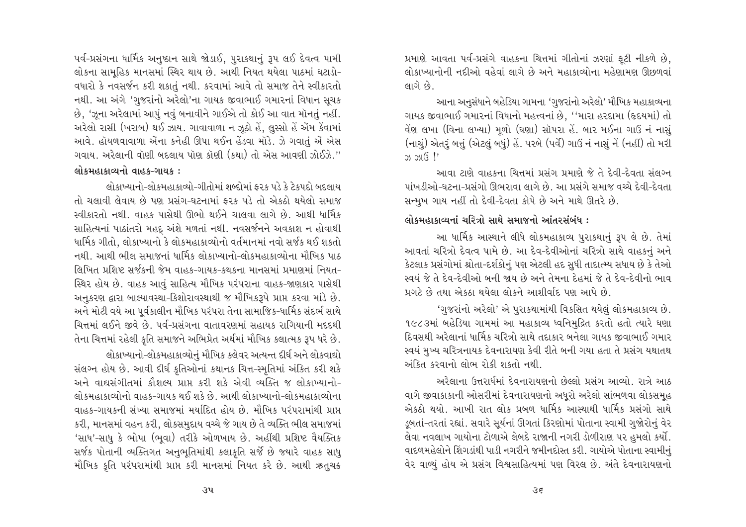પર્વ-પ્રસંગના ધાર્મિક અનુષ્ઠાન સાથે જોડાઈ, પુરાકથાનું રૂપ લઈ દેવત્વ પામી લોકના સામૂહિક માનસમાં સ્થિર થાય છે. આથી નિયત થયેલા પાઠમાં ઘટાડો-વધારો કે નવસર્જન કરી શકાતું નથી. કરવામાં આવે તો સમાજ તેને સ્વીકારતો નથી. આ અંગે 'ગુજરાંનો અરેલો'ના ગાયક જીવાભાઈ ગમારનાં વિધાન સૂચક છે, 'જૂના અરેલામાં આપું નવું બનાવીને ગાઈએ તો કોઈ આ વાત મોનતું નહીં. અરેલો રાસી (ખરાબ) થઈ ઝાય. ગાવાવાળા ન ઝૂઠો હેં, લુસ્સો હેં એમ કેંવામાં આવે. હૉયળવાવાળા એંના કનેહી ઊપા થઈન હેંડવા મોંડે. ઝે ગવાતું એં એસ ગવાય. અરેલાની વૉણી બદલાય પૉણ કૉણી (કથા) તો એસ આવણી ઝોઈઝે.''

### લોકમહાકાવ્યનો વાહક-ગાયક :

લોકાખ્યાનો-લોકમહાકાવ્યો-ગીતોમાં શબ્દોમાં ફરક પડે કે ટેકપદો બદલાય તો ચલાવી લેવાય છે પણ પ્રસંગ-ઘટનામાં ફરક પડે તો એકઠો થયેલો સમાજ સ્વીકારતો નથી. વાહક પાસેથી ઊભો થઈને ચાલવા લાગે છે. આથી ધાર્મિક સાહિત્યનાં પાઠાંતરો મહદ્ અંશે મળતાં નથી. નવસર્જનને અવકાશ ન હોવાથી ધાર્મિક ગીતો, લોકાખ્યાનો કે લોકમહાકાવ્યોનો વર્તમાનમાં નવો સર્જક થઈ શકતો નથી. આથી ભીલ સમાજનાં ધાર્મિક લોકાખ્યાનો-લોકમહાકાવ્યોના મૌખિક પાઠ લિખિત પ્રશિષ્ટ સર્જકની જેમ વાહક-ગાયક-કથકના માનસમાં પ્રમાણમાં નિયત-સ્થિર હોય છે. વાહક આવું સાહિત્ય મૌખિક પરંપરાના વાહક-જાણકાર પાસેથી અનુકરણ દ્વારા બાલ્યાવસ્થા-કિશોરાવસ્થાથી જ મૌખિકરૂપે પ્રાપ્ત કરવા માંડે છે. અને મોટી વયે આ પૂર્વકાલીન મૌખિક પરંપરા તેના સામાજિક-ધાર્મિક સંદર્ભ સાથે ચિત્તમાં લઈને જીવે છે. પર્વ-પ્રસંગના વાતાવરણમાં સહાયક રાગિયાની મદદથી તેના ચિત્તમાં રહેલી કૃતિ સમાજને અભિપ્રેત અર્થમાં મૌખિક કલાત્મક રૂપ ધરે છે.

લોકાખ્યાનો-લોકમહાકાવ્યોનું મૌખિક કલેવર અત્યન્ત દીર્ઘ અને લોકવાદ્યો સંલગ્ન હોય છે. આવી દીર્ઘ કૃતિઓનાં કથાનક ચિત્ત-સ્મૃતિમાં અંકિત કરી શકે અને વાદ્યસંગીતમાં કૌશલ્ય પ્રાપ્ત કરી શકે એવી વ્યક્તિ જ લોકાખ્યાનો-લોકમહાકાવ્યોનો વાહક-ગાયક થઈ શકે છે. આથી લોકાખ્યાનો-લોકમહાકાવ્યોના વાહક-ગાયકની સંખ્યા સમાજમાં મર્યાદિત હોય છે. મૌખિક પરંપરામાંથી પ્રાપ્ત કરી, માનસમાં વહન કરી, લોકસમુદાય વચ્ચે જે ગાય છે તે વ્યક્તિ ભીલ સમાજમાં 'સાધ'-સાધુ કે ભોપા (ભૂવા) તરીકે ઓળખાય છે. અહીંથી પ્રશિષ્ટ વૈયક્તિક સર્જક પોતાની વ્યક્તિગત અનુભૂતિમાંથી કલાકૃતિ સર્જે છે જ્યારે વાહક સાધુ મૌખિક કૃતિ પરંપરામાંથી પ્રાપ્ત કરી માનસમાં નિયત કરે છે. આથી ઋતુચક્ર પ્રમાણે આવતા પર્વ-પ્રસંગે વાહકના ચિત્તમાં ગીતોનાં ઝરણાં ફૂટી નીકળે છે, લોકાખ્યાનોની નદીઓ વહેવાં લાગે છે અને મહાકાવ્યોના મહેણામણ ઊછળવાં લાગે છે.

આના અનુસંધાને બહેડિયા ગામના 'ગુજરાંનો અરેલો' મૌખિક મહાકાવ્યના ગાયક જીવાભાઈ ગમારનાં વિધાનો મહત્ત્વનાં છે, ''મારા હરદામા (હૃદયમાં) તો વેંણ લખા (વિના લખ્યા) મૂળો (ઘણા) સોપરા હેં. બાર મઈના ગાઉં નં નાસું (નાચું) એતરું બતું (એટલું બધું) હેં. પરબે (પર્વે) ગાઉં નં નાસું નેં (નહીં) તો મરી ઝ ઝાઉં !'

આવા ટાણે વાહકના ચિત્તમાં પ્રસંગ પ્રમાણે જે તે દેવી-દેવતા સંલગ્ન પાંખડીઓ-ઘટના-પ્રસંગો ઊભરાવા લાગે છે. આ પ્રસંગે સમાજ વચ્ચે દેવી-દેવતા સન્મુખ ગાય નહીં તો દેવી-દેવતા કોપે છે અને માથે ઊતરે છે.

### લોકમહાકાવ્યનાં ચરિત્રો સાથે સમાજનો આંતરસંબંધ :

આ ધાર્મિક આસ્થાને લીધે લોકમહાકાવ્ય પુરાકથાનું રૂપ લે છે. તેમાં આવતાં ચરિત્રો દેવત્વ પામે છે. આ દેવ-દેવીઓનાં ચરિત્રો સાથે વાહકનું અને કેટલાક પ્રસંગોમાં શ્રોતા-દર્શકોનું પણ એટલી હદ સુધી તાદાત્મ્ય સધાય છે કે તેઓ સ્વયં જે તે દેવ-દેવીઓ બની જાય છે અને તેમના દેહમાં જે તે દેવ-દેવીનો ભાવ પ્રગટે છે તથા એકઠા થયેલા લોકને આશીર્વાદ પણ આપે છે.

'ગુજરાંનો અરેલો' એ પુરાકથામાંથી વિકસિત થયેલું લોકમહાકાવ્ય છે. ૧૯૮૩માં બહેડિયા ગામમાં આ મહાકાવ્ય ધ્વનિમુદ્રિત કરતો હતો ત્યારે ઘણા દિવસથી અરેલાનાં ધાર્મિક ચરિત્રો સાથે તદાકાર બનેલા ગાયક જીવાભાઈ ગમાર સ્વયં મુખ્ય ચરિત્રનાયક દેવનારાયણ કેવી રીતે બની ગયા હતા તે પ્રસંગ યથાતથ અંકિત કરવાનો લોભ રોકી શકતો નથી.

અરેલાના ઉત્તરાર્ધમાં દેવનારાયણનો છેલ્લો પ્રસંગ આવ્યો. રાત્રે આઠ વાગે જીવાકાકાની ઓસરીમાં દેવનારાયણનો અધૂરો અરેલો સાંભળવા લોકસમૂહ એકઠો થયો. આખી રાત લોક પ્રબળ ધાર્મિક આસ્થાથી ધાર્મિક પ્રસંગો સાથે ડૂબતાં-તરતાં રહ્યાં. સવારે સૂર્યનાં ઊગતાં કિરણોમાં પોતાના સ્વામી ગુજ્રોરોનું વેર લેવા નવલાખ ગાયોના ટોળાએ લેબદે રાજાની નગરી ડોળીરાણ પર હુમલો કર્યો. વાદળમહેલોને શિંગડાંથી પાડી નગરીને જમીનદોસ્ત કરી. ગાયોએ પોતાના સ્વામીનું વેર વાળ્યું હોય એ પ્રસંગ વિશ્વસાહિત્યમાં પણ વિરલ છે. અંતે દેવનારાયણનો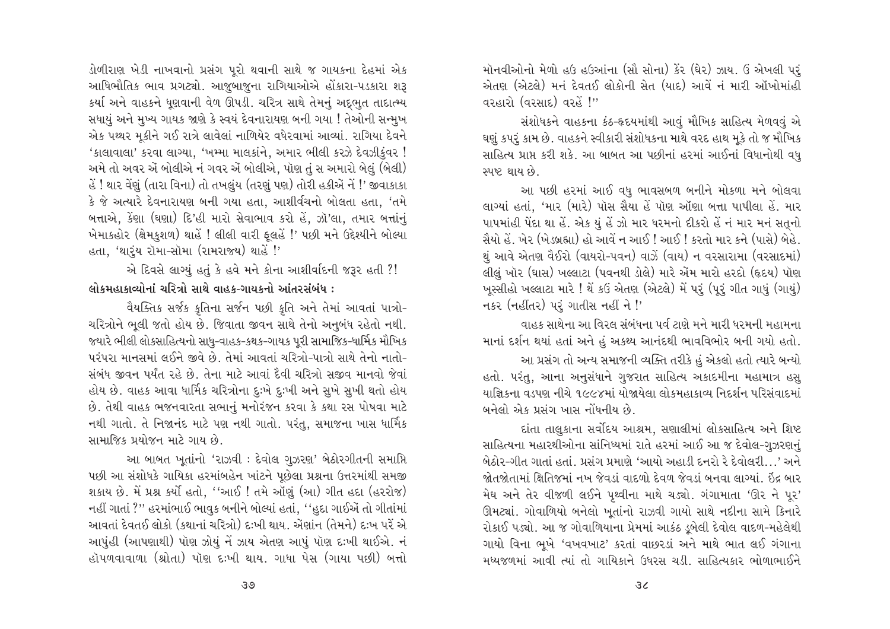ડોળીરાણ ખેડી નાખવાનો પ્રસંગ પૂરો થવાની સાથે જ ગાયકના દેહમાં એક આધિભૌતિક ભાવ પ્રગટ્યો. આજુબાજુના રાગિયાઓએ હોંકારા-પડકારા શરૂ કર્યા અને વાહકને ધૂણવાની વેળ ઊપડી. ચરિત્ર સાથે તેમનું અદ્દ્ભુત તાદાત્મ્ય સધાયું અને મુખ્ય ગાયક જાણે કે સ્વયં દેવનારાયણ બની ગયા ! તેઓની સન્મુખ એક પથ્થર મૂકીને ગઈ રાત્રે લાવેલાં નાળિયેર વધેરવામાં આવ્યાં. રાગિયા દેવને 'કાલાવાલા' કરવા લાગ્યા, 'ખમ્મા માલકાંને, અમાર ભીલી કરઝે દેવઝીકુંવર ! અમે તો અવર એં બોલીએ નં ગવર એં બોલીએ, પૉણ તું સ અમારો બેલું (બેલી) હેં ! થાર વેંણું (તારા વિના) તો તખલુંય (તરણું પણ) તોરી હકીએં નેં !' જીવાકાકા કે જે અત્યારે દેવનારાયણ બની ગયા હતા, આશીર્વચનો બોલતા હતા, 'તમે બત્તાએ, કેંણા (ઘણા) દિ'હી મારો સેવાભાવ કરો હેં, ઝૉ'લા, તમાર બત્તાંનું ખેમાકહોર (ક્ષેમકુશળ) થાહેં ! લીલી વારી ફૂલહેં !' પછી મને ઉદ્દેશ્યીને બોલ્યા હતા, 'થારુંય રૉમા-સૉમા (રામરાજ્ય) થાહેં !'

એ દિવસે લાગ્યું હતું કે હવે મને કોના આશીર્વાદની જરૂર હતી ?!

**લોકમહાકાવ્યોનાં ચરિત્રો સાથે વાહક-ગાયકનો આંતરસંબંધ :**

વૈયક્તિક સર્જક કૃતિના સર્જન પછી કૃતિ અને તેમાં આવતાં પાત્રો-ચરિત્રોને ભૂલી જતો હોય છે. જિવાતા જીવન સાથે તેનો અનુબંધ રહેતો નથી. જ્યારે ભીલી લોકસાહિત્યનો સાધુ-વાહક-કથક-ગાયક પૂરી સામાજિક-ધાર્મિક મૌખિક પરંપરા માનસમાં લઈને જીવે છે. તેમાં આવતાં ચરિત્રો-પાત્રો સાથે તેનો નાતો-સંબંધ જીવન પર્યંત રહે છે. તેના માટે આવાં દૈવી ચરિત્રો સજીવ માનવો જેવાં હોય છે. વાહક આવા ધાર્મિક ચરિત્રોના દુઃખે દુઃખી અને સુખે સુખી થતો હોય છે. તેથી વાહક ભજનવારતા સભાનું મનોરંજન કરવા કે કથા રસ પોષવા માટે નથી ગાતો. તે નિજાનંદ માટે પણ નથી ગાતો. પરંતુ, સમાજના ખાસ ધાર્મિક સામાજિક પ્રયોજન માટે ગાય છે.

આ બાબત ખૂતાંનો 'રાઝવી : દેવોલ ગુઝરણ' બેઠોરગીતની સમાપ્તિ પછી આ સંશોધકે ગાયિકા હરમાંબહેન ખાંટને પૂછેલા પ્રશ્નના ઉત્તરમાંથી સમજી શકાય છે. મેં પ્રશ્ન કર્યો હતો, ''આઈ ! તમે ઑણું (આ) ગીત હદા (હરરોજ) નહીં ગાતાં ?'' હરમાંભાઈ ભાવુક બનીને બોલ્યાં હતાં, ''હુદા ગાઈએં તો ગીતાંમાં આવતાં દેવતઈ લોકો (કથાનાં ચરિત્રો) દઃખી થાય. એંણાંન (તેમને) દઃખ પરેં એ આપુંહી (આપણાથી) પૉણ ઝોયું નેં ઝાય એતણ આપું પૉણ દઃખી થાઈએ. નં હૉપળવાવાળા (શ્રોતા) પૉણ દઃખી થાય. ગાધા પેસ (ગાયા પછી) બત્તો મૉનવીઓનો મેળો હઉ હઉઆંના (સૌ સોના) કેંર (ઘેર) ઝાય. ઉં એખલી પરું એતણ (એટલે) મનં દેવતઈ લોકોની સેત (યાદ) આવેં નં મારી ઑખોમાંહી વરહારો (વરસાદ) વરહેં !''

સંશોધકને વાહકના કંઠ-હૃદયમાંથી આવું મૌખિક સાહિત્ય મેળવવું એ ઘણું કપરું કામ છે. વાહકને સ્વીકારી સંશોધકના માથે વરદ હાથ મૂકે તો જ મૌખિક સાહિત્ય પ્રાપ્ત કરી શકે. આ બાબત આ પછીનાં હરમાં આઈનાં વિધાનોથી વધુ સ્પષ્ટ થાય છે.

આ પછી હરમાં આઈ વધુ ભાવસબળ બનીને મોકળા મને બોલવા લાગ્યાં હતાં, 'માર (મારે) પૉસ સૈયા હેં પૉણ ઑણા બત્તા પાપીલા હેં. માર પાપમાંહી પેંદા થા હેં. એક યું હેં ઝો માર ધરમનો દીકરો હેં નં માર મનં સત્‌નો સૈયો હેં. ખેર (ખેડબ્રહ્મા) હો આવેં ન આઈ ! આઈ ! કરતો માર કને (પાસે) બેહે. થું આવે એતણ વૈઈરો (વાયરો-પવન) વાઝેં (વાય) ન વરસારામા (વરસાદમાં) લીલું ખૉર (ઘાસ) ખલ્લાટા (પવનથી ડોલે) મારે એંમ મારો હરદો (હૃદય) પૉણ ખૂસ્સીહો ખલ્લાટા મારે ! થેં કઉં એતણ (એટલે) મેં પરું (પૂરું ગીત ગાયું (ગાયું) નકર (નહીંતર) પરું ગાતીસ નહીં ને !'

વાહક સાથેના આ વિરલ સંબંધના પર્વ ટાણે મને મારી ધરમની મહામના માનાં દર્શન થયાં હતાં અને હું અકથ્ય આનંદથી ભાવવિભોર બની ગયો હતો.

આ પ્રસંગ તો અન્ય સમાજની વ્યક્તિ તરીકે હું એકલો હતો ત્યારે બન્યો હતો. પરંતુ, આના અનુસંધાને ગુજરાત સાહિત્ય અકાદમીના મહામાત્ર હસુ યાજ્ઞિકના વડપણ નીચે ૧૯૯૪માં યોજાયેલા લોકમહાકાવ્ય નિદર્શન પરિસંવાદમાં બનેલો એક પ્રસંગ ખાસ નોંધનીય છે.

દાંતા તાલુકાના સર્વોદય આશ્રમ, સણાલીમાં લોકસાહિત્ય અને શિષ્ટ સાહિત્યના મહારથીઓના સાંનિધ્યમાં રાતે હરમાં આઈ આ જ દેવોલ-ગુઝરણનું બેઠોર-ગીત ગાતાં હતાં. પ્રસંગ પ્રમાણે 'આયો અહાડી દનરો રે દેવોલરી...' અને જોતજોતામાં ક્ષિતિજમાં નખ જેવડાં વાદળો દેવળ જેવડાં બનવા લાગ્યાં. ઇંદ્ર બાર મેઘ અને તેર વીજળી લઈને પૃથ્વીના માથે ચડ્યો. ગંગામાતા 'ઊર ને પૂર' ઊમટ્યાં. ગોવાળિયો બનેલો ખૂતાંનો રાઝવી ગાયો સાથે નદીના સામે કિનારે રોકાઈ પડ્યો. આ જ ગોવાળિયાના પ્રેમમાં આકંઠ ડૂબેલી દેવોલ વાદળ-મહેલેથી ગાયો વિના ભૂખે 'વખવખાટ' કરતાં વાછરડાં અને માથે ભાત લઈ ગંગાના મધ્યજળમાં આવી ત્યાં તો ગાયિકાને ઉધરસ ચડી. સાહિત્યકાર ભોળાભાઈને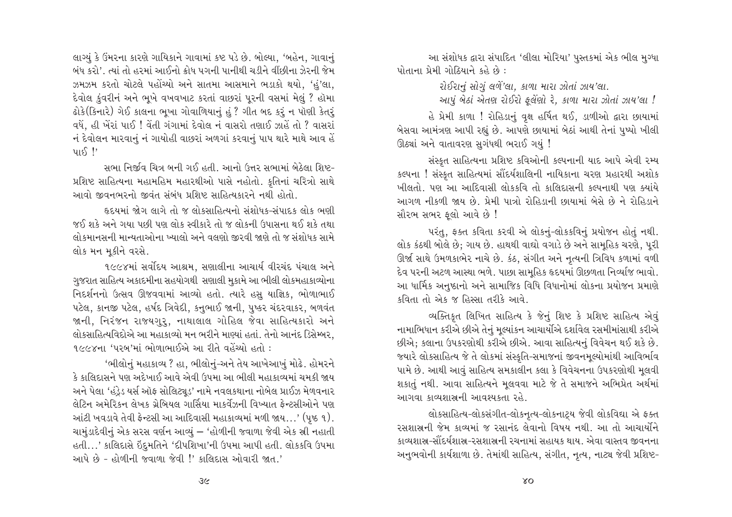લાગ્યું કે ઉંમરના કારણે ગાયિકાને ગાવામાં કષ્ટ પડે છે. બોલ્યા, 'બહેન, ગાવાનું બંધ કરો'. ત્યાં તો હરમાં આઈનો ક્રોધ પગની પાનીથી ચડીને વીંછીના ઝેરની જેમ ઝમઝમ કરતો ચોટલે પહોંચ્યો અને સાતમા આસમાને ભડાકો થયો, 'હું'લા, દેવોલ કુંવરીનં અને ભૂખે વખવખાટ કરતાં વાછરાં પૂરની વસમાં મેલું ? હૉમા ઢોકે(કિનારે) ગેઈ કાલના ભૂખા ગોવાળિયાનું હું ? ગીત બદ કરું ન પૉણી કેતરું વધેં, હી ખેંરાં પાઈ ! વેંતી ગંગામાં દેવોલ નં વાસરો તણાઈ ઝાહેં તો ? વાસરાં નં દેવોલન મારવાનું નં ગાયોહી વાછરાં અળગાં કરવાનું પાપ થારે માથે આવ હેં પાઈ !'

સભા નિર્જીવ ચિત્ર બની ગઈ હતી. આનો ઉત્તર સભામાં બેઠેલા શિષ્ટ-પ્રશિષ્ટ સાહિત્યના મહામહિમ મહારથીઓ પાસે નહોતો. કૃતિનાં ચરિત્રો સાથે આવો જીવનભરનો જીવંત સંબંધ પ્રશિષ્ટ સાહિત્યકારને નથી હોતો.

હૃદયમાં જોગ લાગે તો જ લોકસાહિત્યનો સંશોધક-સંપાદક લોક ભણી જઈ શકે અને ગયા પછી પણ લોક સ્વીકારે તો જ લોકની ઉપાસના થઈ શકે તથા લોકમાનસની માન્યતાઓના ખ્યાલો અને વલણો જીરવી જાણે તો જ સંશોધક સામે લોક મન મૂકીને વરસે.

૧૯૯૪માં સર્વોદય આશ્રમ, સણાલીના આચાર્ય વીરચંદ પંચાલ અને ગુજરાત સાહિત્ય અકાદમીના સહયોગથી સણાલી મુકામે આ ભીલી લોકમહાકાવ્યોના નિદર્શનનો ઉત્સવ ઊજવવામાં આવ્યો હતો. ત્યારે હસુ યાજ્ઞિક, ભોળાભાઈ પટેલ, કાનજી પટેલ, હર્ષદ ત્રિવેદી, કનુભાઈ જાની, પુષ્કર ચંદરવાકર, બળવંત જાની, નિરંજન રાજ્યગુરુ, નાથાલાલ ગોહિલ જેવા સાહિત્યકારો અને લોકસાહિત્યવિદોએ આ મહાકાવ્યો મન ભરીને માણ્યાં હતાં. તેનો આનંદ ડિસેમ્બર, ૧૯૯૪ના 'પરબ'માં ભોળાભાઈએ આ રીતે વહેંચ્યો હતો :

'ભીલોનું મહાકાવ્ય ? હા, ભીલોનું-અને તેય આખેઆખું મોઢે. હોમરને કે કાલિદાસને પણ અદેખાઈ આવે એવી ઉપમા આ ભીલી મહાકાવ્યમાં ચમકી જાય અને પેલા 'હંડ્રેડ યર્સ ઑફ સોલિટ્યૂડ' નામે નવલકથાના નોબેલ પ્રાઈઝ મેળવનાર લેટિન અમેરિકન લેખક ગ્રેબિયલ ગાર્સિયા માર્ક્વેઝની વિખ્યાત ફેન્ટસીઓને પણ આંટી ખવડાવે તેવી ફેન્ટસી આ આદિવાસી મહાકાવ્યમાં મળી જાય...' (પૃષ્ઠ ૧). ચામુંડાદેવીનું એક સરસ વર્ણન આવ્યું – 'હોળીની જ્વાળા જેવી એક સ્ત્રી નહાતી હતી...' કાલિદાસે ઇંદુમતિને 'દીપશિખા'ની ઉપમા આપી હતી. લોકકવિ ઉપમા આપે છે - હોળીની જ્વાળા જેવી !' કાલિદાસ ઓવારી જાત.'

આ સંશોધક દ્વારા સંપાદિત 'લીલા મોરિયા' પુસ્તકમાં એક ભીલ મુગ્ધા પોતાના પ્રેમી ગોઠિયાને કહે છે :

*રોઈરાનું સોગું લળેં'લા, કાળા મારા ઝોતાં ઝાય'લા.*
*આપું બેઠાં એતણ રોઈરો ફૂલેંણો રે, કાળા મારા ઝોતાં ઝાય'લા !*

હે પ્રેમી કાળા ! રોહિડાનું વૃક્ષ હર્ષિત થઈ, ડાળીઓ દ્વારા છાયામાં બેસવા આમંત્રણ આપી રહ્યું છે. આપણે છાયામાં બેઠાં આથી તેનાં પુષ્પો ખીલી ઊઠ્યાં અને વાતાવરણ સુગંધથી ભરાઈ ગયું !

સંસ્કૃત સાહિત્યના પ્રશિષ્ટ કવિઓની કલ્પનાની યાદ આપે એવી રમ્ય કલ્પના ! સંસ્કૃત સાહિત્યમાં સૌંદર્યશાલિની નાયિકાના ચરણ પ્રહારથી અશોક ખીલતો. પણ આ આદિવાસી લોકકવિ તો કાલિદાસની કલ્પનાથી પણ ક્યાંયે આગળ નીકળી જાય છે. પ્રેમી પાત્રો રોહિડાની છાયામાં બેસે છે ને રોહિડાને સૌરભ સભર ફૂલો આવે છે !

પરંતુ, ફક્ત કવિતા કરવી એ લોકનું-લોકકવિનું પ્રયોજન હોતું નથી. લોક કંઠથી બોલે છે; ગાય છે. હાથથી વાદ્યો વગાડે છે અને સામૂહિક ચરણે, પૂરી ઊર્જા સાથે ઉમળકાભેર નાચે છે. કંઠ, સંગીત અને નૃત્યની ત્રિવિધ કળામાં વળી દેવ પરની અટળ આસ્થા ભળે. પાછા સામૂહિક હૃદયમાં ઊછળતા નિર્વ્યાજ ભાવો. આ ધાર્મિક અનુષ્ઠાનો અને સામાજિક વિધિ વિધાનોમાં લોકના પ્રયોજન પ્રમાણે કવિતા તો એક જ હિસ્સા તરીકે આવે.

વ્યક્તિકૃત લિખિત સાહિત્ય કે જેનું શિષ્ટ કે પ્રશિષ્ટ સાહિત્ય એવું નામાભિધાન કરીએ છીએ તેનું મૂલ્યાંકન આચાર્યોએ દર્શાવેલ રસમીમાંસાથી કરીએ છીએ; કલાના ઉપકરણોથી કરીએ છીએ. આવા સાહિત્યનું વિવેચન થઈ શકે છે. જ્યારે લોકસાહિત્ય જે તે લોકમાં સંસ્કૃતિ-સમાજનાં જીવનમૂલ્યોમાંથી આવિર્ભાવ પામે છે. આથી આવું સાહિત્ય સમકાલીન કલા કે વિવેચનના ઉપકરણોથી મૂલવી શકાતું નથી. આવા સાહિત્યને મૂલવવા માટે જે તે સમાજને અભિપ્રેત અર્થમાં આગવા કાવ્યશાસ્ત્રની આવશ્યકતા રહે.

લોકસાહિત્ય-લોકસંગીત-લોકનૃત્ય-લોકનાટ્ય જેવી લોકવિદ્યા એ ફક્ત રસશાસ્ત્રની જેમ કાવ્યમાં જ રસાનંદ લેવાનો વિષય નથી. આ તો આચાર્યોને કાવ્યશાસ્ત્ર-સૌંદર્યશાસ્ત્ર-રસશાસ્ત્રની રચનામાં સહાયક થાય. એવા વાસ્તવ જીવનના અનુભવોની કાર્યશાળા છે. તેમાંથી સાહિત્ય, સંગીત, નૃત્ય, નાટ્ય જેવી પ્રશિષ્ટ-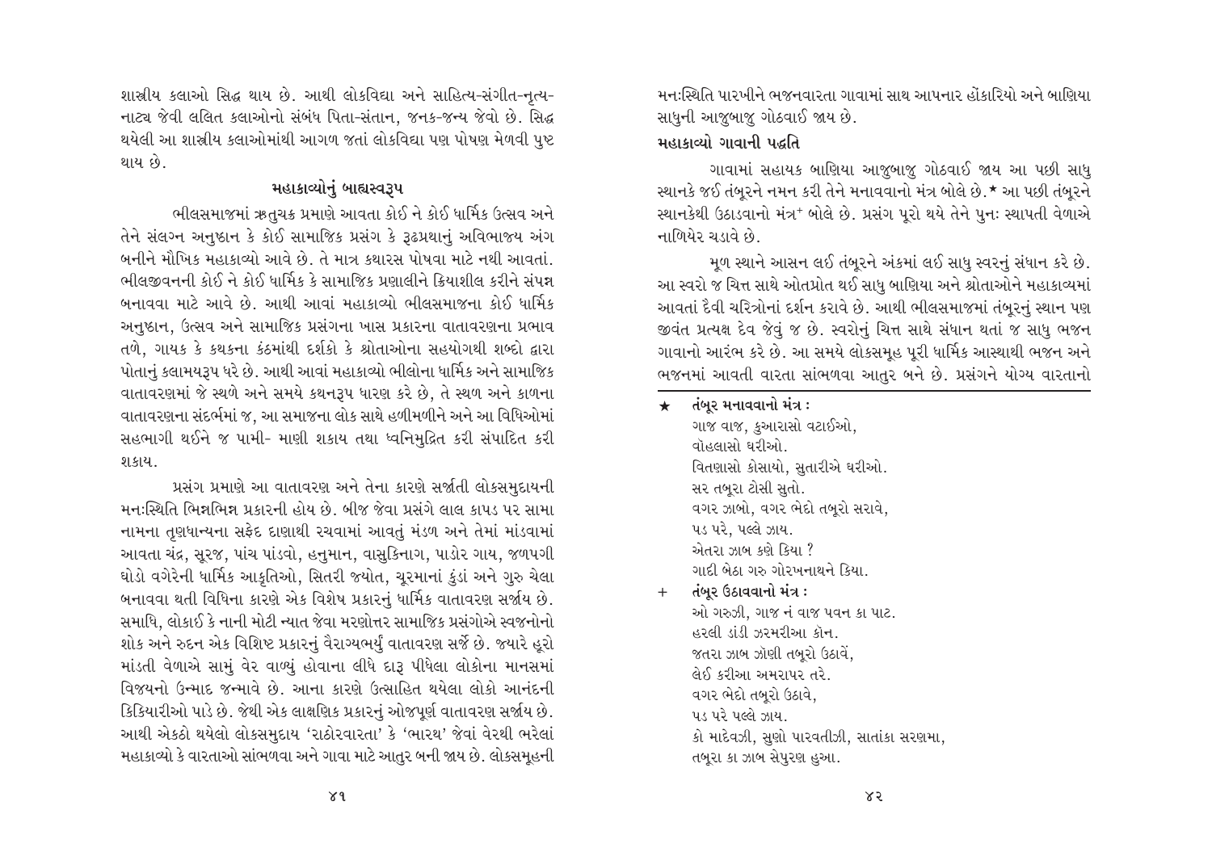શાસ્ત્રીય કલાઓ સિદ્ધ થાય છે. આથી લોકવિદ્યા અને સાહિત્ય-સંગીત-નૃત્ય-નાટ્ય જેવી લલિત કલાઓનો સંબંધ પિતા-સંતાન, જનક-જન્ય જેવો છે. સિદ્ધ થયેલી આ શાસ્ત્રીય કલાઓમાંથી આગળ જતાં લોકવિદ્યા પણ પોષણ મેળવી પુષ્ટ થાય છે.

## મહાકાવ્યોનું બાહ્યસ્વરૂપ

ભીલસમાજમાં ઋતુચક્ર પ્રમાણે આવતા કોઈ ને કોઈ ધાર્મિક ઉત્સવ અને તેને સંલગ્ન અનુષ્ઠાન કે કોઈ સામાજિક પ્રસંગ કે રૂઢપ્રથાનું અવિભાજ્ય અંગ બનીને મૌખિક મહાકાવ્યો આવે છે. તે માત્ર કથારસ પોષવા માટે નથી આવતાં. ભીલજીવનની કોઈ ને કોઈ ધાર્મિક કે સામાજિક પ્રણાલીને ક્રિયાશીલ કરીને સંપન્ન બનાવવા માટે આવે છે. આથી આવાં મહાકાવ્યો ભીલસમાજના કોઈ ધાર્મિક અનુષ્ઠાન, ઉત્સવ અને સામાજિક પ્રસંગના ખાસ પ્રકારના વાતાવરણના પ્રભાવ તળે, ગાયક કે કથકના કંઠમાંથી દર્શકો કે શ્રોતાઓના સહયોગથી શબ્દો દ્વારા પોતાનું કલામયરૂપ ધરે છે. આથી આવાં મહાકાવ્યો ભીલોના ધાર્મિક અને સામાજિક વાતાવરણમાં જે સ્થળે અને સમયે કથનરૂપ ધારણ કરે છે, તે સ્થળ અને કાળના વાતાવરણના સંદર્ભમાં જ, આ સમાજના લોક સાથે હળીમળીને અને આ વિધિઓમાં સહભાગી થઈને જ પામી- માણી શકાય તથા ધ્વનિમુદ્રિત કરી સંપાદિત કરી શકાય.

પ્રસંગ પ્રમાણે આ વાતાવરણ અને તેના કારણે સર્જાતી લોકસમુદાયની મનઃસ્થિતિ ભિન્નભિન્ન પ્રકારની હોય છે. બીજ જેવા પ્રસંગે લાલ કાપડ પર સામા નામના તૃણધાન્યના સફેદ દાણાથી રચવામાં આવતું મંડળ અને તેમાં માંડવામાં આવતા ચંદ્ર, સૂરજ, પાંચ પાંડવો, હનુમાન, વાસુકિનાગ, પાડોર ગાય, જળપગી ઘોડો વગેરેની ધાર્મિક આકૃતિઓ, સિતરી જ્યોત, ચૂરમાનાં કુંડાં અને ગુરુ ચેલા બનાવવા થતી વિધિના કારણે એક વિશેષ પ્રકારનું ધાર્મિક વાતાવરણ સર્જાય છે. સમાધિ, લોકાઈ કે નાની મોટી ન્યાત જેવા મરણોત્તર સામાજિક પ્રસંગોએ સ્વજનોનો શોક અને રુદન એક વિશિષ્ટ પ્રકારનું વૈરાગ્યભર્યું વાતાવરણ સર્જે છે. જ્યારે હૂરો માંડતી વેળાએ સામું વેર વાળ્યું હોવાના લીધે દારૂ પીધેલા લોકોના માનસમાં વિજયનો ઉન્માદ જન્માવે છે. આના કારણે ઉત્સાહિત થયેલા લોકો આનંદની કિકિયારીઓ પાડે છે. જેથી એક લાક્ષણિક પ્રકારનું ઓજપૂર્ણ વાતાવરણ સર્જાય છે. આથી એકઠો થયેલો લોકસમુદાય 'રાઠોરવારતા' કે 'ભારથ' જેવાં વેરથી ભરેલાં મહાકાવ્યો કે વારતાઓ સાંભળવા અને ગાવા માટે આતુર બની જાય છે. લોકસમૂહની મનઃસ્થિતિ પારખીને ભજનવારતા ગાવામાં સાથ આપનાર હોંકારિયો અને બાણિયા સાધુની આજુબાજુ ગોઠવાઈ જાય છે.

### મહાકાવ્યો ગાવાની પદ્ધતિ

ગાવામાં સહાયક બાણિયા આજુબાજુ ગોઠવાઈ જાય આ પછી સાધુ સ્થાનકે જઈ તંબૂરને નમન કરી તેને મનાવવાનો મંત્ર બોલે છે.★ આ પછી તંબૂરને સ્થાનકેથી ઉઠાડવાનો મંત્ર+ બોલે છે. પ્રસંગ પૂરો થયે તેને પુનઃ સ્થાપતી વેળાએ નાળિયેર ચડાવે છે.

મૂળ સ્થાને આસન લઈ તંબૂરને અંકમાં લઈ સાધુ સ્વરનું સંધાન કરે છે. આ સ્વરો જ ચિત્ત સાથે ઓતપ્રોત થઈ સાધુ બાણિયા અને શ્રોતાઓને મહાકાવ્યમાં આવતાં દૈવી ચરિત્રોનાં દર્શન કરાવે છે. આથી ભીલસમાજમાં તંબૂરનું સ્થાન પણ જીવંત પ્રત્યક્ષ દેવ જેવું જ છે. સ્વરોનું ચિત્ત સાથે સંધાન થતાં જ સાધુ ભજન ગાવાનો આરંભ કરે છે. આ સમયે લોકસમૂહ પૂરી ધાર્મિક આસ્થાથી ભજન અને ભજનમાં આવતી વારતા સાંભળવા આતુર બને છે. પ્રસંગને યોગ્ય વારતાનો

---

★ **તંબૂર મનાવવાનો મંત્ર :**
ગાજ વાજ, કુઆરાસો વટાઈઓ,
વૉહલાસો ઘરીઓ.
વિતણાસો કોસાયો, સુતારીએ ઘરીઓ.
સર તબૂરા ટોસી સુતો.
વગર ઝાબો, વગર ભેદો તબૂરો સરાવે,
પડ પરે, પલ્લે ઝાય.
એતરા ઝાબ કણે કિયા ?
ગાદી બેઠા ગરુ ગોરખનાથને કિયા.

\+ **તંબૂર ઉઠાવવાનો મંત્ર :**
ઓ ગરુઝી, ગાજ નં વાજ પવન કા પાટ.
હરલી ડાંડી ઝરમરીઆ કોન.
જતરા ઝાબ ઝૉણી તબૂરો ઉઠાવેં,
લેઈ કરીઆ અમરાપર તરે.
વગર ભેદો તબૂરો ઉઠાવે,
પડ પરે પલ્લે ઝાય.
કો માદેવઝી, સુણો પારવતીઝી, સાતાંકા સરણમા,
તબૂરા કા ઝાબ સેપુરણ હુઆ.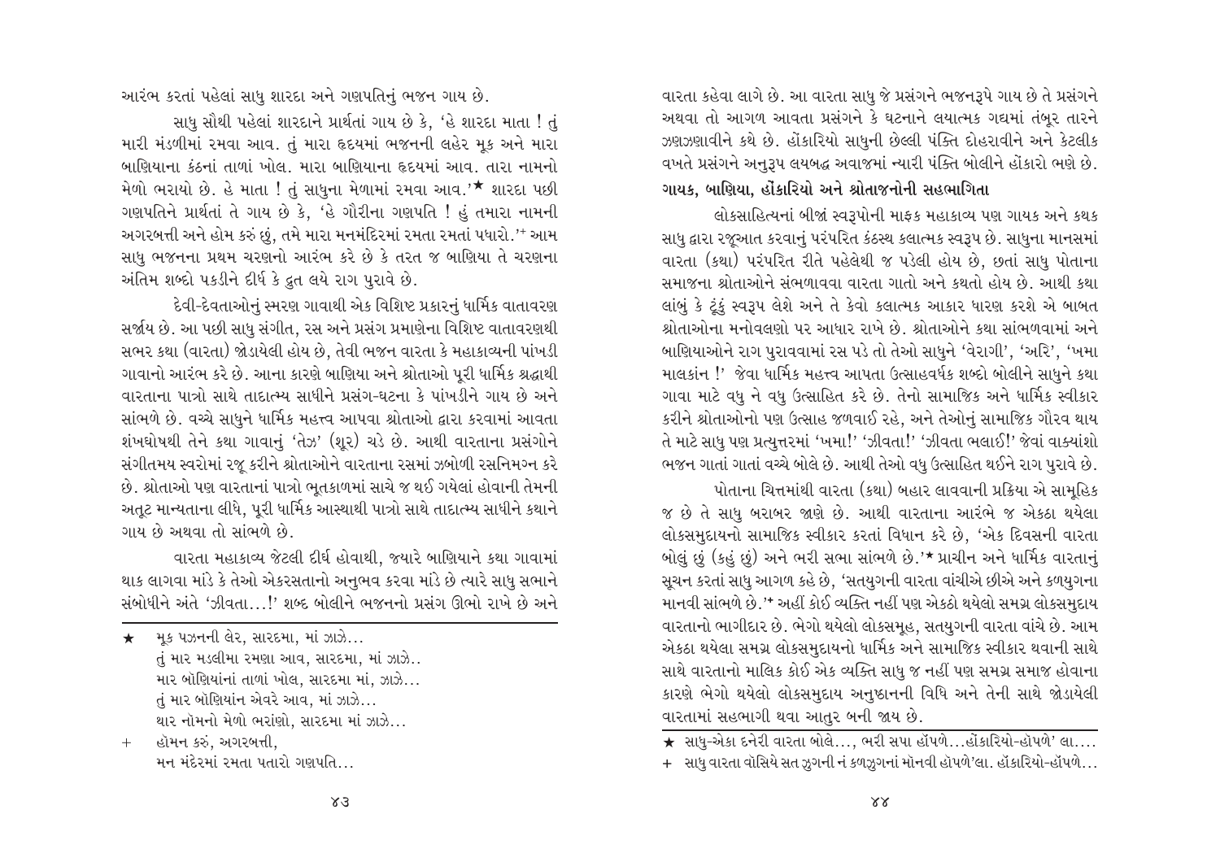આરંભ કરતાં પહેલાં સાધુ શારદા અને ગણપતિનું ભજન ગાય છે.

સાધુ સૌથી પહેલાં શારદાને પ્રાર્થતાં ગાય છે કે, 'હે શારદા માતા ! તું મારી મંડળીમાં રમવા આવ. તું મારા હૃદયમાં ભજનની લહેર મૂક અને મારા બાણિયાના કંઠનાં તાળાં ખોલ. મારા બાણિયાના હૃદયમાં આવ. તારા નામનો મેળો ભરાયો છે. હે માતા ! તું સાધુના મેળામાં રમવા આવ.'★ શારદા પછી ગણપતિને પ્રાર્થતાં તે ગાય છે કે, 'હે ગૌરીના ગણપતિ ! હું તમારા નામની અગરબત્તી અને હોમ કરું છું, તમે મારા મનમંદિરમાં રમતા રમતાં પધારો.'+ આમ સાધુ ભજનના પ્રથમ ચરણનો આરંભ કરે છે કે તરત જ બાણિયા તે ચરણના અંતિમ શબ્દો પકડીને દીર્ઘ કે દ્રુત લયે રાગ પુરાવે છે.

દેવી-દેવતાઓનું સ્મરણ ગાવાથી એક વિશિષ્ટ પ્રકારનું ધાર્મિક વાતાવરણ સર્જાય છે. આ પછી સાધુ સંગીત, રસ અને પ્રસંગ પ્રમાણેના વિશિષ્ટ વાતાવરણથી સભર કથા (વારતા) જોડાયેલી હોય છે, તેવી ભજન વારતા કે મહાકાવ્યની પાંખડી ગાવાનો આરંભ કરે છે. આના કારણે બાણિયા અને શ્રોતાઓ પૂરી ધાર્મિક શ્રદ્ધાથી વારતાના પાત્રો સાથે તાદાત્મ્ય સાધીને પ્રસંગ-ઘટના કે પાંખડીને ગાય છે અને સાંભળે છે. વચ્ચે સાધુને ધાર્મિક મહત્ત્વ આપવા શ્રોતાઓ દ્વારા કરવામાં આવતા શંખઘોષથી તેને કથા ગાવાનું 'તેઝ' (શૂર) ચડે છે. આથી વારતાના પ્રસંગોને સંગીતમય સ્વરોમાં રજૂ કરીને શ્રોતાઓને વારતાના રસમાં ઝબોળી રસનિમગ્ન કરે છે. શ્રોતાઓ પણ વારતાનાં પાત્રો ભૂતકાળમાં સાચે જ થઈ ગયેલાં હોવાની તેમની અતૂટ માન્યતાના લીધે, પૂરી ધાર્મિક આસ્થાથી પાત્રો સાથે તાદાત્મ્ય સાધીને કથાને ગાય છે અથવા તો સાંભળે છે.

વારતા મહાકાવ્ય જેટલી દીર્ઘ હોવાથી, જ્યારે બાણિયાને કથા ગાવામાં થાક લાગવા માંડે કે તેઓ એકરસતાનો અનુભવ કરવા માંડે છે ત્યારે સાધુ સભાને સંબોધીને અંતે 'ઝીવતા...!' શબ્દ બોલીને ભજનનો પ્રસંગ ઊભો રાખે છે અને વારતા કહેવા લાગે છે. આ વારતા સાધુ જે પ્રસંગને ભજનરૂપે ગાય છે તે પ્રસંગને અથવા તો આગળ આવતા પ્રસંગને કે ઘટનાને લયાત્મક ગદ્યમાં તંબૂર તારને ઝણઝણાવીને કથે છે. હોંકારિયો સાધુની છેલ્લી પંક્તિ દોહરાવીને અને કેટલીક વખતે પ્રસંગને અનુરૂપ લયબદ્ધ અવાજમાં ન્યારી પંક્તિ બોલીને હોંકારો ભણે છે.

## ગાયક, બાણિયા, હોંકારિયો અને શ્રોતાજનોની સહભાગિતા

લોકસાહિત્યનાં બીજાં સ્વરૂપોની માફક મહાકાવ્ય પણ ગાયક અને કથક સાધુ દ્વારા રજૂઆત કરવાનું પરંપરિત કંઠસ્થ કલાત્મક સ્વરૂપ છે. સાધુના માનસમાં વારતા (કથા) પરંપરિત રીતે પહેલેથી જ પડેલી હોય છે, છતાં સાધુ પોતાના સમાજના શ્રોતાઓને સંભળાવવા વારતા ગાતો અને કથતો હોય છે. આથી કથા લાંબું કે ટૂંકું સ્વરૂપ લેશે અને તે કેવો કલાત્મક આકાર ધારણ કરશે એ બાબત શ્રોતાઓના મનોવલણો પર આધાર રાખે છે. શ્રોતાઓને કથા સાંભળવામાં અને બાણિયાઓને રાગ પુરાવવામાં રસ પડે તો તેઓ સાધુને 'વેરાગી', 'અરિ', 'ખમા માલકાંન !' જેવા ધાર્મિક મહત્ત્વ આપતા ઉત્સાહવર્ધક શબ્દો બોલીને સાધુને કથા ગાવા માટે વધુ ને વધુ ઉત્સાહિત કરે છે. તેનો સામાજિક અને ધાર્મિક સ્વીકાર કરીને શ્રોતાઓનો પણ ઉત્સાહ જળવાઈ રહે, અને તેઓનું સામાજિક ગૌરવ થાય તે માટે સાધુ પણ પ્રત્યુત્તરમાં 'ખમા!' 'ઝીવતા!' 'ઝીવતા ભલાઈ!' જેવાં વાક્યાંશો ભજન ગાતાં ગાતાં વચ્ચે બોલે છે. આથી તેઓ વધુ ઉત્સાહિત થઈને રાગ પુરાવે છે.

પોતાના ચિત્તમાંથી વારતા (કથા) બહાર લાવવાની પ્રક્રિયા એ સામૂહિક જ છે તે સાધુ બરાબર જાણે છે. આથી વારતાના આરંભે જ એકઠા થયેલા લોકસમુદાયનો સામાજિક સ્વીકાર કરતાં વિધાન કરે છે, 'એક દિવસની વારતા બોલું છું (કહું છું) અને ભરી સભા સાંભળે છે.'★ પ્રાચીન અને ધાર્મિક વારતાનું સૂચન કરતાં સાધુ આગળ કહે છે, 'સતયુગની વારતા વાંચીએ છીએ અને કળયુગના માનવી સાંભળે છે.'+ અહીં કોઈ વ્યક્તિ નહીં પણ એકઠો થયેલો સમગ્ર લોકસમુદાય વારતાનો ભાગીદાર છે. ભેગો થયેલો લોકસમૂહ, સતયુગની વારતા વાંચે છે. આમ એકઠા થયેલા સમગ્ર લોકસમુદાયનો ધાર્મિક અને સામાજિક સ્વીકાર થવાની સાથે સાથે વારતાનો માલિક કોઈ એક વ્યક્તિ સાધુ જ નહીં પણ સમગ્ર સમાજ હોવાના કારણે ભેગો થયેલો લોકસમુદાય અનુષ્ઠાનની વિધિ અને તેની સાથે જોડાયેલી વારતામાં સહભાગી થવા આતુર બની જાય છે.

---

★ મૂક પઝનની લેર, સારદમા, માં ઝાઝે...
તું માર મડલીમા રમણા આવ, સારદમા, માં ઝાઝે..
માર બૉણિયાંનાં તાળાં ખોલ, સારદમા માં, ઝાઝે...
તું માર બૉણિયાંન એવરે આવ, માં ઝાઝે...
થાર નૉમનો મેળો ભરાંણો, સારદમા માં ઝાઝે...

\+ હૉમન કરું, અગરબત્તી,
મન મંદેરમાં રમતા પતારો ગણપતિ...

★ સાધુ-એકા દનેરી વારતા બોલે..., ભરી સપા હૉંપળે...હોંકારિયો-હૉંપળે' લા....

\+ સાધુ વારતા વૉસિયે સત ઝુગની નં કળઝુગનાં મૉનવી હૉંપળે'લા. હૉંકારિયો-હૉંપળે...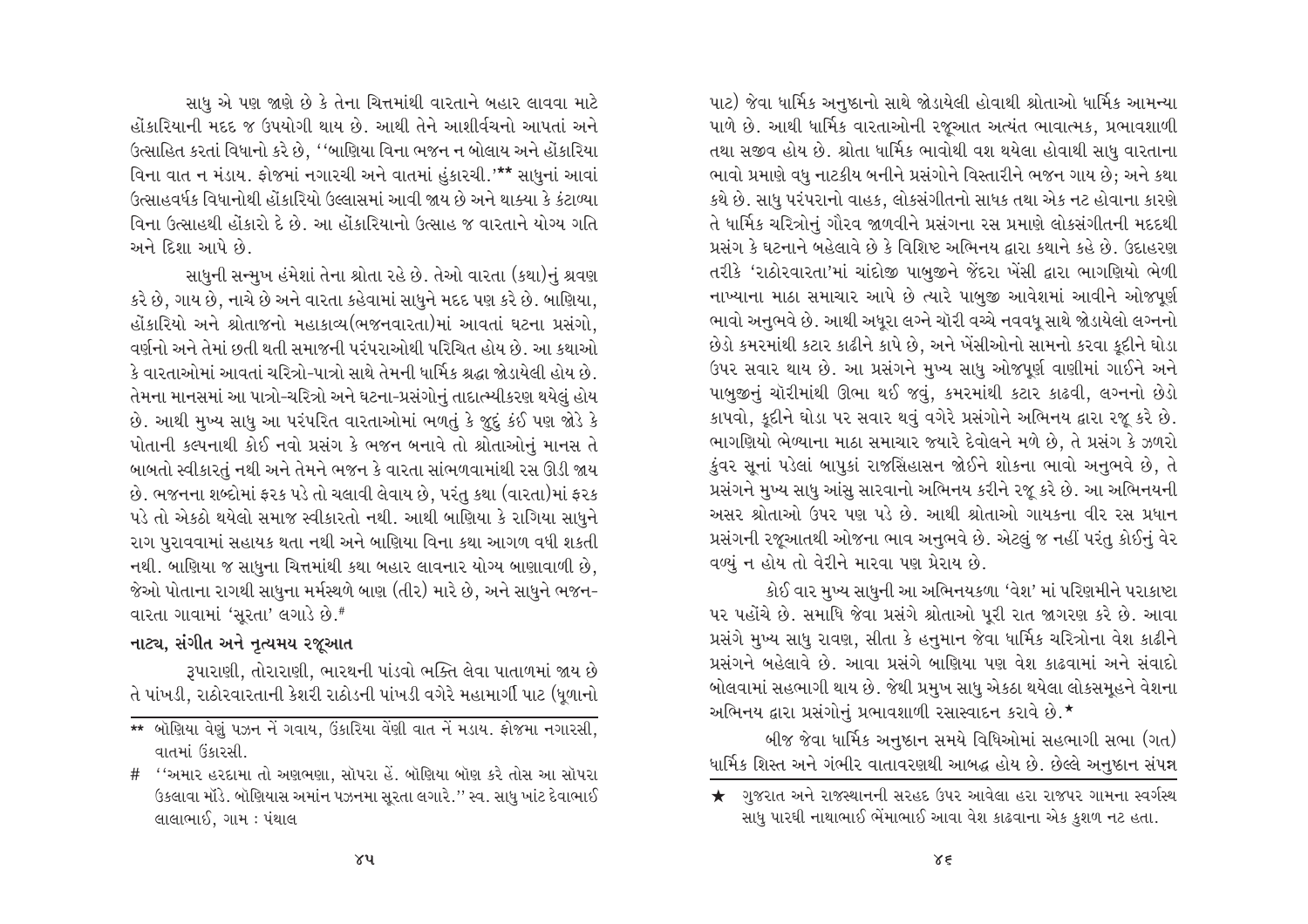સાધુ એ પણ જાણે છે કે તેના ચિત્તમાંથી વારતાને બહાર લાવવા માટે હોંકારિયાની મદદ જ ઉપયોગી થાય છે. આથી તેને આશીર્વચનો આપતાં અને ઉત્સાહિત કરતાં વિધાનો કરે છે, ''બાણિયા વિના ભજન ન બોલાય અને હોંકારિયા વિના વાત ન મંડાય. ફોજમાં નગારચી અને વાતમાં હુંકારચી.''** સાધુનાં આવાં ઉત્સાહવર્ધક વિધાનોથી હોંકારિયો ઉલ્લાસમાં આવી જાય છે અને થાક્યા કે કંટાળ્યા વિના ઉત્સાહથી હોંકારો દે છે. આ હોંકારિયાનો ઉત્સાહ જ વારતાને યોગ્ય ગતિ અને દિશા આપે છે.

સાધુની સન્મુખ હંમેશાં તેના શ્રોતા રહે છે. તેઓ વારતા (કથા)નું શ્રવણ કરે છે, ગાય છે, નાચે છે અને વારતા કહેવામાં સાધુને મદદ પણ કરે છે. બાણિયા, હોંકારિયો અને શ્રોતાજનો મહાકાવ્ય(ભજનવારતા)માં આવતાં ઘટના પ્રસંગો, વર્ણનો અને તેમાં છતી થતી સમાજની પરંપરાઓથી પરિચિત હોય છે. આ કથાઓ કે વારતાઓમાં આવતાં ચરિત્રો-પાત્રો સાથે તેમની ધાર્મિક શ્રદ્ધા જોડાયેલી હોય છે. તેમના માનસમાં આ પાત્રો-ચરિત્રો અને ઘટના-પ્રસંગોનું તાદાત્મ્યીકરણ થયેલું હોય છે. આથી મુખ્ય સાધુ આ પરંપરિત વારતાઓમાં ભળતું કે જુદું કંઈ પણ જોડે કે પોતાની કલ્પનાથી કોઈ નવો પ્રસંગ કે ભજન બનાવે તો શ્રોતાઓનું માનસ તે બાબતો સ્વીકારતું નથી અને તેમને ભજન કે વારતા સાંભળવામાંથી રસ ઊડી જાય છે. ભજનના શબ્દોમાં ફરક પડે તો ચલાવી લેવાય છે, પરંતુ કથા (વારતા)માં ફરક પડે તો એકઠો થયેલો સમાજ સ્વીકારતો નથી. આથી બાણિયા કે રાગિયા સાધુને રાગ પુરાવવામાં સહાયક થતા નથી અને બાણિયા વિના કથા આગળ વધી શકતી નથી. બાણિયા જ સાધુના ચિત્તમાંથી કથા બહાર લાવનાર યોગ્ય બાણાવાળી છે, જેઓ પોતાના રાગથી સાધુના મર્મસ્થળે બાણ (તીર) મારે છે, અને સાધુને ભજન-વારતા ગાવામાં 'સૂરતા' લગાડે છે.#

## નાટ્ય, સંગીત અને નૃત્યમય રજૂઆત

રૂપારાણી, તોરારાણી, ભારથની પાંડવો ભક્તિ લેવા પાતાળમાં જાય છે તે પાંખડી, રાઠોરવારતાની કેશરી રાઠોડની પાંખડી વગેરે મહામાર્ગી પાટ (ધૂળાનો પાટ) જેવા ધાર્મિક અનુષ્ઠાનો સાથે જોડાયેલી હોવાથી શ્રોતાઓ ધાર્મિક આમન્યા પાળે છે. આથી ધાર્મિક વારતાઓની રજૂઆત અત્યંત ભાવાત્મક, પ્રભાવશાળી તથા સજીવ હોય છે. શ્રોતા ધાર્મિક ભાવોથી વશ થયેલા હોવાથી સાધુ વારતાના ભાવો પ્રમાણે વધુ નાટકીય બનીને પ્રસંગોને વિસ્તારીને ભજન ગાય છે; અને કથા કથે છે. સાધુ પરંપરાનો વાહક, લોકસંગીતનો સાધક તથા એક નટ હોવાના કારણે તે ધાર્મિક ચરિત્રોનું ગૌરવ જાળવીને પ્રસંગના રસ પ્રમાણે લોકસંગીતની મદદથી પ્રસંગ કે ઘટનાને બહેલાવે છે કે વિશિષ્ટ અભિનય દ્વારા કથાને કહે છે. ઉદાહરણ તરીકે 'રાઠોરવારતા'માં ચાંદોજી પાબુજીને જેંદરા ખેંસી દ્વારા ભાગણિયો ભેળી નાખ્યાના માઠા સમાચાર આપે છે ત્યારે પાબુજી આવેશમાં આવીને ઓજપૂર્ણ ભાવો અનુભવે છે. આથી અધૂરા લગ્ને ચૉરી વચ્ચે નવવધૂ સાથે જોડાયેલો લગ્નનો છેડો કમરમાંથી કટાર કાઢીને કાપે છે, અને ખેંસીઓનો સામનો કરવા કૂદીને ઘોડા ઉપર સવાર થાય છે. આ પ્રસંગને મુખ્ય સાધુ ઓજપૂર્ણ વાણીમાં ગાઈને અને પાબુજીનું ચૉરીમાંથી ઊભા થઈ જવું, કમરમાંથી કટાર કાઢવી, લગ્નનો છેડો કાપવો, કૂદીને ઘોડા પર સવાર થવું વગેરે પ્રસંગોને અભિનય દ્વારા રજૂ કરે છે. ભાગણિયો ભેળ્યાના માઠા સમાચાર જ્યારે દેવોલને મળે છે, તે પ્રસંગ કે ઝળરો કુંવર સૂનાં પડેલાં બાપુકાં રાજસિંહાસન જોઈને શોકના ભાવો અનુભવે છે, તે પ્રસંગને મુખ્ય સાધુ આંસુ સારવાનો અભિનય કરીને રજૂ કરે છે. આ અભિનયની અસર શ્રોતાઓ ઉપર પણ પડે છે. આથી શ્રોતાઓ ગાયકના વીર રસ પ્રધાન પ્રસંગની રજૂઆતથી ઓજના ભાવ અનુભવે છે. એટલું જ નહીં પરંતુ કોઈનું વેર વળ્યું ન હોય તો વેરીને મારવા પણ પ્રેરાય છે.

કોઈ વાર મુખ્ય સાધુની આ અભિનયકળા 'વેશ' માં પરિણમીને પરાકાષ્ટા પર પહોંચે છે. સમાધિ જેવા પ્રસંગે શ્રોતાઓ પૂરી રાત જાગરણ કરે છે. આવા પ્રસંગે મુખ્ય સાધુ રાવણ, સીતા કે હનુમાન જેવા ધાર્મિક ચરિત્રોના વેશ કાઢીને પ્રસંગને બહેલાવે છે. આવા પ્રસંગે બાણિયા પણ વેશ કાઢવામાં અને સંવાદો બોલવામાં સહભાગી થાય છે. જેથી પ્રમુખ સાધુ એકઠા થયેલા લોકસમૂહને વેશના અભિનય દ્વારા પ્રસંગોનું પ્રભાવશાળી રસાસ્વાદન કરાવે છે.★

બીજ જેવા ધાર્મિક અનુષ્ઠાન સમયે વિધિઓમાં સહભાગી સભા (ગત) ધાર્મિક શિસ્ત અને ગંભીર વાતાવરણથી આબદ્ધ હોય છે. છેલ્લે અનુષ્ઠાન સંપન્ન

---

** બૉણિયા વેણું પઝન નેં ગવાય, ઉંકારિયા વેણી વાત નેં મડાય. ફોજમા નગારસી, વાતમાં ઉંકારસી.

# ''અમાર હરદામા તો અણભણા, સૉપરા હેં. બૉણિયા બૉણ કરે તોસ આ સૉપરા ઉકલાવા મૉંડે. બૉણિયાસ અમાંન પઝનમા સૂરતા લગારે.'' સ્વ. સાધુ ખાંટ દેવાભાઈ લાલાભાઈ, ગામ : પંથાલ

★ ગુજરાત અને રાજસ્થાનની સરહદ ઉપર આવેલા હરા રાજપર ગામના સ્વર્ગસ્થ સાધુ પારઘી નાથાભાઈ ભેંમાભાઈ આવા વેશ કાઢવાના એક કુશળ નટ હતા.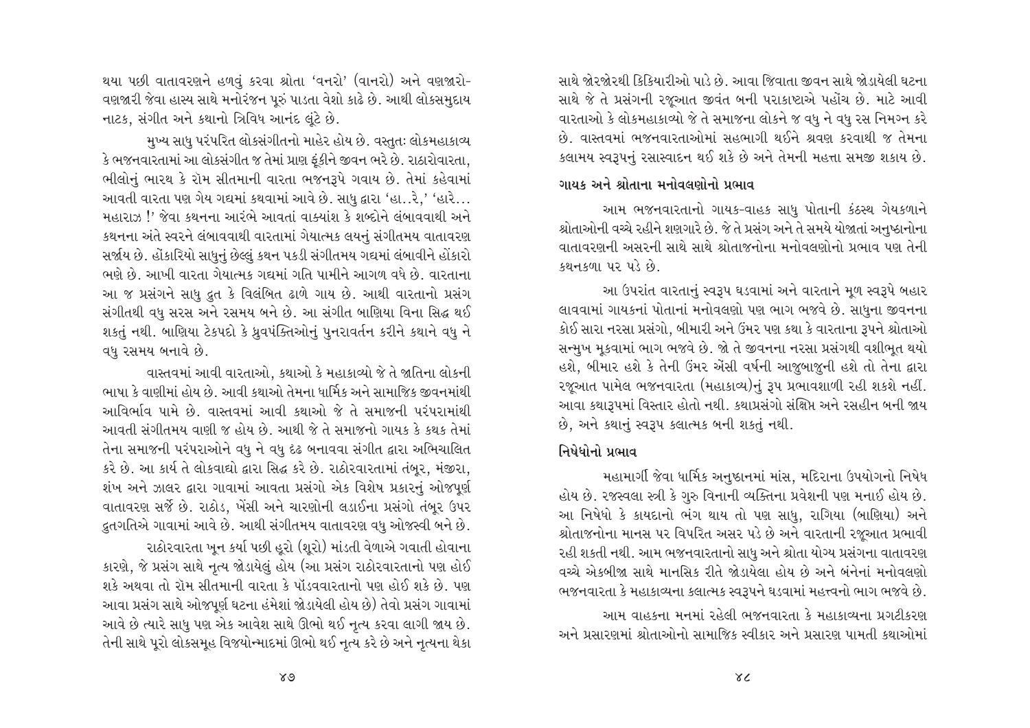થયા પછી વાતાવરણને હળવું કરવા શ્રોતા 'વનરો' (વાનરો) અને વણજારો-વણજારી જેવા હાસ્ય સાથે મનોરંજન પૂરું પાડતા વેશો કાઢે છે. આથી લોકસમુદાય નાટક, સંગીત અને કથાનો ત્રિવિધ આનંદ લૂંટે છે.

મુખ્ય સાધુ પરંપરિત લોકસંગીતનો માહેર હોય છે. વસ્તુતઃ લોકમહાકાવ્ય કે ભજનવારતામાં આ લોકસંગીત જ તેમાં પ્રાણ ફૂંકીને જીવન ભરે છે. રાઠારોવારતા, ભીલોનું ભારથ કે રૉમ સીતમાની વારતા ભજનરૂપે ગવાય છે. તેમાં કહેવામાં આવતી વારતા પણ ગેય ગદ્યમાં કથવામાં આવે છે. સાધુ દ્વારા 'હા..રે,' 'હારે... મહારાઝ !' જેવા કથનના આરંભે આવતાં વાક્યાંશ કે શબ્દોને લંબાવવાથી અને કથનના અંતે સ્વરને લંબાવવાથી વારતામાં ગેયાત્મક લયનું સંગીતમય વાતાવરણ સર્જાય છે. હોંકારિયો સાધુનું છેલ્લું કથન પકડી સંગીતમય ગદ્યમાં લંબાવીને હોંકારો ભણે છે. આખી વારતા ગેયાત્મક ગદ્યમાં ગતિ પામીને આગળ વધે છે. વારતાના આ જ પ્રસંગને સાધુ દ્રુત કે વિલંબિત ઢાળે ગાય છે. આથી વારતાનો પ્રસંગ સંગીતથી વધુ સરસ અને રસમય બને છે. આ સંગીત બાણિયા વિના સિદ્ધ થઈ શકતું નથી. બાણિયા ટેકપદો કે ધ્રુવપંક્તિઓનું પુનરાવર્તન કરીને કથાને વધુ ને વધુ રસમય બનાવે છે.

વાસ્તવમાં આવી વારતાઓ, કથાઓ કે મહાકાવ્યો જે તે જાતિના લોકની ભાષા કે વાણીમાં હોય છે. આવી કથાઓ તેમના ધાર્મિક અને સામાજિક જીવનમાંથી આવિર્ભાવ પામે છે. વાસ્તવમાં આવી કથાઓ જે તે સમાજની પરંપરામાંથી આવતી સંગીતમય વાણી જ હોય છે. આથી જે તે સમાજનો ગાયક કે કથક તેમાં તેના સમાજની પરંપરાઓને વધુ ને વધુ દૃઢ બનાવવા સંગીત દ્વારા અભિવ્યક્ત કરે છે. આ કાર્ય તે લોકવાદ્યો દ્વારા સિદ્ધ કરે છે. રાઠોરવારતામાં તંબૂર, મંજીરા, શંખ અને ઝાલર દ્વારા ગાવામાં આવતા પ્રસંગો એક વિશેષ પ્રકારનું ઓજપૂર્ણ વાતાવરણ સર્જે છે. રાઠોડ, ખેંસી અને ચારણોની લડાઈના પ્રસંગો તંબૂર ઉપર દ્રુતગતિએ ગાવામાં આવે છે. આથી સંગીતમય વાતાવરણ વધુ ઓજસ્વી બને છે.

રાઠોરવારતા ખૂન કર્યા પછી હૂરો (શૂરો) માંડતી વેળાએ ગવાતી હોવાના કારણે, જે પ્રસંગ સાથે નૃત્ય જોડાયેલું હોય (આ પ્રસંગ રાઠોરવારતાનો પણ હોઈ શકે અથવા તો રૉમ સીતમાની વારતા કે પૉંડવવારતાનો પણ હોઈ શકે છે. પણ આવા પ્રસંગ સાથે ઓજપૂર્ણ ઘટના હંમેશાં જોડાયેલી હોય છે) તેવો પ્રસંગ ગાવામાં આવે છે ત્યારે સાધુ પણ એક આવેશ સાથે ઊભો થઈ નૃત્ય કરવા લાગી જાય છે. તેની સાથે પૂરો લોકસમૂહ વિજયોન્માદમાં ઊભો થઈ નૃત્ય કરે છે અને નૃત્યના થેકા સાથે જોરજોરથી કિકિયારીઓ પાડે છે. આવા જિવાતા જીવન સાથે જોડાયેલી ઘટના સાથે જે તે પ્રસંગની રજૂઆત જીવંત બની પરાકાષ્ટાએ પહોંચ છે. માટે આવી વારતાઓ કે લોકમહાકાવ્યો જે તે સમાજના લોકને જ વધુ ને વધુ રસ નિમગ્ન કરે છે. વાસ્તવમાં ભજનવારતાઓમાં સહભાગી થઈને શ્રવણ કરવાથી જ તેમના કલામય સ્વરૂપનું રસાસ્વાદન થઈ શકે છે અને તેમની મહત્તા સમજી શકાય છે.

## ગાયક અને શ્રોતાના મનોવલણોનો પ્રભાવ

આમ ભજનવારતાનો ગાયક-વાહક સાધુ પોતાની કંઠસ્થ ગેયકળાને શ્રોતાઓની વચ્ચે રહીને શણગારે છે. જે તે પ્રસંગ અને તે સમયે યોજાતાં અનુષ્ઠાનોના વાતાવરણની અસરની સાથે સાથે શ્રોતાજનોના મનોવલણોનો પ્રભાવ પણ તેની કથનકળા પર પડે છે.

આ ઉપરાંત વારતાનું સ્વરૂપ ઘડવામાં અને વારતાને મૂળ સ્વરૂપે બહાર લાવવામાં ગાયકનાં પોતાનાં મનોવલણો પણ ભાગ ભજવે છે. સાધુના જીવનના કોઈ સારા નરસા પ્રસંગો, બીમારી અને ઉંમર પણ કથા કે વારતાના રૂપને શ્રોતાઓ સન્મુખ મૂકવામાં ભાગ ભજવે છે. જો તે જીવનના નરસા પ્રસંગથી વશીભૂત થયો હશે, બીમાર હશે કે તેની ઉંમર એંસી વર્ષની આજુબાજુની હશે તો તેના દ્વારા રજૂઆત પામેલ ભજનવારતા (મહાકાવ્ય)નું રૂપ પ્રભાવશાળી રહી શકશે નહીં. આવા કથારૂપમાં વિસ્તાર હોતો નથી. કથાપ્રસંગો સંક્ષિપ્ત અને રસહીન બની જાય છે, અને કથાનું સ્વરૂપ કલાત્મક બની શકતું નથી.

## નિષેધોનો પ્રભાવ

મહામાર્ગી જેવા ધાર્મિક અનુષ્ઠાનમાં માંસ, મદિરાના ઉપયોગનો નિષેધ હોય છે. રજસ્વલા સ્ત્રી કે ગુરુ વિનાની વ્યક્તિના પ્રવેશની પણ મનાઈ હોય છે. આ નિષેધો કે કાયદાનો ભંગ થાય તો પણ સાધુ, રાગિયા (બાણિયા) અને શ્રોતાજનોના માનસ પર વિપરિત અસર પડે છે અને વારતાની રજૂઆત પ્રભાવી રહી શકતી નથી. આમ ભજનવારતાનો સાધુ અને શ્રોતા યોગ્ય પ્રસંગના વાતાવરણ વચ્ચે એકબીજા સાથે માનસિક રીતે જોડાયેલા હોય છે અને બંનેનાં મનોવલણો ભજનવારતા કે મહાકાવ્યના કલાત્મક સ્વરૂપને ઘડવામાં મહત્ત્વનો ભાગ ભજવે છે.

આમ વાહકના મનમાં રહેલી ભજનવારતા કે મહાકાવ્યના પ્રગટીકરણ અને પ્રસારણમાં શ્રોતાઓનો સામાજિક સ્વીકાર અને પ્રસારણ પામતી કથાઓમાં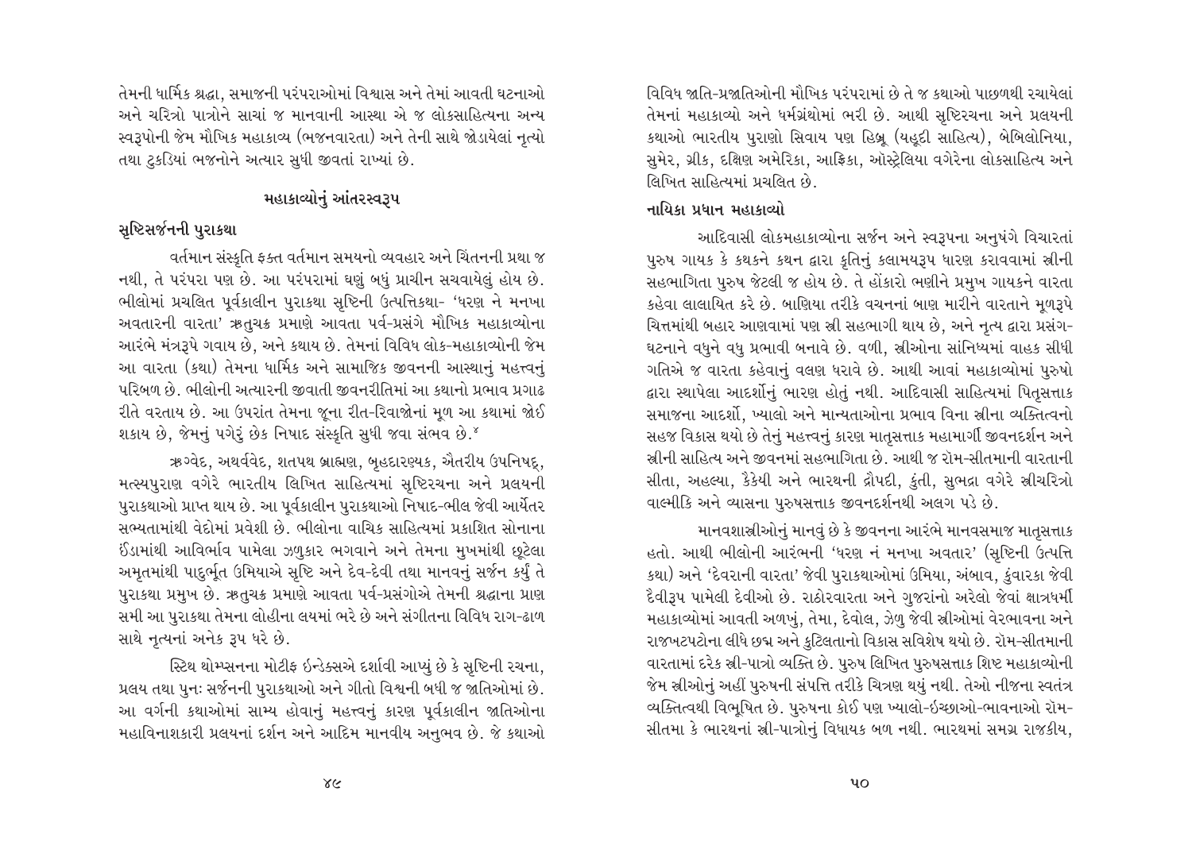તેમની ધાર્મિક શ્રદ્ધા, સમાજની પરંપરાઓમાં વિશ્વાસ અને તેમાં આવતી ઘટનાઓ અને ચરિત્રો પાત્રોને સાચાં જ માનવાની આસ્થા એ જ લોકસાહિત્યના અન્ય સ્વરૂપોની જેમ મૌખિક મહાકાવ્ય (ભજનવારતા) અને તેની સાથે જોડાયેલાં નૃત્યો તથા ટુકડિયાં ભજનોને અત્યાર સુધી જીવતાં રાખ્યાં છે.

## મહાકાવ્યોનું આંતરસ્વરૂપ

### સૃષ્ટિસર્જનની પુરાકથા

વર્તમાન સંસ્કૃતિ ફક્ત વર્તમાન સમયનો વ્યવહાર અને ચિંતનની પ્રથા જ નથી, તે પરંપરા પણ છે. આ પરંપરામાં ઘણું બધું પ્રાચીન સચવાયેલું હોય છે. ભીલોમાં પ્રચલિત પૂર્વકાલીન પુરાકથા સૃષ્ટિની ઉત્પત્તિકથા- 'ધરણ ને મનખા અવતારની વારતા' ઋતુચક્ર પ્રમાણે આવતા પર્વ-પ્રસંગે મૌખિક મહાકાવ્યોના આરંભે મંત્રરૂપે ગવાય છે, અને કથાય છે. તેમનાં વિવિધ લોક-મહાકાવ્યોની જેમ આ વારતા (કથા) તેમના ધાર્મિક અને સામાજિક જીવનની આસ્થાનું મહત્ત્વનું પરિબળ છે. ભીલોની અત્યારની જીવાતી જીવનરીતિમાં આ કથાનો પ્રભાવ પ્રગાઢ રીતે વરતાય છે. આ ઉપરાંત તેમના જૂના રીત-રિવાજોનાં મૂળ આ કથામાં જોઈ શકાય છે, જેમનું પગેરું છેક નિષાદ સંસ્કૃતિ સુધી જવા સંભવ છે.[૪]

ઋગ્વેદ, અથર્વવેદ, શતપથ બ્રાહ્મણ, બૃહદારણ્યક, ઐતરીય ઉપનિષદ્, મત્સ્યપુરાણ વગેરે ભારતીય લિખિત સાહિત્યમાં સૃષ્ટિરચના અને પ્રલયની પુરાકથાઓ પ્રાપ્ત થાય છે. આ પૂર્વકાલીન પુરાકથાઓ નિષાદ-ભીલ જેવી આર્યેતર સભ્યતામાંથી વેદોમાં પ્રવેશી છે. ભીલોના વાચિક સાહિત્યમાં પ્રકાશિત સોનાના ઈંડામાંથી આવિર્ભાવ પામેલા ઝળુકાર ભગવાને અને તેમના મુખમાંથી છૂટેલા અમૃતમાંથી પાદુર્ભૂત ઉમિયાએ સૃષ્ટિ અને દેવ-દેવી તથા માનવનું સર્જન કર્યું તે પુરાકથા પ્રમુખ છે. ઋતુચક્ર પ્રમાણે આવતા પર્વ-પ્રસંગોએ તેમની શ્રદ્ધાના પ્રાણ સમી આ પુરાકથા તેમના લોહીના લયમાં ભરે છે અને સંગીતના વિવિધ રાગ-ઢાળ સાથે નૃત્યનાં અનેક રૂપ ધરે છે.

સ્ટિથ થોમ્પસનના મોટીફ ઇન્ડેક્સએ દર્શાવી આપ્યું છે કે સૃષ્ટિની રચના, પ્રલય તથા પુનઃ સર્જનની પુરાકથાઓ અને ગીતો વિશ્વની બધી જ જાતિઓમાં છે. આ વર્ગની કથાઓમાં સામ્ય હોવાનું મહત્ત્વનું કારણ પૂર્વકાલીન જાતિઓના મહાવિનાશકારી પ્રલયનાં દર્શન અને આદિમ માનવીય અનુભવ છે. જે કથાઓ વિવિધ જાતિ-પ્રજાતિઓની મૌખિક પરંપરામાં છે તે જ કથાઓ પાછળથી રચાયેલાં તેમનાં મહાકાવ્યો અને ધર્મગ્રંથોમાં ભરી છે. આથી સૃષ્ટિરચના અને પ્રલયની કથાઓ ભારતીય પુરાણો સિવાય પણ હિબ્રૂ (યહૂદી સાહિત્ય), બેબિલોનિયા, સુમેર, ગ્રીક, દક્ષિણ અમેરિકા, આફ્રિકા, ઑસ્ટ્રેલિયા વગેરેના લોકસાહિત્ય અને લિખિત સાહિત્યમાં પ્રચલિત છે.

### નાયિકા પ્રધાન મહાકાવ્યો

આદિવાસી લોકમહાકાવ્યોના સર્જન અને સ્વરૂપના અનુષંગે વિચારતાં પુરુષ ગાયક કે કથકને કથન દ્વારા કૃતિનું કલામયરૂપ ધારણ કરાવવામાં સ્ત્રીની સહભાગિતા પુરુષ જેટલી જ હોય છે. તે હોંકારો ભણીને પ્રમુખ ગાયકને વારતા કહેવા લાલાયિત કરે છે. બાણિયા તરીકે વચનનાં બાણ મારીને વારતાને મૂળરૂપે ચિત્તમાંથી બહાર આણવામાં પણ સ્ત્રી સહભાગી થાય છે, અને નૃત્ય દ્વારા પ્રસંગ-ઘટનાને વધુને વધુ પ્રભાવી બનાવે છે. વળી, સ્ત્રીઓના સાંનિધ્યમાં વાહક સીધી ગતિએ જ વારતા કહેવાનું વલણ ધરાવે છે. આથી આવાં મહાકાવ્યોમાં પુરુષો દ્વારા સ્થાપેલા આદર્શોનું ભારણ હોતું નથી. આદિવાસી સાહિત્યમાં પિતૃસત્તાક સમાજના આદર્શો, ખ્યાલો અને માન્યતાઓના પ્રભાવ વિના સ્ત્રીના વ્યક્તિત્વનો સહજ વિકાસ થયો છે તેનું મહત્ત્વનું કારણ માતૃસત્તાક મહામાર્ગી જીવનદર્શન અને સ્ત્રીની સાહિત્ય અને જીવનમાં સહભાગિતા છે. આથી જ રૉમ-સીતમાની વારતાની સીતા, અહલ્યા, કૈકેયી અને ભારથની દ્રૌપદી, કુંતી, સુભદ્રા વગેરે સ્ત્રીચરિત્રો વાલ્મીકિ અને વ્યાસના પુરુષસત્તાક જીવનદર્શનથી અલગ પડે છે.

માનવશાસ્ત્રીઓનું માનવું છે કે જીવનના આરંભે માનવસમાજ માતૃસત્તાક હતો. આથી ભીલોની આરંભની 'ધરણ નં મનખા અવતાર' (સૃષ્ટિની ઉત્પત્તિ કથા) અને 'દેવરાની વારતા' જેવી પુરાકથાઓમાં ઉમિયા, અંબાવ, કુંવારકા જેવી દૈવીરૂપ પામેલી દેવીઓ છે. રાઠોરવારતા અને ગુજરાંનો અરેલો જેવાં ક્ષાત્રધર્મી મહાકાવ્યોમાં આવતી અળખું, તેમા, દેવોલ, ઝેળુ જેવી સ્ત્રીઓમાં વેરભાવના અને રાજખટપટોના લીધે છદ્મ અને કુટિલતાનો વિકાસ સવિશેષ થયો છે. રૉમ-સીતમાની વારતામાં દરેક સ્ત્રી-પાત્રો વ્યક્તિ છે. પુરુષ લિખિત પુરુષસત્તાક શિષ્ટ મહાકાવ્યોની જેમ સ્ત્રીઓનું અહીં પુરુષની સંપત્તિ તરીકે ચિત્રણ થયું નથી. તેઓ નીજના સ્વતંત્ર વ્યક્તિત્વથી વિભૂષિત છે. પુરુષના કોઈ પણ ખ્યાલો-ઇચ્છાઓ-ભાવનાઓ રૉમ-સીતમા કે ભારથનાં સ્ત્રી-પાત્રોનું વિધાયક બળ નથી. ભારથમાં સમગ્ર રાજકીય,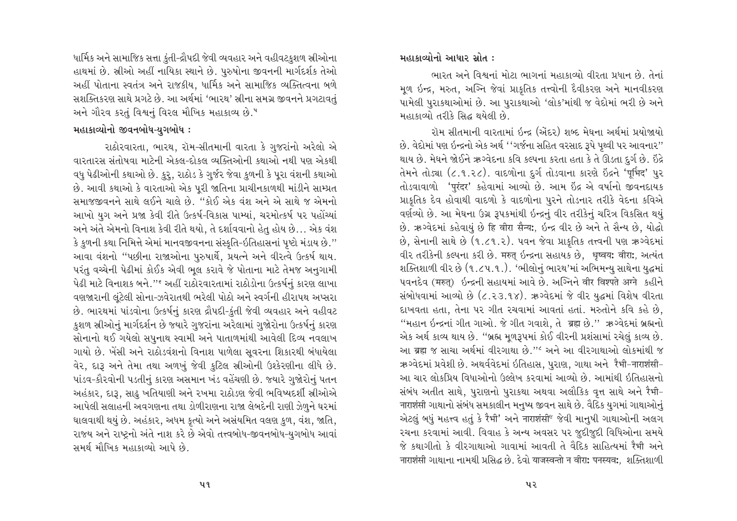ધાર્મિક અને સામાજિક સત્તા કુંતી-દ્રૌપદી જેવી વ્યવહાર અને વહીવટકુશળ સ્ત્રીઓના હાથમાં છે. સ્ત્રીઓ અહીં નાયિકા સ્થાને છે. પુરુષોના જીવનની માર્ગદર્શક તેઓ અહીં પોતાના સ્વતંત્ર અને રાજકીય, ધાર્મિક અને સામાજિક વ્યક્તિત્વના બળે સશક્તિકરણ સાથે પ્રગટે છે. આ અર્થમાં 'ભારથ' સ્ત્રીના સમગ્ર જીવનને પ્રગટાવતું અને ગૌરવ કરતું વિશ્વનું વિરલ મૌખિક મહાકાવ્ય છે.[૫]

## મહાકાવ્યોનો જીવનબોધ-યુગબોધ :

રાઠોરવારતા, ભારથ, રૉમ-સીતમાની વારતા કે ગુજરાંનો અરેલો એ વારતારસ સંતોષવા માટેની એકલ-દોકલ વ્યક્તિઓની કથાઓ નથી પણ એકથી વધુ પેઢીઓની કથાઓ છે. કુરુ, રાઠોડ કે ગુર્જર જેવા કુળની કે પૂરા વંશની કથાઓ છે. આવી કથાઓ કે વારતાઓ એક પૂરી જાતિના પ્રાચીનકાળથી માંડીને સામ્પ્રત સમાજજીવનને સાથે લઈને ચાલે છે. "કોઈ એક વંશ અને એ સાથે જ એમનો આખો યુગ અને પ્રજા કેવી રીતે ઉત્કર્ષ-વિકાસ પામ્યાં, ચરમોત્કર્ષ પર પહોંચ્યાં અને અંતે એમનો વિનાશ કેવી રીતે થયો, તે દર્શાવવાનો હેતુ હોય છે... એક વંશ કે કુળની કથા નિમિત્તે એમાં માનવજીવનના સંસ્કૃતિ-ઇતિહાસનાં પૃષ્ઠો મંડાય છે." આવા વંશનો "પછીના રાજાઓના પુરુષાર્થે, પ્રયત્ને અને વીરત્વે ઉત્કર્ષ થાય. પરંતુ વચ્ચેની પેઢીમાં કોઈક એવી ભૂલ કરાવે જે પોતાના માટે તેમજ અનુગામી પેઢી માટે વિનાશક બને."[૬] અહીં રાઠોરવારતામાં રાઠોડોના ઉત્કર્ષનું કારણ લાખા વણજારાની લૂંટેલી સોના-ઝવેરાતથી ભરેલી પોઠો અને સ્વર્ગની હીરાપથ અપ્સરા છે. ભારથમાં પાંડવોના ઉત્કર્ષનું કારણ દ્રૌપદી-કુંતી જેવી વ્યવહાર અને વહીવટ કુશળ સ્ત્રીઓનું માર્ગદર્શન છે જ્યારે ગુજરાંના અરેલામાં ગુજોરોના ઉત્કર્ષનું કારણ સોનાનો થઈ ગયેલો સપુનાથ સ્વામી અને પાતાળમાંથી આવેલી દિવ્ય નવલાખ ગાયો છે. ખેંસી અને રાઠોડવંશનો વિનાશ પાળેલા સૂવરના શિકારથી બંધાયેલા વેર, દારૂ અને તેમા તથા અળખું જેવી કુટિલ સ્ત્રીઓની ઉશ્કેરણીના લીધે છે. પાંડવ-કૌરવોની પડતીનું કારણ અસમાન ખંડ વહેંચણી છે. જ્યારે ગુજોરોનું પતન અહંકાર, દારૂ, સાઢુ ખતિયાણી અને રખમા રાઠોડણ જેવી ભવિષ્યદર્શી સ્ત્રીઓએ આપેલી સલાહની અવગણના તથા ડોળીરાણના રાજા લેબદેની રાણી ઝેળુને ઘરમાં ઘાલવાથી થયું છે. અહંકાર, અધમ કૃત્યો અને અસંયમિત વલણ કુળ, વંશ, જાતિ, રાજ્ય અને રાષ્ટ્રનો અંતે નાશ કરે છે એવો તત્ત્વબોધ-જીવનબોધ-યુગબોધ આવાં સમર્થ મૌખિક મહાકાવ્યો આપે છે.

## મહાકાવ્યોનો આધાર સ્રોત :

ભારત અને વિશ્વનાં મોટા ભાગનાં મહાકાવ્યો વીરતા પ્રધાન છે. તેનાં મૂળ ઇન્દ્ર, મરુત, અગ્નિ જેવાં પ્રાકૃતિક તત્ત્વોની દૈવીકરણ અને માનવીકરણ પામેલી પુરાકથાઓમાં છે. આ પુરાકથાઓ 'લોક'માંથી જ વેદોમાં ભરી છે અને મહાકાવ્યો તરીકે સિદ્ધ થયેલી છે.

રૉમ સીતમાની વારતામાં ઇન્દ્ર (એંદર) શબ્દ મેઘના અર્થમાં પ્રયોજાયો છે. વેદોમાં પણ ઇન્દ્રનો એક અર્થ "ગર્જના સહિત વરસાદ રૂપે પૃથ્વી પર આવનાર" થાય છે. મેઘને જોઈને ઋગ્વેદના કવિ કલ્પના કરતા હતા કે તે ઊડતા દુર્ગ છે. ઇંદ્રે તેમને તોડ્યા (૮.૧.૨૮). વાદળોના દુર્ગ તોડવાના કારણે ઇંદ્રને 'पूर्भिद' પુર તોડવાવાળો 'पुरंदर' કહેવામાં આવ્યો છે. આમ ઇંદ્ર એ વર્ષાનો જીવનદાયક પ્રાકૃતિક દેવ હોવાથી વાદળો કે વાદળોના પુરને તોડનાર તરીકે વેદના કવિએ વર્ણવ્યો છે. આ મેઘના ઉગ્ર રૂપકમાંથી ઇન્દ્રનું વીર તરીકેનું ચરિત્ર વિકસિત થયું છે. ઋગ્વેદમાં કહેવાયું છે हि वीरा सैन्यः, ઇન્દ્ર વીર છે અને તે સૈન્ય છે, યોદ્ધો છે, સેનાની સાથે છે (૧.૮૧.૨). પવન જેવા પ્રાકૃતિક તત્ત્વની પણ ઋગ્વેદમાં વીર તરીકેની કલ્પના કરી છે. मरुत् ઇન્દ્રના સહાયક છે, धृष्वयः वीराः, અત્યંત શક્તિશાળી વીર છે (૧.૮૫.૧.). 'ભીલોનું ભારથ'માં અભિમન્યુ સાથેના યુદ્ધમાં પવનદેવ (मरुत्) ઇન્દ્રની સહાયમાં આવે છે. અગ્નિને વીર विश्पते अग्ने કહીને સંબોધવામાં આવ્યો છે (૮.૨૩.૧૪). ઋગ્વેદમાં જે વીર યુદ્ધમાં વિશેષ વીરતા દાખવતા હતા, તેના પર ગીત રચવામાં આવતાં હતાં. મરુતોને કવિ કહે છે, "મહાન ઇન્દ્રનાં ગીત ગાઓ. જે ગીત ગવાશે, તે ब्रह्म છે." ઋગ્વેદમાં બ્રહ્મનો એક અર્થ કાવ્ય થાય છે. "બ્રહ્મ મૂળરૂપમાં કોઈ વીરની પ્રશંસામાં રચેલું કાવ્ય છે. આ ब्रह्म જ સાચા અર્થમાં વીરગાથા છે."[૮] અને આ વીરગાથાઓ લોકમાંથી જ ઋગ્વેદમાં પ્રવેશી છે. અથર્વવેદમાં ઇતિહાસ, પુરાણ, ગાથા અને રૈભી-નારાશંસી- આ ચાર લોકપ્રિય વિદ્યાઓનો ઉલ્લેખ કરવામાં આવ્યો છે. આમાંથી ઇતિહાસનો સંબંધ અતીત સાથે, પુરાણનો પુરાકથા અથવા અલૌકિક વૃત્ત સાથે અને રૈભી-નારાશંસી ગાથાનો સંબંધ સમકાલીન મનુષ્ય જીવન સાથે છે. વૈદિક યુગમાં ગાથાઓનું એટલું બધું મહત્ત્વ હતું કે રૈભી' અને નારાશંસી[૯] જેવી માનુષી ગાથાઓની અલગ રચના કરવામાં આવી. વિવાહ કે અન્ય અવસર પર જુદીજુદી વિધિઓના સમયે જે કથાગીતો કે વીરગાથાઓ ગાવામાં આવતી તે વૈદિક સાહિત્યમાં રૈભી અને નારાશંસી ગાથાના નામથી પ્રસિદ્ધ છે. દેવો याजस्वन्तो न वीराः पनस्यवः, શક્તિશાળી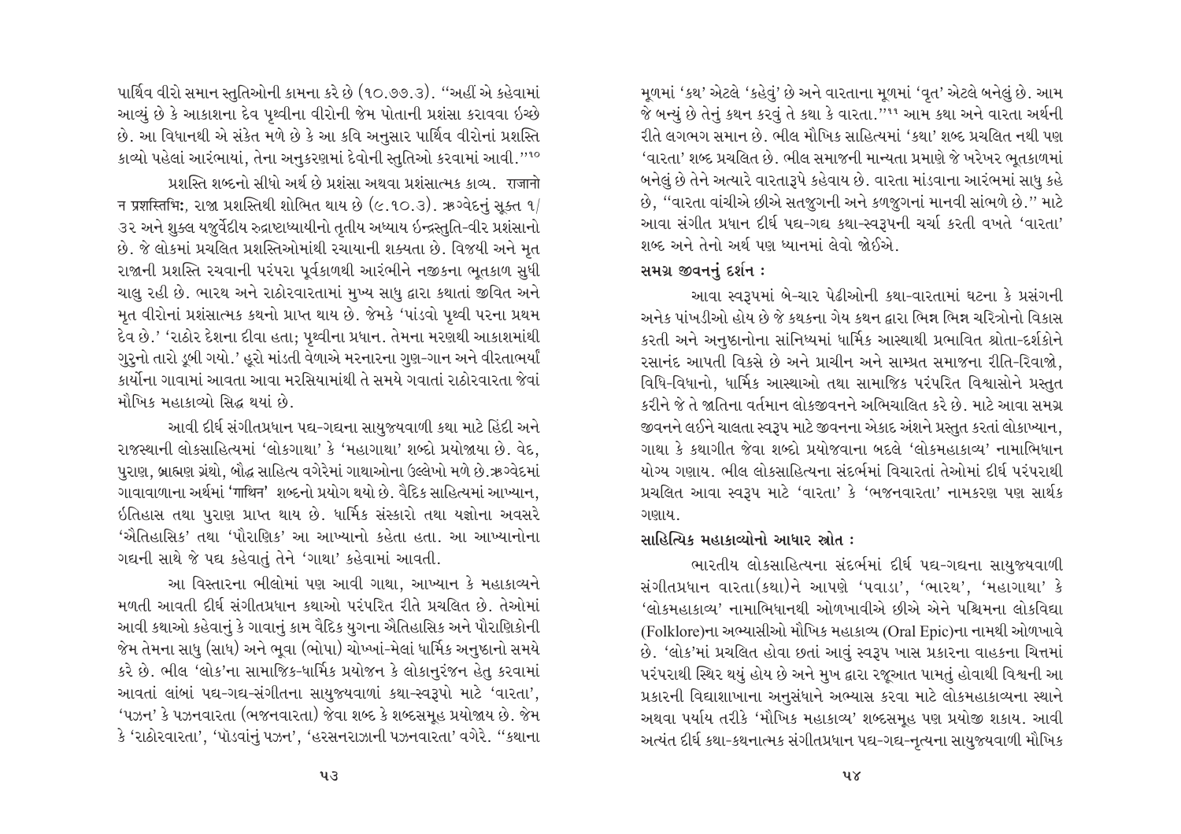પાર્થિવ વીરો સમાન સ્તુતિઓની કામના કરે છે (૧૦.૭૭.૩). "અહીં એ કહેવામાં આવ્યું છે કે આકાશના દેવ પૃથ્વીના વીરોની જેમ પોતાની પ્રશંસા કરાવવા ઇચ્છે છે. આ વિધાનથી એ સંકેત મળે છે કે આ કવિ અનુસાર પાર્થિવ વીરોનાં પ્રશસ્તિ કાવ્યો પહેલાં આરંભાયાં, તેના અનુકરણમાં દેવોની સ્તુતિઓ કરવામાં આવી."[૧૦]

પ્રશસ્તિ શબ્દનો સીધો અર્થ છે પ્રશંસા અથવા પ્રશંસાત્મક કાવ્ય. राजानो न प्रशस्तिभिः, રાજા પ્રશસ્તિથી શોભિત થાય છે (૯.૧૦.૩). ઋગ્વેદનું સૂક્ત ૧/૩૨ અને શુક્લ યજુર્વેદીય રુદ્રાષ્ટાધ્યાયીનો તૃતીય અધ્યાય ઇન્દ્રસ્તુતિ-વીર પ્રશંસાનો છે. જે લોકમાં પ્રચલિત પ્રશસ્તિઓમાંથી રચાયાની શક્યતા છે. વિજયી અને મૃત રાજાની પ્રશસ્તિ રચવાની પરંપરા પૂર્વકાળથી આરંભીને નજીકના ભૂતકાળ સુધી ચાલુ રહી છે. ભારથ અને રાઠોરવારતામાં મુખ્ય સાધુ દ્વારા કથાતાં જીવિત અને મૃત વીરોનાં પ્રશંસાત્મક કથનો પ્રાપ્ત થાય છે. જેમકે 'પાંડવો પૃથ્વી પરના પ્રથમ દેવ છે.' 'રાઠોર દેશના દીવા હતા; પૃથ્વીના પ્રધાન. તેમના મરણથી આકાશમાંથી ગુરુનો તારો ડૂબી ગયો.' હૂરો માંડતી વેળાએ મરનારના ગુણ-ગાન અને વીરતાભર્યાં કાર્યોના ગાવામાં આવતા આવા મરસિયામાંથી તે સમયે ગવાતાં રાઠોરવારતા જેવાં મૌખિક મહાકાવ્યો સિદ્ધ થયાં છે.

આવી દીર્ઘ સંગીતપ્રધાન પદ્ય-ગદ્યના સાયુજ્યવાળી કથા માટે હિંદી અને રાજસ્થાની લોકસાહિત્યમાં 'લોકગાથા' કે 'મહાગાથા' શબ્દો પ્રયોજાયા છે. વેદ, પુરાણ, બ્રાહ્મણ ગ્રંથો, બૌદ્ધ સાહિત્ય વગેરેમાં ગાથાઓના ઉલ્લેખો મળે છે.ઋગ્વેદમાં ગાવાવાળાના અર્થમાં 'गाथिन' શબ્દનો પ્રયોગ થયો છે. વૈદિક સાહિત્યમાં આખ્યાન, ઇતિહાસ તથા પુરાણ પ્રાપ્ત થાય છે. ધાર્મિક સંસ્કારો તથા યજ્ઞોના અવસરે 'ઐતિહાસિક' તથા 'પૌરાણિક' આ આખ્યાનો કહેતા હતા. આ આખ્યાનોના ગદ્યની સાથે જે પદ્ય કહેવાતું તેને 'ગાથા' કહેવામાં આવતી.

આ વિસ્તારના ભીલોમાં પણ આવી ગાથા, આખ્યાન કે મહાકાવ્યને મળતી આવતી દીર્ઘ સંગીતપ્રધાન કથાઓ પરંપરિત રીતે પ્રચલિત છે. તેઓમાં આવી કથાઓ કહેવાનું કે ગાવાનું કામ વૈદિક યુગના ઐતિહાસિક અને પૌરાણિકોની જેમ તેમના સાધુ (સાધ) અને ભૂવા (ભોપા) ચોખ્ખાં-મેલાં ધાર્મિક અનુષ્ઠાનો સમયે કરે છે. ભીલ 'લોક'ના સામાજિક-ધાર્મિક પ્રયોજન કે લોકાનુરંજન હેતુ કરવામાં આવતાં લાંબાં પદ્ય-ગદ્ય-સંગીતના સાયુજ્યવાળાં કથા-સ્વરૂપો માટે 'વારતા', 'પઝન' કે પઝનવારતા (ભજનવારતા) જેવા શબ્દ કે શબ્દસમૂહ પ્રયોજાય છે. જેમ કે 'રાઠોરવારતા', 'પોંડવાંનું પઝન', 'હરસનરાઝાની પઝનવારતા' વગેરે. "કથાના મૂળમાં 'કથ' એટલે 'કહેવું' છે અને વારતાના મૂળમાં 'વૃત' એટલે બનેલું છે. આમ જે બન્યું છે તેનું કથન કરવું તે કથા કે વારતા."[૧૧] આમ કથા અને વારતા અર્થની રીતે લગભગ સમાન છે. ભીલ મૌખિક સાહિત્યમાં 'કથા' શબ્દ પ્રચલિત નથી પણ 'વારતા' શબ્દ પ્રચલિત છે. ભીલ સમાજની માન્યતા પ્રમાણે જે ખરેખર ભૂતકાળમાં બનેલું છે તેને અત્યારે વારતારૂપે કહેવાય છે. વારતા માંડવાના આરંભમાં સાધુ કહે છે, "વારતા વાંચીએ છીએ સતજુગની અને કળજુગનાં માનવી સાંભળે છે." માટે આવા સંગીત પ્રધાન દીર્ઘ પદ્ય-ગદ્ય કથા-સ્વરૂપની ચર્ચા કરતી વખતે 'વારતા' શબ્દ અને તેનો અર્થ પણ ધ્યાનમાં લેવો જોઈએ.

### સમગ્ર જીવનનું દર્શન :

આવા સ્વરૂપમાં બે-ચાર પેઢીઓની કથા-વારતામાં ઘટના કે પ્રસંગની અનેક પાંખડીઓ હોય છે જે કથકના ગેય કથન દ્વારા ભિન્ન ભિન્ન ચરિત્રોનો વિકાસ કરતી અને અનુષ્ઠાનોના સાંનિધ્યમાં ધાર્મિક આસ્થાથી પ્રભાવિત શ્રોતા-દર્શકોને રસાનંદ આપતી વિકસે છે અને પ્રાચીન અને સામ્પ્રત સમાજના રીતિ-રિવાજો, વિધિ-વિધાનો, ધાર્મિક આસ્થાઓ તથા સામાજિક પરંપરિત વિશ્વાસોને પ્રસ્તુત કરીને જે તે જાતિના વર્તમાન લોકજીવનને અભિચાલિત કરે છે. માટે આવા સમગ્ર જીવનને લઈને ચાલતા સ્વરૂપ માટે જીવનના એકાદ અંશને પ્રસ્તુત કરતાં લોકાખ્યાન, ગાથા કે કથાગીત જેવા શબ્દો પ્રયોજવાના બદલે 'લોકમહાકાવ્ય' નામાભિધાન યોગ્ય ગણાય. ભીલ લોકસાહિત્યના સંદર્ભમાં વિચારતાં તેઓમાં દીર્ઘ પરંપરાથી પ્રચલિત આવા સ્વરૂપ માટે 'વારતા' કે 'ભજનવારતા' નામકરણ પણ સાર્થક ગણાય.

### સાહિત્યિક મહાકાવ્યોનો આધાર સ્રોત :

ભારતીય લોકસાહિત્યના સંદર્ભમાં દીર્ઘ પદ્ય-ગદ્યના સાયુજ્યવાળી સંગીતપ્રધાન વારતા(કથા)ને આપણે 'પવાડા', 'ભારથ', 'મહાગાથા' કે 'લોકમહાકાવ્ય' નામાભિધાનથી ઓળખાવીએ છીએ એને પશ્ચિમના લોકવિદ્યા (Folklore)ના અભ્યાસીઓ મૌખિક મહાકાવ્ય (Oral Epic)ના નામથી ઓળખાવે છે. 'લોક'માં પ્રચલિત હોવા છતાં આવું સ્વરૂપ ખાસ પ્રકારના વાહકના ચિત્તમાં પરંપરાથી સ્થિર થયું હોય છે અને મુખ દ્વારા રજૂઆત પામતું હોવાથી વિશ્વની આ પ્રકારની વિદ્યાશાખાના અનુસંધાને અભ્યાસ કરવા માટે લોકમહાકાવ્યના સ્થાને અથવા પર્યાય તરીકે 'મૌખિક મહાકાવ્ય' શબ્દસમૂહ પણ પ્રયોજી શકાય. આવી અત્યંત દીર્ઘ કથા-કથનાત્મક સંગીતપ્રધાન પદ્ય-ગદ્ય-નૃત્યના સાયુજ્યવાળી મૌખિક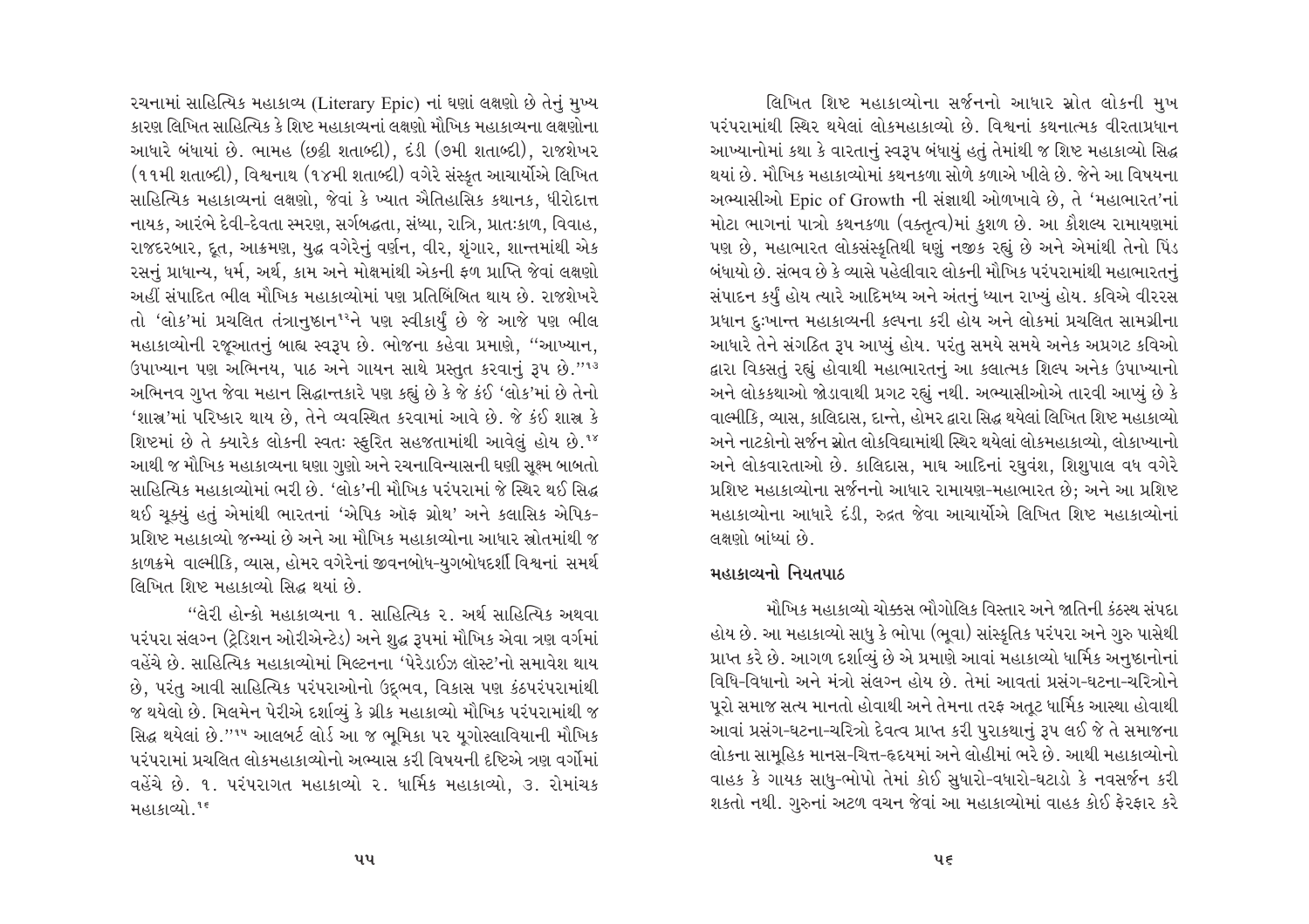રચનામાં સાહિત્યિક મહાકાવ્ય (Literary Epic) નાં ઘણાં લક્ષણો છે તેનું મુખ્ય કારણ લિખિત સાહિત્યિક કે શિષ્ટ મહાકાવ્યનાં લક્ષણો મૌખિક મહાકાવ્યના લક્ષણોના આધારે બંધાયાં છે. ભામહ (છઠ્ઠી શતાબ્દી), દંડી (૭મી શતાબ્દી), રાજશેખર (૧૧મી શતાબ્દી), વિશ્વનાથ (૧૪મી શતાબ્દી) વગેરે સંસ્કૃત આચાર્યોએ લિખિત સાહિત્યિક મહાકાવ્યનાં લક્ષણો, જેવાં કે ખ્યાત ઐતિહાસિક કથાનક, ધીરોદાત્ત નાયક, આરંભે દેવી-દેવતા સ્મરણ, સર્ગબદ્ધતા, સંધ્યા, રાત્રિ, પ્રાતઃકાળ, વિવાહ, રાજદરબાર, દૂત, આક્રમણ, યુદ્ધ વગેરેનું વર્ણન, વીર, શૃંગાર, શાન્તમાંથી એક રસનું પ્રાધાન્ય, ધર્મ, અર્થ, કામ અને મોક્ષમાંથી એકની ફળ પ્રાપ્તિ જેવાં લક્ષણો અહીં સંપાદિત ભીલ મૌખિક મહાકાવ્યોમાં પણ પ્રતિબિંબિત થાય છે. રાજશેખરે તો 'લોક'માં પ્રચલિત તંત્રાનુષ્ઠાન[12]ને પણ સ્વીકાર્યું છે જે આજે પણ ભીલ મહાકાવ્યોની રજૂઆતનું બાહ્ય સ્વરૂપ છે. ભોજના કહેવા પ્રમાણે, "આખ્યાન, ઉપાખ્યાન પણ અભિનય, પાઠ અને ગાયન સાથે પ્રસ્તુત કરવાનું રૂપ છે."[13] અભિનવ ગુપ્ત જેવા મહાન સિદ્ધાન્તકારે પણ કહ્યું છે કે જે કંઈ 'લોક'માં છે તેનો 'શાસ્ત્ર'માં પરિષ્કાર થાય છે, તેને વ્યવસ્થિત કરવામાં આવે છે. જે કંઈ શાસ્ત્ર કે શિષ્ટમાં છે તે ક્યારેક લોકની સ્વતઃ સ્ફુરિત સહજતામાંથી આવેલું હોય છે.[14] આથી જ મૌખિક મહાકાવ્યના ઘણા ગુણો અને રચનાવિન્યાસની ઘણી સૂક્ષ્મ બાબતો સાહિત્યિક મહાકાવ્યોમાં ભરી છે. 'લોક'ની મૌખિક પરંપરામાં જે સ્થિર થઈ સિદ્ધ થઈ ચૂક્યું હતું એમાંથી ભારતનાં 'એપિક ઑફ ગ્રોથ' અને કલાસિક એપિક-પ્રશિષ્ટ મહાકાવ્યો જન્મ્યાં છે અને આ મૌખિક મહાકાવ્યોના આધાર સ્રોતમાંથી જ કાળક્રમે વાલ્મીકિ, વ્યાસ, હોમર વગેરેનાં જીવનબોધ-યુગબોધદર્શી વિશ્વનાં સમર્થ લિખિત શિષ્ટ મહાકાવ્યો સિદ્ધ થયાં છે.

"લેરી હોન્કો મહાકાવ્યના ૧. સાહિત્યિક ૨. અર્ધ સાહિત્યિક અથવા પરંપરા સંલગ્ન (ટ્રેડિશન ઓરીએન્ટેડ) અને શુદ્ધ રૂપમાં મૌખિક એવા ત્રણ વર્ગમાં વહેંચે છે. સાહિત્યિક મહાકાવ્યોમાં મિલ્ટનના 'પેરેડાઈઝ લૉસ્ટ'નો સમાવેશ થાય છે, પરંતુ આવી સાહિત્યિક પરંપરાઓનો ઉદ્ભવ, વિકાસ પણ કંઠપરંપરામાંથી જ થયેલો છે. મિલમેન પેરીએ દર્શાવ્યું કે ગ્રીક મહાકાવ્યો મૌખિક પરંપરામાંથી જ સિદ્ધ થયેલાં છે."[15] આલબર્ટ લોર્ડ આ જ ભૂમિકા પર યુગોસ્લાવિયાની મૌખિક પરંપરામાં પ્રચલિત લોકમહાકાવ્યોનો અભ્યાસ કરી વિષયની દૃષ્ટિએ ત્રણ વર્ગોમાં વહેંચે છે. ૧. પરંપરાગત મહાકાવ્યો ૨. ધાર્મિક મહાકાવ્યો, ૩. રોમાંચક મહાકાવ્યો.[16]

લિખિત શિષ્ટ મહાકાવ્યોના સર્જનનો આધાર સ્રોત લોકની મુખ પરંપરામાંથી સ્થિર થયેલાં લોકમહાકાવ્યો છે. વિશ્વનાં કથનાત્મક વીરતાપ્રધાન આખ્યાનોમાં કથા કે વારતાનું સ્વરૂપ બંધાયું હતું તેમાંથી જ શિષ્ટ મહાકાવ્યો સિદ્ધ થયાં છે. મૌખિક મહાકાવ્યોમાં કથનકળા સોળે કળાએ ખીલે છે. જેને આ વિષયના અભ્યાસીઓ Epic of Growth ની સંજ્ઞાથી ઓળખાવે છે, તે 'મહાભારત'નાં મોટા ભાગનાં પાત્રો કથનકળા (વક્તૃત્વ)માં કુશળ છે. આ કૌશલ્ય રામાયણમાં પણ છે, મહાભારત લોકસંસ્કૃતિથી ઘણું નજીક રહ્યું છે અને એમાંથી તેનો પિંડ બંધાયો છે. સંભવ છે કે વ્યાસે પહેલીવાર લોકની મૌખિક પરંપરામાંથી મહાભારતનું સંપાદન કર્યું હોય ત્યારે આદિમધ્ય અને અંતનું ધ્યાન રાખ્યું હોય. કવિએ વીરરસ પ્રધાન દુઃખાન્ત મહાકાવ્યની કલ્પના કરી હોય અને લોકમાં પ્રચલિત સામગ્રીના આધારે તેને સંગઠિત રૂપ આપ્યું હોય. પરંતુ સમયે સમયે અનેક અપ્રગટ કવિઓ દ્વારા વિકસતું રહ્યું હોવાથી મહાભારતનું આ કલાત્મક શિલ્પ અનેક ઉપાખ્યાનો અને લોકકથાઓ જોડાવાથી પ્રગટ રહ્યું નથી. અભ્યાસીઓએ તારવી આપ્યું છે કે વાલ્મીકિ, વ્યાસ, કાલિદાસ, દાન્તે, હોમર દ્વારા સિદ્ધ થયેલાં લિખિત શિષ્ટ મહાકાવ્યો અને નાટકોનો સર્જન સ્રોત લોકવિદ્યામાંથી સ્થિર થયેલાં લોકમહાકાવ્યો, લોકાખ્યાનો અને લોકવારતાઓ છે. કાલિદાસ, માઘ આદિનાં રઘુવંશ, શિશુપાલ વધ વગેરે પ્રશિષ્ટ મહાકાવ્યોના સર્જનનો આધાર રામાયણ-મહાભારત છે; અને આ પ્રશિષ્ટ મહાકાવ્યોના આધારે દંડી, રુદ્રત જેવા આચાર્યોએ લિખિત શિષ્ટ મહાકાવ્યોનાં લક્ષણો બાંધ્યાં છે.

## મહાકાવ્યનો નિયતપાઠ

મૌખિક મહાકાવ્યો ચોક્કસ ભૌગોલિક વિસ્તાર અને જાતિની કંઠસ્થ સંપદા હોય છે. આ મહાકાવ્યો સાધુ કે ભોપા (ભૂવા) સાંસ્કૃતિક પરંપરા અને ગુરુ પાસેથી પ્રાપ્ત કરે છે. આગળ દર્શાવ્યું છે એ પ્રમાણે આવાં મહાકાવ્યો ધાર્મિક અનુષ્ઠાનોનાં વિધિ-વિધાનો અને મંત્રો સંલગ્ન હોય છે. તેમાં આવતાં પ્રસંગ-ઘટના-ચરિત્રોને પૂરો સમાજ સત્ય માનતો હોવાથી અને તેમના તરફ અતૂટ ધાર્મિક આસ્થા હોવાથી આવાં પ્રસંગ-ઘટના-ચરિત્રો દેવત્વ પ્રાપ્ત કરી પુરાકથાનું રૂપ લઈ જે તે સમાજના લોકના સામૂહિક માનસ-ચિત્ત-હૃદયમાં અને લોહીમાં ભરે છે. આથી મહાકાવ્યોનો વાહક કે ગાયક સાધુ-ભોપો તેમાં કોઈ સુધારો-વધારો-ઘટાડો કે નવસર્જન કરી શકતો નથી. ગુરુનાં અટળ વચન જેવાં આ મહાકાવ્યોમાં વાહક કોઈ ફેરફાર કરે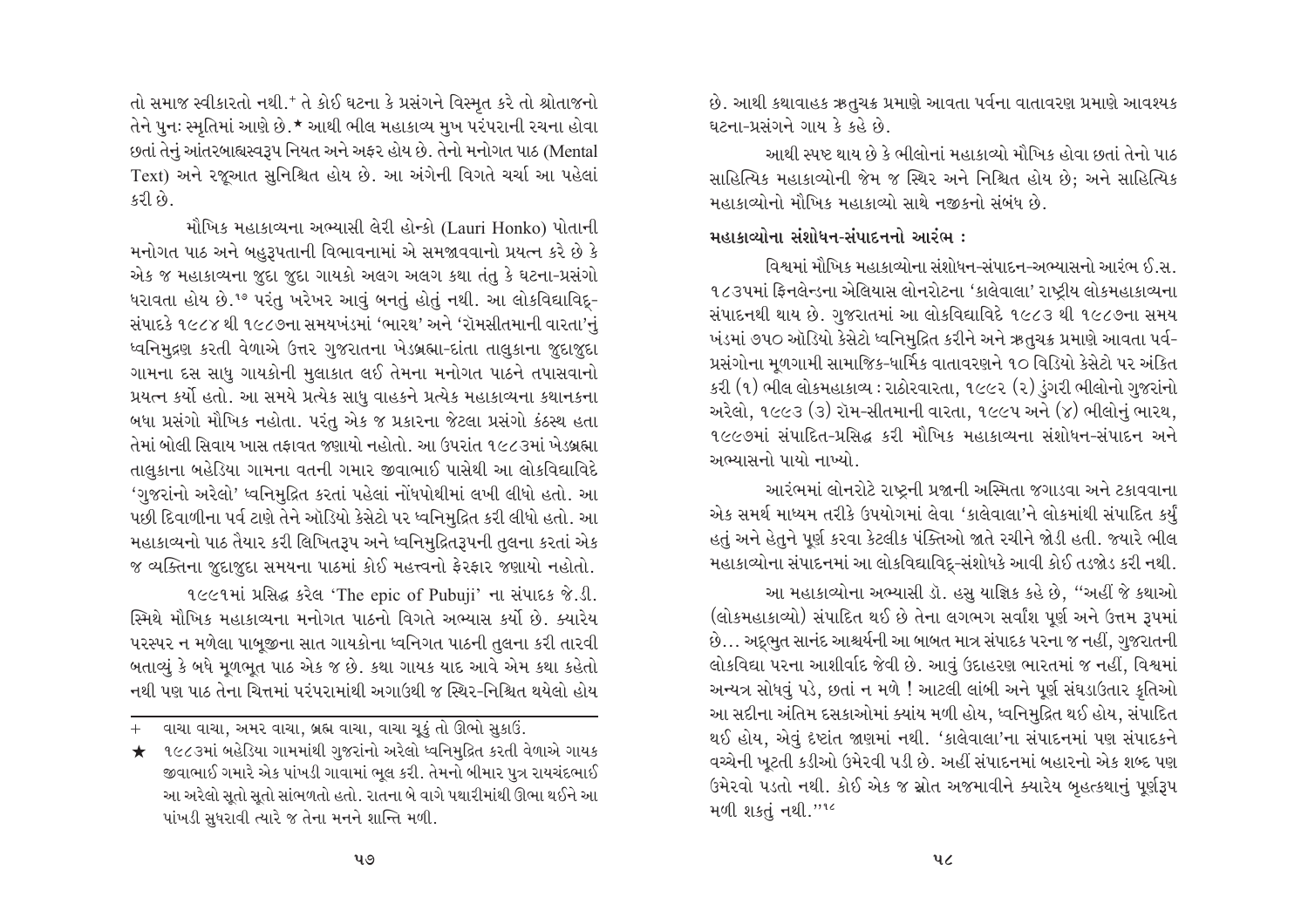તો સમાજ સ્વીકારતો નથી.+ તે કોઈ ઘટના કે પ્રસંગને વિસ્મૃત કરે તો શ્રોતાજનો તેને પુનઃ સ્મૃતિમાં આણે છે.★ આથી ભીલ મહાકાવ્ય મુખ પરંપરાની રચના હોવા છતાં તેનું આંતરબાહ્યસ્વરૂપ નિયત અને અફર હોય છે. તેનો મનોગત પાઠ (Mental Text) અને રજૂઆત સુનિશ્ચિત હોય છે. આ અંગેની વિગતે ચર્ચા આ પહેલાં કરી છે.

મૌખિક મહાકાવ્યના અભ્યાસી લેરી હોન્કો (Lauri Honko) પોતાની મનોગત પાઠ અને બહુરૂપતાની વિભાવનામાં એ સમજાવવાનો પ્રયત્ન કરે છે કે એક જ મહાકાવ્યના જુદા જુદા ગાયકો અલગ અલગ કથા તંતુ કે ઘટના-પ્રસંગો ધરાવતા હોય છે.[૧૭] પરંતુ ખરેખર આવું બનતું હોતું નથી. આ લોકવિદ્યાવિદ્-સંપાદકે ૧૯૮૪ થી ૧૯૮૭ના સમયખંડમાં 'ભારથ' અને 'રૉમસીતમાની વારતા'નું ધ્વનિમુદ્રણ કરતી વેળાએ ઉત્તર ગુજરાતના ખેડબ્રહ્મા-દાંતા તાલુકાના જુદાજુદા ગામના દસ સાધુ ગાયકોની મુલાકાત લઈ તેમના મનોગત પાઠને તપાસવાનો પ્રયત્ન કર્યો હતો. આ સમયે પ્રત્યેક સાધુ વાહકને પ્રત્યેક મહાકાવ્યના કથાનકના બધા પ્રસંગો મૌખિક નહોતા. પરંતુ એક જ પ્રકારના જેટલા પ્રસંગો કંઠસ્થ હતા તેમાં બોલી સિવાય ખાસ તફાવત જણાયો નહોતો. આ ઉપરાંત ૧૯૮૩માં ખેડબ્રહ્મા તાલુકાના બહેડિયા ગામના વતની ગમાર જીવાભાઈ પાસેથી આ લોકવિદ્યાવિદે 'ગુજરાંનો અરેલો' ધ્વનિમુદ્રિત કરતાં પહેલાં નોંધપોથીમાં લખી લીધો હતો. આ પછી દિવાળીના પર્વ ટાણે તેને ઑડિયો કેસેટો પર ધ્વનિમુદ્રિત કરી લીધો હતો. આ મહાકાવ્યનો પાઠ તૈયાર કરી લિખિતરૂપ અને ધ્વનિમુદ્રિતરૂપની તુલના કરતાં એક જ વ્યક્તિના જુદાજુદા સમયના પાઠમાં કોઈ મહત્ત્વનો ફેરફાર જણાયો નહોતો.

૧૯૯૧માં પ્રસિદ્ધ કરેલ 'The epic of Pubuji' ના સંપાદક જે.ડી. સ્મિથે મૌખિક મહાકાવ્યના મનોગત પાઠનો વિગતે અભ્યાસ કર્યો છે. ક્યારેય પરસ્પર ન મળેલા પાબૂજીના સાત ગાયકોના ધ્વનિગત પાઠની તુલના કરી તારવી બતાવ્યું કે બધે મૂળભૂત પાઠ એક જ છે. કથા ગાયક યાદ આવે એમ કથા કહેતો નથી પણ પાઠ તેના ચિત્તમાં પરંપરામાંથી અગાઉથી જ સ્થિર-નિશ્ચિત થયેલો હોય છે. આથી કથાવાહક ઋતુચક્ર પ્રમાણે આવતા પર્વના વાતાવરણ પ્રમાણે આવશ્યક ઘટના-પ્રસંગને ગાય કે કહે છે.

આથી સ્પષ્ટ થાય છે કે ભીલોનાં મહાકાવ્યો મૌખિક હોવા છતાં તેનો પાઠ સાહિત્યિક મહાકાવ્યોની જેમ જ સ્થિર અને નિશ્ચિત હોય છે; અને સાહિત્યિક મહાકાવ્યોનો મૌખિક મહાકાવ્યો સાથે નજીકનો સંબંધ છે.

### મહાકાવ્યોના સંશોધન-સંપાદનનો આરંભ :

વિશ્વમાં મૌખિક મહાકાવ્યોના સંશોધન-સંપાદન-અભ્યાસનો આરંભ ઈ.સ. ૧૮૩૫માં ફિનલેન્ડના એલિયાસ લોનરોટના 'કાલેવાલા' રાષ્ટ્રીય લોકમહાકાવ્યના સંપાદનથી થાય છે. ગુજરાતમાં આ લોકવિદ્યાવિદે ૧૯૮૩ થી ૧૯૮૭ના સમય ખંડમાં ૭૫૦ ઑડિયો કેસેટો ધ્વનિમુદ્રિત કરીને અને ઋતુચક્ર પ્રમાણે આવતા પર્વ-પ્રસંગોના મૂળગામી સામાજિક-ધાર્મિક વાતાવરણને ૧૦ વિડિયો કેસેટો પર અંકિત કરી (૧) ભીલ લોકમહાકાવ્ય : રાઠોરવારતા, ૧૯૯૨ (૨) ડુંગરી ભીલોનો ગુજરાંનો અરેલો, ૧૯૯૩ (૩) રૉમ-સીતમાની વારતા, ૧૯૯૫ અને (૪) ભીલોનું ભારથ, ૧૯૯૭માં સંપાદિત-પ્રસિદ્ધ કરી મૌખિક મહાકાવ્યના સંશોધન-સંપાદન અને અભ્યાસનો પાયો નાખ્યો.

આરંભમાં લોનરોટે રાષ્ટ્રની પ્રજાની અસ્મિતા જગાડવા અને ટકાવવાના એક સમર્થ માધ્યમ તરીકે ઉપયોગમાં લેવા 'કાલેવાલા'ને લોકમાંથી સંપાદિત કર્યું હતું અને હેતુને પૂર્ણ કરવા કેટલીક પંક્તિઓ જાતે રચીને જોડી હતી. જ્યારે ભીલ મહાકાવ્યોના સંપાદનમાં આ લોકવિદ્યાવિદ્-સંશોધકે આવી કોઈ તડજોડ કરી નથી.

આ મહાકાવ્યોના અભ્યાસી ડૉ. હસુ યાજ્ઞિક કહે છે, "અહીં જે કથાઓ (લોકમહાકાવ્યો) સંપાદિત થઈ છે તેના લગભગ સર્વાંશ પૂર્ણ અને ઉત્તમ રૂપમાં છે... અદ્‌ભુત સાનંદ આશ્ચર્યની આ બાબત માત્ર સંપાદક પરના જ નહીં, ગુજરાતની લોકવિદ્યા પરના આશીર્વાદ જેવી છે. આવું ઉદાહરણ ભારતમાં જ નહીં, વિશ્વમાં અન્યત્ર સોધવું પડે, છતાં ન મળે ! આટલી લાંબી અને પૂર્ણ સંઘડાઉતાર કૃતિઓ આ સદીના અંતિમ દસકાઓમાં ક્યાંય મળી હોય, ધ્વનિમુદ્રિત થઈ હોય, સંપાદિત થઈ હોય, એવું દૃષ્ટાંત જાણમાં નથી. 'કાલેવાલા'ના સંપાદનમાં પણ સંપાદકને વચ્ચેની ખૂટતી કડીઓ ઉમેરવી પડી છે. અહીં સંપાદનમાં બહારનો એક શબ્દ પણ ઉમેરવો પડતો નથી. કોઈ એક જ સ્રોત અજમાવીને ક્યારેય બૃહત્કથાનું પૂર્ણરૂપ મળી શકતું નથી."[૧૮]

---

+ વાચા વાચા, અમર વાચા, બ્રહ્મ વાચા, વાચા ચૂકું તો ઊભો સુકાઉં.

★ ૧૯૮૩માં બહેડિયા ગામમાંથી ગુજરાંનો અરેલો ધ્વનિમુદ્રિત કરતી વેળાએ ગાયક જીવાભાઈ ગમારે એક પાંખડી ગાવામાં ભૂલ કરી. તેમનો બીમાર પુત્ર રાયચંદભાઈ આ અરેલો સૂતો સૂતો સાંભળતો હતો. રાતના બે વાગે પથારીમાંથી ઊભા થઈને આ પાંખડી સુધરાવી ત્યારે જ તેના મનને શાન્તિ મળી.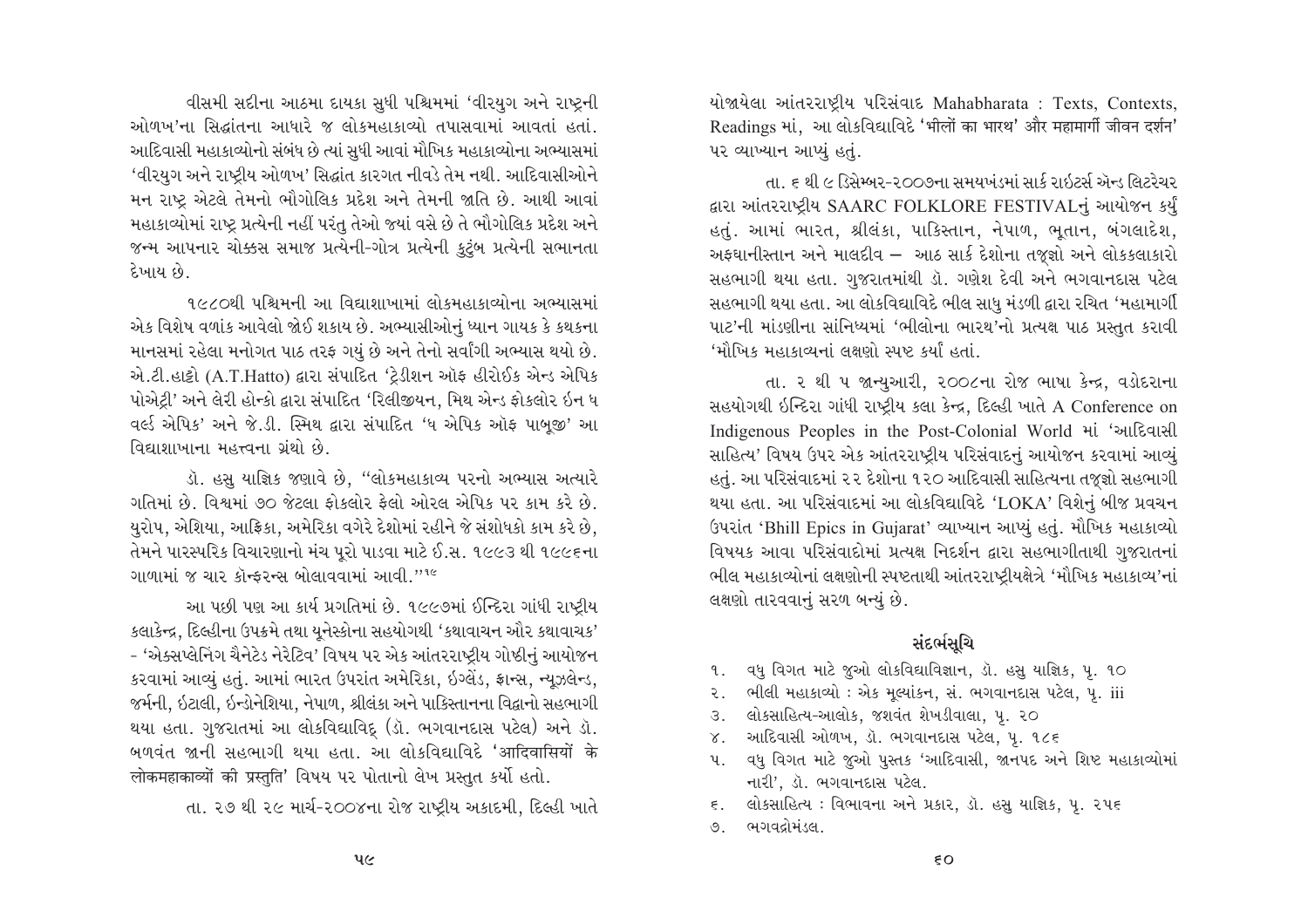વીસમી સદીના આઠમા દાયકા સુધી પશ્ચિમમાં 'વીરયુગ અને રાષ્ટ્રની ઓળખ'ના સિદ્ધાંતના આધારે જ લોકમહાકાવ્યો તપાસવામાં આવતાં હતાં. આદિવાસી મહાકાવ્યોનો સંબંધ છે ત્યાં સુધી આવાં મૌખિક મહાકાવ્યોના અભ્યાસમાં 'વીરયુગ અને રાષ્ટ્રીય ઓળખ' સિદ્ધાંત કારગત નીવડે તેમ નથી. આદિવાસીઓને મન રાષ્ટ્ર એટલે તેમનો ભૌગોલિક પ્રદેશ અને તેમની જાતિ છે. આથી આવાં મહાકાવ્યોમાં રાષ્ટ્ર પ્રત્યેની નહીં પરંતુ તેઓ જ્યાં વસે છે તે ભૌગોલિક પ્રદેશ અને જન્મ આપનાર ચોક્કસ સમાજ પ્રત્યેની-ગોત્ર પ્રત્યેની કુટુંબ પ્રત્યેની સભાનતા દેખાય છે.

૧૯૮૦થી પશ્ચિમની આ વિદ્યાશાખામાં લોકમહાકાવ્યોના અભ્યાસમાં એક વિશેષ વળાંક આવેલો જોઈ શકાય છે. અભ્યાસીઓનું ધ્યાન ગાયક કે કથકના માનસમાં રહેલા મનોગત પાઠ તરફ ગયું છે અને તેનો સર્વાંગી અભ્યાસ થયો છે. એ.ટી.હાટ્ટો (A.T.Hatto) દ્વારા સંપાદિત 'ટ્રેડીશન ઑફ હીરોઈક એન્ડ એપિક પોએટ્રી' અને લેરી હોન્કો દ્વારા સંપાદિત 'રિલીજીયન, મિથ એન્ડ ફોકલોર ઇન ધ વર્લ્ડ એપિક' અને જે.ડી. સ્મિથ દ્વારા સંપાદિત 'ધ એપિક ઑફ પાબૂજી' આ વિદ્યાશાખાના મહત્ત્વના ગ્રંથો છે.

ડૉ. હસુ યાજ્ઞિક જણાવે છે, "લોકમહાકાવ્ય પરનો અભ્યાસ અત્યારે ગતિમાં છે. વિશ્વમાં ૭૦ જેટલા ફોકલોર ફેલો ઓરલ એપિક પર કામ કરે છે. યુરોપ, એશિયા, આફ્રિકા, અમેરિકા વગેરે દેશોમાં રહીને જે સંશોધકો કામ કરે છે, તેમને પારસ્પરિક વિચારણાનો મંચ પૂરો પાડવા માટે ઈ.સ. ૧૯૯૩ થી ૧૯૯૬ના ગાળામાં જ ચાર કૉન્ફરન્સ બોલાવવામાં આવી."[૧૯]

આ પછી પણ આ કાર્ય પ્રગતિમાં છે. ૧૯૯૭માં ઈન્દિરા ગાંધી રાષ્ટ્રીય કલાકેન્દ્ર, દિલ્હીના ઉપક્રમે તથા યૂનેસ્કોના સહયોગથી 'કથાવાચન ઔર કથાવાચક' - 'એક્સપ્લેનિંગ ચેનેટેડ નેરેટિવ' વિષય પર એક આંતરરાષ્ટ્રીય ગોષ્ઠીનું આયોજન કરવામાં આવ્યું હતું. આમાં ભારત ઉપરાંત અમેરિકા, ઇંગ્લેંડ, ફ્રાન્સ, ન્યૂઝલેન્ડ, જર્મની, ઇટાલી, ઇન્ડોનેશિયા, નેપાળ, શ્રીલંકા અને પાકિસ્તાનના વિદ્વાનો સહભાગી થયા હતા. ગુજરાતમાં આ લોકવિદ્યાવિદ્ (ડૉ. ભગવાનદાસ પટેલ) અને ડૉ. બળવંત જાની સહભાગી થયા હતા. આ લોકવિદ્યાવિદે 'आदिवासियों के लोकमहाकाव्यों की प्रस्तुति' વિષય પર પોતાનો લેખ પ્રસ્તુત કર્યો હતો.

તા. ૨૭ થી ૨૯ માર્ચ-૨૦૦૪ના રોજ રાષ્ટ્રીય અકાદમી, દિલ્હી ખાતે યોજાયેલા આંતરરાષ્ટ્રીય પરિસંવાદ Mahabharata : Texts, Contexts, Readings માં, આ લોકવિદ્યાવિદે 'भीलों का भारथ' और महामार्गी जीवन दर्शन' પર વ્યાખ્યાન આપ્યું હતું.

તા. ૬ થી ૯ ડિસેમ્બર-૨૦૦૭ના સમયખંડમાં સાર્ક રાઇટર્સ એન્ડ લિટરેચર દ્વારા આંતરરાષ્ટ્રીય SAARC FOLKLORE FESTIVALનું આયોજન કર્યું હતું. આમાં ભારત, શ્રીલંકા, પાકિસ્તાન, નેપાળ, ભૂતાન, બંગલાદેશ, અફઘાનીસ્તાન અને માલદીવ — આઠ સાર્ક દેશોના તજ્જ્ઞો અને લોકકલાકારો સહભાગી થયા હતા. ગુજરાતમાંથી ડૉ. ગણેશ દેવી અને ભગવાનદાસ પટેલ સહભાગી થયા હતા. આ લોકવિદ્યાવિદે ભીલ સાધુ મંડળી દ્વારા રચિત 'મહામાર્ગી પાટ'ની માંડણીના સાંનિધ્યમાં 'ભીલોના ભારથ'નો પ્રત્યક્ષ પાઠ પ્રસ્તુત કરાવી 'મૌખિક મહાકાવ્યનાં લક્ષણો સ્પષ્ટ કર્યાં હતાં.

તા. ૨ થી ૫ જાન્યુઆરી, ૨૦૦૮ના રોજ ભાષા કેન્દ્ર, વડોદરાના સહયોગથી ઇંન્દિરા ગાંધી રાષ્ટ્રીય કલા કેન્દ્ર, દિલ્હી ખાતે A Conference on Indigenous Peoples in the Post-Colonial World માં 'આદિવાસી સાહિત્ય' વિષય ઉપર એક આંતરરાષ્ટ્રીય પરિસંવાદનું આયોજન કરવામાં આવ્યું હતું. આ પરિસંવાદમાં ૨૨ દેશોના ૧૨૦ આદિવાસી સાહિત્યના તજ્જ્ઞો સહભાગી થયા હતા. આ પરિસંવાદમાં આ લોકવિદ્યાવિદે 'LOKA' વિશેનું બીજ પ્રવચન ઉપરાંત 'Bhill Epics in Gujarat' વ્યાખ્યાન આપ્યું હતું. મૌખિક મહાકાવ્યો વિષયક આવા પરિસંવાદોમાં પ્રત્યક્ષ નિદર્શન દ્વારા સહભાગીતાથી ગુજરાતનાં ભીલ મહાકાવ્યોનાં લક્ષણોની સ્પષ્ટતાથી આંતરરાષ્ટ્રીયક્ષેત્રે 'મૌખિક મહાકાવ્ય'નાં લક્ષણો તારવવાનું સરળ બન્યું છે.

## સંદર્ભસૂચિ

૧. વધુ વિગત માટે જુઓ લોકવિદ્યાવિજ્ઞાન, ડૉ. હસુ યાજ્ઞિક, પૃ. ૧૦
૨. ભીલી મહાકાવ્યો : એક મૂલ્યાંકન, સં. ભગવાનદાસ પટેલ, પૃ. iii
૩. લોકસાહિત્ય-આલોક, જશવંત શેખડીવાલા, પૃ. ૨૦
૪. આદિવાસી ઓળખ, ડૉ. ભગવાનદાસ પટેલ, પૃ. ૧૮૬
૫. વધુ વિગત માટે જુઓ પુસ્તક 'આદિવાસી, જાનપદ અને શિષ્ટ મહાકાવ્યોમાં નારી', ડૉ. ભગવાનદાસ પટેલ.
૬. લોકસાહિત્ય : વિભાવના અને પ્રકાર, ડૉ. હસુ યાજ્ઞિક, પૃ. ૨૫૬
૭. ભગવદ્ગોમંડલ.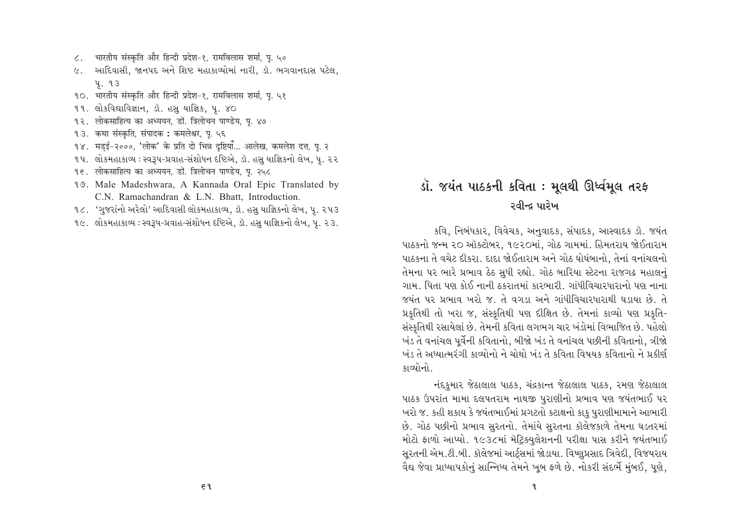८. भारतीय संस्कृति और हिन्दी प्रदेश-१, रामविलास शर्मा, पृ. ५०
૯. આદિવાસી, જાનપદ અને શિષ્ટ મહાકાવ્યોમાં નારી, ડૉ. ભગવાનદાસ પટેલ, પૃ. ૧૩
૧૦. भारतीय संस्कृति और हिन्दी प्रदेश-१, रामविलास शर्मा, पृ. ५१
૧૧. લોકવિદ્યાવિજ્ઞાન, ડૉ. હસુ યાજ્ઞિક, પૃ. ૪૦
૧૨. लोकसाहित्य का अध्ययन, डॉ. त्रिलोचन पाण्डेय, पृ. ४७
૧૩. कथा संस्कृति, संपादक : कमलेश्वर, पृ. ५६
૧૪. मड्ई-२०००, 'लोक' के प्रति दो भिन्न दृष्टियाँ... आलेख, कमलेश दत्त, पृ. २
૧૫. લોકમહાકાવ્ય : સ્વરૂપ-પ્રવાહ-સંશોધન દૃષ્ટિએ, ડૉ. હસુ યાજ્ઞિકનો લેખ, પૃ. ૨૨
૧૬. लोकसाहित्य का अध्ययन, डॉ. त्रिलोचन पाण्डेय, पृ. २५८
૧૭. Male Madeshwara, A Kannada Oral Epic Translated by C.N. Ramachandran & L.N. Bhatt, Introduction.
૧૮. 'ગુજરાંનો અરેલો' આદિવાસી લોકમહાકાવ્ય, ડૉ. હસુ યાજ્ઞિકનો લેખ, પૃ. ૨૫૩
૧૯. લોકમહાકાવ્ય : સ્વરૂપ-પ્રવાહ-સંશોધન દૃષ્ટિએ, ડૉ. હસુ યાજ્ઞિકનો લેખ, પૃ. ૨૩.

# ડૉ. જયંત પાઠકની કવિતા : મૂલથી ઊર્ધ્વમૂલ તરફ

## રવીન્દ્ર પારેખ

કવિ, નિબંધકાર, વિવેચક, અનુવાદક, સંપાદક, આસ્વાદક ડૉ. જયંત પાઠકનો જન્મ ૨૦ ઑક્ટોબર, ૧૯૨૦માં, ગોઠ ગામમાં. હિંમતરાય જોઈતારામ પાઠકના તે વચેટ દીકરા. દાદા જોઈતારામ અને ગોઠ ઘોઘંબાનો, તેનાં વનાંચલનો તેમના પર ભારે પ્રભાવ ઠેઠ સુધી રહ્યો. ગોઠ બારિયા સ્ટેટના રાજગઢ મહાલનું ગામ. પિતા પણ કોઈ નાની ઠકરાતમાં કારભારી. ગાંધીવિચારધારાનો પણ નાના જયંત પર પ્રભાવ ખરો જ. તે વગડા અને ગાંધીવિચારધારાથી ઘડાયા છે. તે પ્રકૃતિથી તો ખરા જ, સંસ્કૃતિથી પણ દીક્ષિત છે. તેમનાં કાવ્યો પણ પ્રકૃતિ-સંસ્કૃતિથી રસાયેલાં છે. તેમની કવિતા લગભગ ચાર ખંડોમાં વિભાજિત છે. પહેલો ખંડ તે વનાંચલ પૂર્વેની કવિતાનો, બીજો ખંડ તે વનાંચલ પછીની કવિતાનો, ત્રીજો ખંડ તે અધ્યાત્મરંગી કાવ્યોનો ને ચોથો ખંડ તે કવિતા વિષયક કવિતાનો ને પ્રકીર્ણ કાવ્યોનો.

નંદકુમાર જેઠાલાલ પાઠક, ચંદ્રકાન્ત જેઠાલાલ પાઠક, રમણ જેઠાલાલ પાઠક ઉપરાંત મામા દલપતરામ નાથજી પુરાણીનો પ્રભાવ પણ જયંતભાઈ પર ખરો જ. કહી શકાય કે જયંતભાઈમાં પ્રગટતો કટાક્ષનો કાકુ પુરાણીમામાને આભારી છે. ગોઠ પછીનો પ્રભાવ સુરતનો. તેમાંયે સુરતના કૉલેજકાળે તેમના ઘડતરમાં મોટો ફાળો આપ્યો. ૧૯૩૮માં મેટ્રિક્યુલેશનની પરીક્ષા પાસ કરીને જયંતભાઈ સૂરતની એમ.ટી.બી. કૉલેજમાં આર્ટ્સમાં જોડાયા. વિષ્ણુપ્રસાદ ત્રિવેદી, વિજયરાય વૈદ્ય જેવા પ્રાધ્યાપકોનું સાન્નિધ્ય તેમને ખૂબ ફળે છે. નોકરી સંદર્ભે મુંબઈ, પૂણે,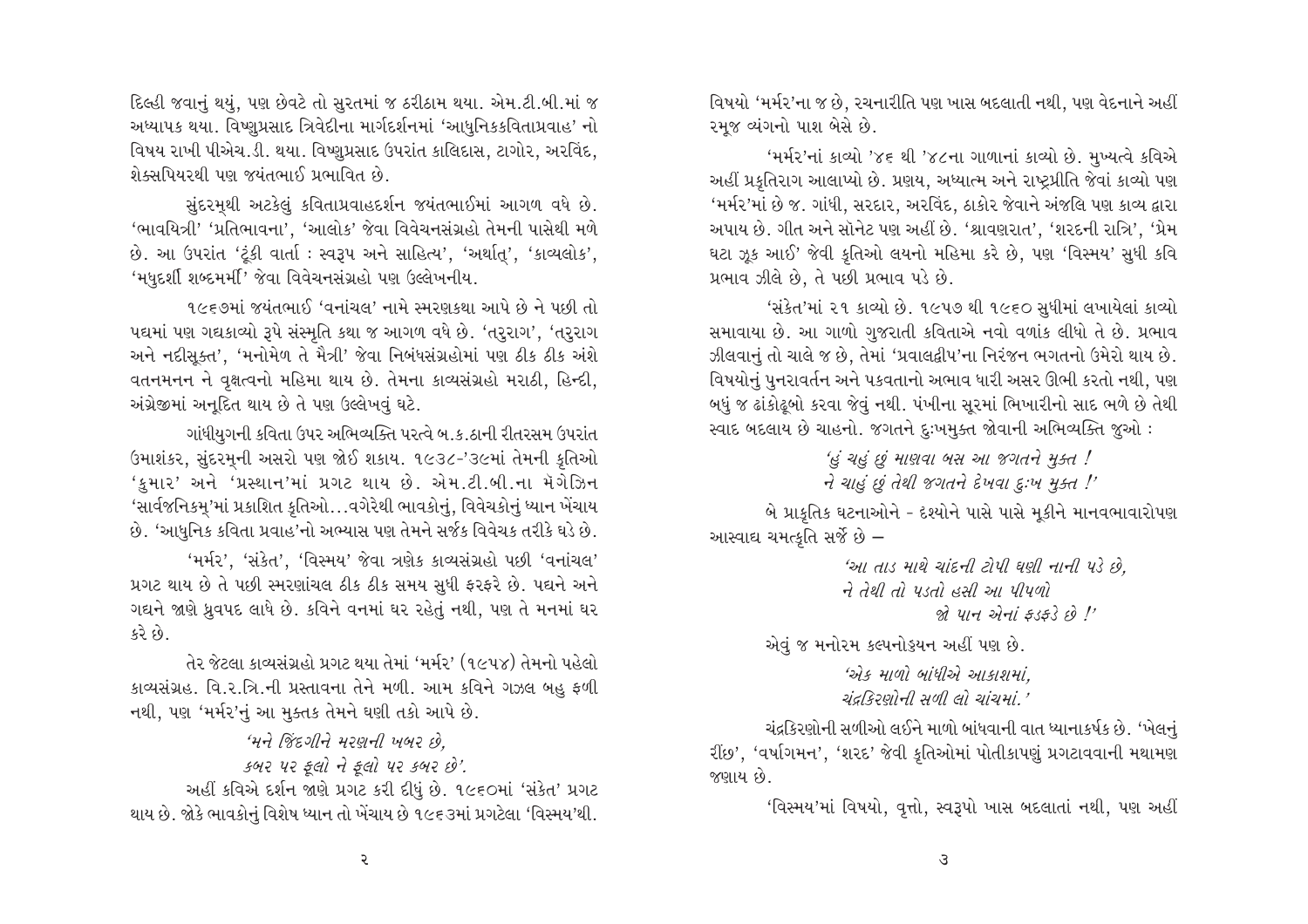દિલ્હી જવાનું થયું, પણ છેવટે તો સુરતમાં જ ઠરીઠામ થયા. એમ.ટી.બી.માં જ અધ્યાપક થયા. વિષ્ણુપ્રસાદ ત્રિવેદીના માર્ગદર્શનમાં 'આધુનિકકવિતાપ્રવાહ' નો વિષય રાખી પીએચ.ડી. થયા. વિષ્ણુપ્રસાદ ઉપરાંત કાલિદાસ, ટાગોર, અરવિંદ, શેક્સપિયરથી પણ જયંતભાઈ પ્રભાવિત છે.

સુંદરમ્‌થી અટકેલું કવિતાપ્રવાહદર્શન જયંતભાઈમાં આગળ વધે છે. 'ભાવયિત્રી' 'પ્રતિભાવના', 'આલોક' જેવા વિવેચનસંગ્રહો તેમની પાસેથી મળે છે. આ ઉપરાંત 'ટૂંકી વાર્તા : સ્વરૂપ અને સાહિત્ય', 'અર્થાત્', 'કાવ્યલોક', 'મધુદર્શી શબ્દમર્મી' જેવા વિવેચનસંગ્રહો પણ ઉલ્લેખનીય.

૧૯૬૭માં જયંતભાઈ 'વનાંચલ' નામે સ્મરણકથા આપે છે ને પછી તો પદ્યમાં પણ ગદ્યકાવ્યો રૂપે સંસ્મૃતિ કથા જ આગળ વધે છે. 'તરુરાગ', 'તરુરાગ અને નદીસૂક્ત', 'મનોમેળ તે મૈત્રી' જેવા નિબંધસંગ્રહોમાં પણ ઠીક ઠીક અંશે વતનમનન ને વૃક્ષત્વનો મહિમા થાય છે. તેમના કાવ્યસંગ્રહો મરાઠી, હિન્દી, અંગ્રેજીમાં અનૂદિત થાય છે તે પણ ઉલ્લેખવું ઘટે.

ગાંધીયુગની કવિતા ઉપર અભિવ્યક્તિ પરત્વે બ.ક.ઠાની રીતરસમ ઉપરાંત ઉમાશંકર, સુંદરમ્‌ની અસરો પણ જોઈ શકાય. ૧૯૩૮-'૩૯માં તેમની કૃતિઓ 'કુમાર' અને 'પ્રસ્થાન'માં પ્રગટ થાય છે. એમ.ટી.બી.ના મૅગેઝિન 'સાર્વજનિકમ્'માં પ્રકાશિત કૃતિઓ...વગેરેથી ભાવકોનું, વિવેચકોનું ધ્યાન ખેંચાય છે. 'આધુનિક કવિતા પ્રવાહ'નો અભ્યાસ પણ તેમને સર્જક વિવેચક તરીકે ઘડે છે.

'મર્મર', 'સંકેત', 'વિસ્મય' જેવા ત્રણેક કાવ્યસંગ્રહો પછી 'વનાંચલ' પ્રગટ થાય છે તે પછી સ્મરણાંચલ ઠીક ઠીક સમય સુધી ફરફરે છે. પદ્યને અને ગદ્યને જાણે ધ્રુવપદ લાધે છે. કવિને વનમાં ઘર રહેતું નથી, પણ તે મનમાં ઘર કરે છે.

તેર જેટલા કાવ્યસંગ્રહો પ્રગટ થયા તેમાં 'મર્મર' (૧૯૫૪) તેમનો પહેલો કાવ્યસંગ્રહ. વિ.ર.ત્રિ.ની પ્રસ્તાવના તેને મળી. આમ કવિને ગઝલ બહુ ફળી નથી, પણ 'મર્મર'નું આ મુક્તક તેમને ઘણી તકો આપે છે.

> *'મને જિંદગીને મરણની ખબર છે,*
> *કબર પર ફૂલો ને ફૂલો પર કબર છે'.*

અહીં કવિએ દર્શન જાણે પ્રગટ કરી દીધું છે. ૧૯૬૦માં 'સંકેત' પ્રગટ થાય છે. જોકે ભાવકોનું વિશેષ ધ્યાન તો ખેંચાય છે ૧૯૬૩માં પ્રગટેલા 'વિસ્મય'થી. વિષયો 'મર્મર'ના જ છે, રચનારીતિ પણ ખાસ બદલાતી નથી, પણ વેદનાને અહીં રમૂજ વ્યંગનો પાશ બેસે છે.

'મર્મર'નાં કાવ્યો '૪૬ થી '૪૮ના ગાળાનાં કાવ્યો છે. મુખ્યત્વે કવિએ અહીં પ્રકૃતિરાગ આલાપ્યો છે. પ્રણય, અધ્યાત્મ અને રાષ્ટ્રપ્રીતિ જેવાં કાવ્યો પણ 'મર્મર'માં છે જ. ગાંધી, સરદાર, અરવિંદ, ઠાકોર જેવાને અંજલિ પણ કાવ્ય દ્વારા અપાય છે. ગીત અને સૉનેટ પણ અહીં છે. 'શ્રાવણરાત', 'શરદની રાત્રિ', 'પ્રેમ ઘટા ઝૂક આઈ' જેવી કૃતિઓ લયનો મહિમા કરે છે, પણ 'વિસ્મય' સુધી કવિ પ્રભાવ ઝીલે છે, તે પછી પ્રભાવ પડે છે.

'સંકેત'માં ૨૧ કાવ્યો છે. ૧૯૫૭ થી ૧૯૬૦ સુધીમાં લખાયેલાં કાવ્યો સમાવાયા છે. આ ગાળો ગુજરાતી કવિતાએ નવો વળાંક લીધો તે છે. પ્રભાવ ઝીલવાનું તો ચાલે જ છે, તેમાં 'પ્રવાલદ્વીપ'ના નિરંજન ભગતનો ઉમેરો થાય છે. વિષયોનું પુનરાવર્તન અને પકવતાનો અભાવ ધારી અસર ઊભી કરતો નથી, પણ બધું જ ઢાંકોઢૂંબો કરવા જેવું નથી. પંખીના સૂરમાં ભિખારીનો સાદ ભળે છે તેથી સ્વાદ બદલાય છે ચાહનો. જગતને દુઃખમુક્ત જોવાની અભિવ્યક્તિ જુઓ :

> *'હું ચહું છું માણવા બસ આ જગતને મુક્ત !*
> *ને ચાહું છું તેથી જગતને દેખવા દુઃખ મુક્ત !'*

બે પ્રાકૃતિક ઘટનાઓને - દૃશ્યોને પાસે પાસે મૂકીને માનવભાવારોપણ આસ્વાદ્ય ચમત્કૃતિ સર્જે છે —

> *'આ તાડ માથે ચાંદની ટોપી ઘણી નાની પડે છે,*
> *ને તેથી તો પડતો હસી આ પીપળો*
> *જો પાન એનાં ફડફડે છે !'*

એવું જ મનોરમ કલ્પનોડ્ડયન અહીં પણ છે.

> *'એક માળો બાંધીએ આકાશમાં,*
> *ચંદ્રકિરણોની સળી લો ચાંચમાં.'*

ચંદ્રકિરણોની સળીઓ લઈને માળો બાંધવાની વાત ધ્યાનાકર્ષક છે. 'ખેલનું રીંછ', 'વર્ષાગમન', 'શરદ' જેવી કૃતિઓમાં પોતીકાપણું પ્રગટાવવાની મથામણ જણાય છે.

'વિસ્મય'માં વિષયો, વૃત્તો, સ્વરૂપો ખાસ બદલાતાં નથી, પણ અહીં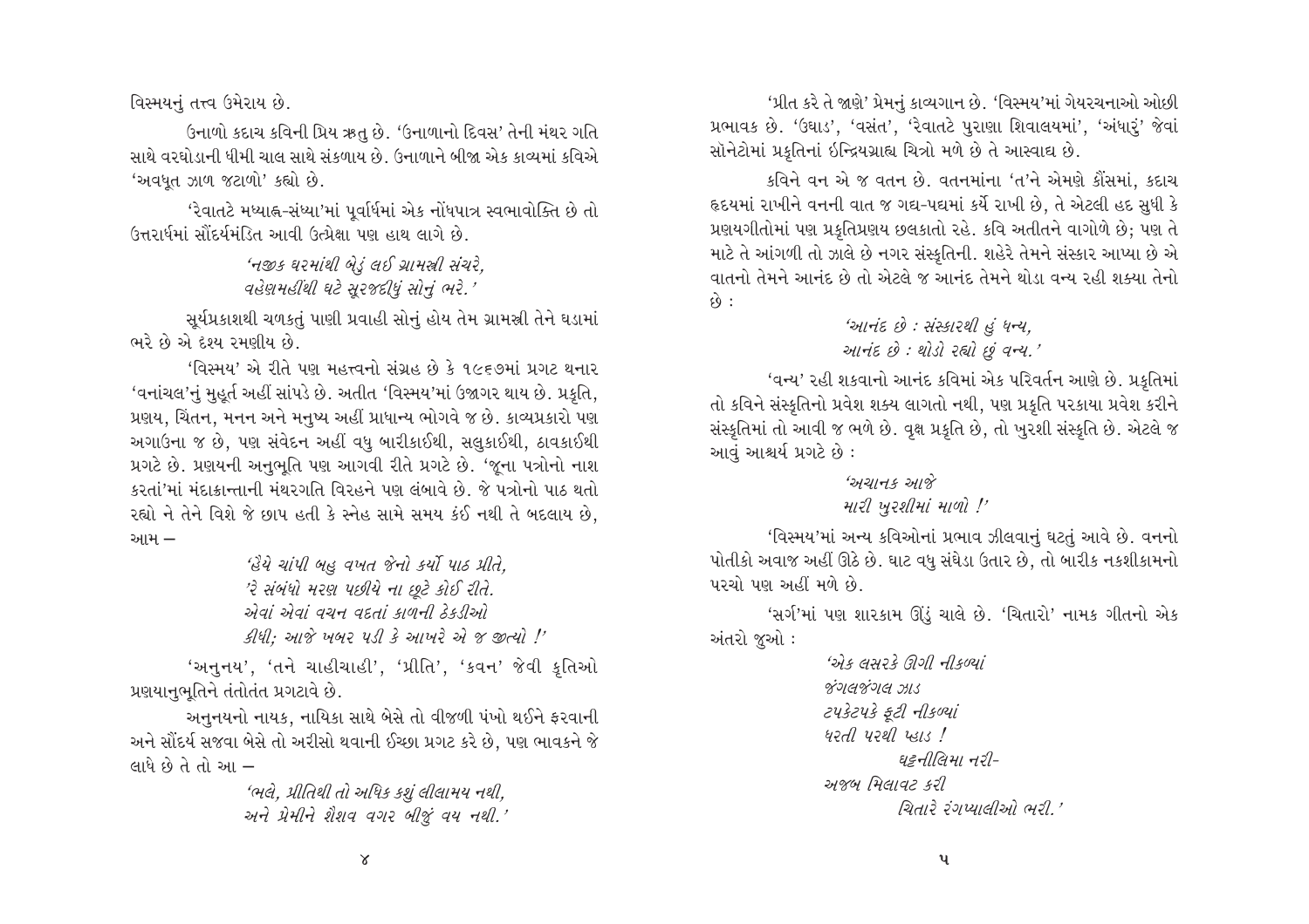વિસ્મયનું તત્ત્વ ઉમેરાય છે.

ઉનાળો કદાચ કવિની પ્રિય ઋતુ છે. 'ઉનાળાનો દિવસ' તેની મંથર ગતિ સાથે વરઘોડાની ધીમી ચાલ સાથે સંકળાય છે. ઉનાળાને બીજા એક કાવ્યમાં કવિએ 'અવધૂત ઝાળ જટાળો' કહ્યો છે.

'રેવાતટે મધ્યાહ્ન-સંધ્યા'માં પૂર્વાર્ધમાં એક નોંધપાત્ર સ્વભાવોક્તિ છે તો ઉત્તરાર્ધમાં સૌંદર્યમંડિત આવી ઉત્પ્રેક્ષા પણ હાથ લાગે છે.

> *'નજીક ઘરમાંથી બેડું લઈ ગ્રામસ્ત્રી સંચરે,*
> *વહેણમહીંથી ઘટે સૂરજદીધું સોનું ભરે.'*

સૂર્યપ્રકાશથી ચળકતું પાણી પ્રવાહી સોનું હોય તેમ ગ્રામસ્ત્રી તેને ઘડામાં ભરે છે એ દૃશ્ય રમણીય છે.

'વિસ્મય' એ રીતે પણ મહત્ત્વનો સંગ્રહ છે કે ૧૯૬૭માં પ્રગટ થનાર 'વનાંચલ'નું મુહૂર્ત અહીં સાંપડે છે. અતીત 'વિસ્મય'માં ઉજાગર થાય છે. પ્રકૃતિ, પ્રણય, ચિંતન, મનન અને મનુષ્ય અહીં પ્રાધાન્ય ભોગવે જ છે. કાવ્યપ્રકારો પણ અગાઉના જ છે, પણ સંવેદન અહીં વધુ બારીકાઈથી, સલુકાઈથી, ઠાવકાઈથી પ્રગટે છે. પ્રણયની અનુભૂતિ પણ આગવી રીતે પ્રગટે છે. 'જૂના પત્રોનો નાશ કરતાં'માં મંદાક્રાન્તાની મંથરગતિ વિરહને પણ લંબાવે છે. જે પત્રોનો પાઠ થતો રહ્યો ને તેને વિશે જે છાપ હતી કે સ્નેહ સામે સમય કંઈ નથી તે બદલાય છે, આમ –

> *'હૈયે ચાંપી બહુ વખત જેનો કર્યો પાઠ પ્રીતે,*
> *'રે સંબંધો મરણ પછીયે ના છૂટે કોઈ રીતે.*
> *એવાં એવાં વચન વદતાં કાળની ઠેકડીઓ*
> *કીધી; આજે ખબર પડી કે આખરે એ જ જીત્યો !'*

'અનુનય', 'તને ચાહીચાહી', 'પ્રીતિ', 'કવન' જેવી કૃતિઓ પ્રણયાનુભૂતિને તંતોતંત પ્રગટાવે છે.

અનુનયનો નાયક, નાયિકા સાથે બેસે તો વીજળી પંખો થઈને ફરવાની અને સૌંદર્ય સજવા બેસે તો અરીસો થવાની ઈચ્છા પ્રગટ કરે છે, પણ ભાવકને જે લાધે છે તે તો આ –

> *'ભલે, પ્રીતિથી તો અધિક કશું લીલામય નથી,*
> *અને પ્રેમીને શૈશવ વગર બીજું વય નથી.'*

'પ્રીત કરે તે જાણે' પ્રેમનું કાવ્યગાન છે. 'વિસ્મય'માં ગેયરચનાઓ ઓછી પ્રભાવક છે. 'ઉઘાડ', 'વસંત', 'રેવાતટે પુરાણા શિવાલયમાં', 'અંધારું' જેવાં સૉનેટોમાં પ્રકૃતિનાં ઇન્દ્રિયગ્રાહ્ય ચિત્રો મળે છે તે આસ્વાદ્ય છે.

કવિને વન એ જ વતન છે. વતનમાંના 'ત'ને એમણે કૌંસમાં, કદાચ હૃદયમાં રાખીને વનની વાત જ ગદ્ય-પદ્યમાં કર્યે રાખી છે, તે એટલી હદ સુધી કે પ્રણયગીતોમાં પણ પ્રકૃતિપ્રણય છલકાતો રહે. કવિ અતીતને વાગોળે છે; પણ તે માટે તે આંગળી તો ઝાલે છે નગર સંસ્કૃતિની. શહેરે તેમને સંસ્કાર આપ્યા છે એ વાતનો તેમને આનંદ છે તો એટલે જ આનંદ તેમને થોડા વન્ય રહી શક્યા તેનો છે :

> *'આનંદ છે : સંસ્કારથી હું ધન્ય,*
> *આનંદ છે : થોડો રહ્યો છું વન્ય.'*

'વન્ય' રહી શકવાનો આનંદ કવિમાં એક પરિવર્તન આણે છે. પ્રકૃતિમાં તો કવિને સંસ્કૃતિનો પ્રવેશ શક્ય લાગતો નથી, પણ પ્રકૃતિ પરકાયા પ્રવેશ કરીને સંસ્કૃતિમાં તો આવી જ ભળે છે. વૃક્ષ પ્રકૃતિ છે, તો ખુરશી સંસ્કૃતિ છે. એટલે જ આવું આશ્ચર્ય પ્રગટે છે :

> *'અચાનક આજે*
> *મારી ખુરશીમાં માળો !'*

'વિસ્મય'માં અન્ય કવિઓનાં પ્રભાવ ઝીલવાનું ઘટતું આવે છે. વનનો પોતીકો અવાજ અહીં ઊઠે છે. ઘાટ વધુ સંઘેડા ઉતાર છે, તો બારીક નકશીકામનો પરચો પણ અહીં મળે છે.

'સર્ગ'માં પણ શારકામ ઊંડું ચાલે છે. 'ચિતારો' નામક ગીતનો એક અંતરો જુઓ :

> *'એક લસરકે ઊગી નીકળ્યાં*
> *જંગલજંગલ ઝાડ*
> *ટપકેટપકે ફૂટી નીકળ્યાં*
> *ધરતી પરથી પ્હાડ !*
> *ઘટ્ટનીલિમા નરી-*
> *અજબ મિલાવટ કરી*
> *ચિતારે રંગપ્યાલીઓ ભરી.'*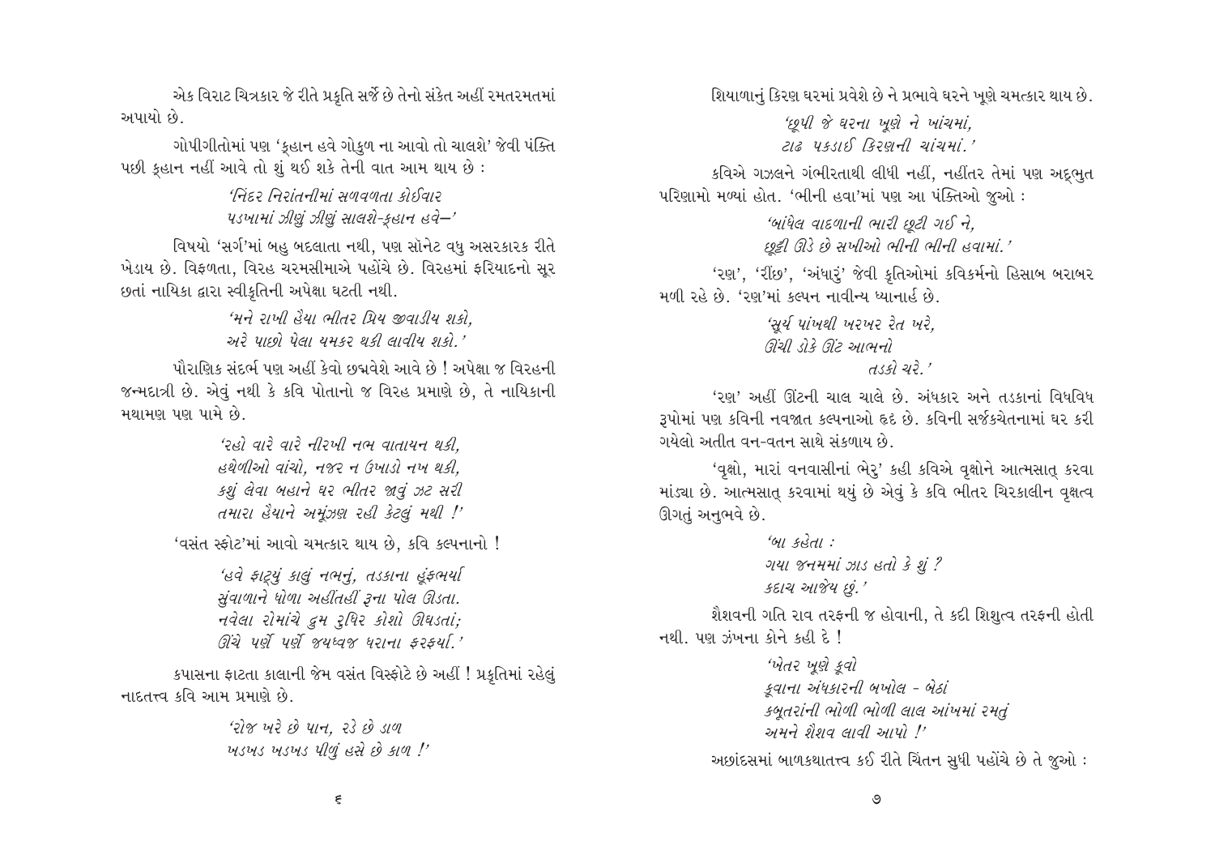એક વિરાટ ચિત્રકાર જે રીતે પ્રકૃતિ સર્જે છે તેનો સંકેત અહીં રમતરમતમાં અપાયો છે.

ગોપીગીતોમાં પણ 'કહાન હવે ગોકુળ ના આવો તો ચાલશે' જેવી પંક્તિ પછી કહાન નહીં આવે તો શું થઈ શકે તેની વાત આમ થાય છે :

> *'નિંદર નિરાંતનીમાં સળવળતા કોઈવાર*
> *પડખામાં ઝીણું ઝીણું સાલશે-ક્હાન હવે—'*

વિષયો 'સર્ગ'માં બહુ બદલાતા નથી, પણ સૉનેટ વધુ અસરકારક રીતે ખેડાય છે. વિફળતા, વિરહ ચરમસીમાએ પહોંચે છે. વિરહમાં ફરિયાદનો સૂર છતાં નાયિકા દ્વારા સ્વીકૃતિની અપેક્ષા ઘટતી નથી.

> *'મને રાખી હૈયા ભીતર પ્રિય જીવાડીય શકો,*
> *અરે પાછો પેલા યમકર થકી લાવીય શકો.'*

પૌરાણિક સંદર્ભ પણ અહીં કેવો છદ્મવેશે આવે છે ! અપેક્ષા જ વિરહની જન્મદાત્રી છે. એવું નથી કે કવિ પોતાનો જ વિરહ પ્રમાણે છે, તે નાયિકાની મથામણ પણ પામે છે.

> *'રહો વારે વારે નીરખી નભ વાતાયન થકી,*
> *હથેળીઓ વાંચો, નજર ન ઉખાડો નખ થકી,*
> *કશું લેવા બહાને ઘર ભીતર જાવું ઝટ સરી*
> *તમારા હૈયાને અમૂંઝણ રહી કેટલું મથી !'*

'વસંત સ્ફોટ'માં આવો ચમત્કાર થાય છે, કવિ કલ્પનાનો !

> *'હવે ફાટ્યું કાલું નભનું, તડકાના હૂંફભર્યા*
> *સુંવાળાને ધોળા અહીંતહીં રૂના પોલ ઊડતા.*
> *નવેલા રોમાંચે દ્રુમ રુધિર કોશો ઊઘડતાં;*
> *ઊંચે પર્ણે પર્ણે જયધ્વજ ધરાના ફરફર્યા.'*

કપાસના ફાટતા કાલાની જેમ વસંત વિસ્ફોટે છે અહીં ! પ્રકૃતિમાં રહેલું નાદતત્ત્વ કવિ આમ પ્રમાણે છે.

> *'રોજ ખરે છે પાન, રડે છે ડાળ*
> *ખડખડ ખડખડ પીળું હસે છે કાળ !'*

શિયાળાનું કિરણ ઘરમાં પ્રવેશે છે ને પ્રભાવે ઘરને ખૂણે ચમત્કાર થાય છે.

> *'છુપી જે ઘરના ખૂણે ને ખાંચમાં,*
> *ટાઢ પકડાઈ કિરણની ચાંચમાં.'*

કવિએ ગઝલને ગંભીરતાથી લીધી નહીં, નહીંતર તેમાં પણ અદ્ભુત પરિણામો મળ્યાં હોત. 'ભીની હવા'માં પણ આ પંક્તિઓ જુઓ :

> *'બાંધેલ વાદળાની ભારી છૂટી ગઈ ને,*
> *છૂટ્ટી ઊડે છે સખીઓ ભીની ભીની હવામાં.'*

'રણ', 'રીંછ', 'અંધારું' જેવી કૃતિઓમાં કવિકર્મનો હિસાબ બરાબર મળી રહે છે. 'રણ'માં કલ્પન નાવીન્ય ધ્યાનાર્હ છે.

> *'સૂર્ય પાંખથી ખરખર રેત ખરે,*
> *ઊંચી ડોકે ઊંટ આભનો*
> *તડકો ચરે.'*

'રણ' અહીં ઊંટની ચાલ ચાલે છે. અંધકાર અને તડકાનાં વિધવિધ રૂપોમાં પણ કવિની નવજાત કલ્પનાઓ હૃદ્ય છે. કવિની સર્જકચેતનામાં ઘર કરી ગયેલો અતીત વન-વતન સાથે સંકળાય છે.

'વૃક્ષો, મારાં વનવાસીનાં ભેરુ' કહી કવિએ વૃક્ષોને આત્મસાત્ કરવા માંડ્યા છે. આત્મસાત્ કરવામાં થયું છે એવું કે કવિ ભીતર ચિરકાલીન વૃક્ષત્વ ઊગતું અનુભવે છે.

> *'બા કહેતા :*
> *ગયા જનમમાં ઝાડ હતો કે શું ?*
> *કદાચ આજેય છું.'*

શૈશવની ગતિ રાવ તરફની જ હોવાની, તે કદી શિશુત્વ તરફની હોતી નથી. પણ ઝંખના કોને કહી દે !

> *'ખેતર ખૂણે કૂવો*
> *કૂવાના અંધકારની બખોલ - બેઠાં*
> *કબૂતરાંની ભોળી ભોળી લાલ આંખમાં રમતું*
> *અમને શૈશવ લાવી આપો !'*

અછાંદસમાં બાળકથાતત્ત્વ કઈ રીતે ચિંતન સુધી પહોંચે છે તે જુઓ :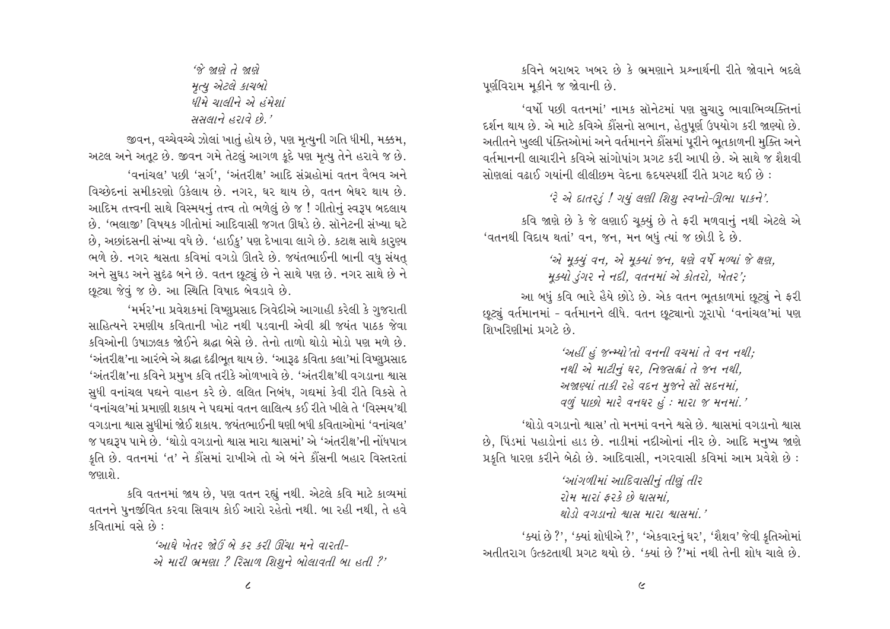*'જે જાણે તે જાણે*
*મૃત્યુ એટલે કાચબો*
*ધીમે ચાલીને એ હંમેશાં*
*સસલાને હરાવે છે.'*

જીવન, વચ્ચેવચ્ચે ઝોલાં ખાતું હોય છે, પણ મૃત્યુની ગતિ ધીમી, મક્કમ, અટલ અને અતૂટ છે. જીવન ગમે તેટલું આગળ કૂદે પણ મૃત્યુ તેને હરાવે જ છે.

'વનાંચલ' પછી 'સર્ગ', 'અંતરીક્ષ' આદિ સંગ્રહોમાં વતન વૈભવ અને વિચ્છેદનાં સમીકરણો ઉકેલાય છે. નગર, ઘર થાય છે, વતન બેઘર થાય છે. આદિમ તત્ત્વની સાથે વિસ્મયનું તત્ત્વ તો ભળેલું છે જ ! ગીતોનું સ્વરૂપ બદલાય છે. 'ભલાજી' વિષયક ગીતોમાં આદિવાસી જગત ઊઘડે છે. સૉનેટની સંખ્યા ઘટે છે, અછાંદસની સંખ્યા વધે છે. 'હાઈકુ' પણ દેખાવા લાગે છે. કટાક્ષ સાથે કારુણ્ય ભળે છે. નગર શ્વસતા કવિમાં વગડો ઊતરે છે. જયંતભાઈની બાની વધુ સંયત્ અને સુઘડ અને સુદૃઢ બને છે. વતન છૂટ્યું છે ને સાથે પણ છે. નગર સાથે છે ને છૂટ્યા જેવું જ છે. આ સ્થિતિ વિષાદ બેવડાવે છે.

'મર્મર'ના પ્રવેશકમાં વિષ્ણુપ્રસાદ ત્રિવેદીએ આગાહી કરેલી કે ગુજરાતી સાહિત્યને રમણીય કવિતાની ખોટ નથી પડવાની એવી શ્રી જયંત પાઠક જેવા કવિઓની ઉષાઝલક જોઈને શ્રદ્ધા બેસે છે. તેનો તાળો થોડો મોડો પણ મળે છે. 'અંતરીક્ષ'ના આરંભે એ શ્રદ્ધા દૃઢીભૂત થાય છે. 'આરૂઢ કવિતા કલા'માં વિષ્ણુપ્રસાદ 'અંતરીક્ષ'ના કવિને પ્રમુખ કવિ તરીકે ઓળખાવે છે. 'અંતરીક્ષ'થી વગડાના શ્વાસ સુધી વનાંચલ પદ્યને વાહન કરે છે. લલિત નિબંધ, ગદ્યમાં કેવી રીતે વિકસે તે 'વનાંચલ'માં પ્રમાણી શકાય ને પદ્યમાં વતન લાલિત્ય કઈ રીતે ખીલે તે 'વિસ્મય'થી વગડાના શ્વાસ સુધીમાં જોઈ શકાય. જયંતભાઈની ઘણી બધી કવિતાઓમાં 'વનાંચલ' જ પદ્યરૂપ પામે છે. 'થોડો વગડાનો શ્વાસ મારા શ્વાસમાં' એ 'અંતરીક્ષ'ની નોંધપાત્ર કૃતિ છે. વતનમાં 'ત' ને કૌંસમાં રાખીએ તો એ બંને કૌંસની બહાર વિસ્તરતાં જણાશે.

કવિ વતનમાં જાય છે, પણ વતન રહ્યું નથી. એટલે કવિ માટે કાવ્યમાં વતનને પુનર્જીવિત કરવા સિવાય કોઈ આરો રહેતો નથી. બા રહી નથી, તે હવે કવિતામાં વસે છે :

*'આઘે ખેતર જોઉં બે કર કરી ઊંચા મને વારતી-*
*એ મારી ભ્રમણા ? રિસાળ શિશુને બોલાવતી બા હતી ?'*

કવિને બરાબર ખબર છે કે ભ્રમણાને પ્રશ્નાર્થની રીતે જોવાને બદલે પૂર્ણવિરામ મૂકીને જ જોવાની છે.

'વર્ષો પછી વતનમાં' નામક સૉનેટમાં પણ સુચારુ ભાવાભિવ્યક્તિનાં દર્શન થાય છે. એ માટે કવિએ કૌંસનો સભાન, હેતુપૂર્ણ ઉપયોગ કરી જાણ્યો છે. અતીતને ખુલ્લી પંક્તિઓમાં અને વર્તમાનને કૌંસમાં પૂરીને ભૂતકાળની મુક્તિ અને વર્તમાનની લાચારીને કવિએ સાંગોપાંગ પ્રગટ કરી આપી છે. એ સાથે જ શૈશવી સોણલાં વઢાઈ ગયાંની લીલીછમ વેદના હૃદયસ્પર્શી રીતે પ્રગટ થઈ છે :

*'રે એ દાતરડું ! ગયું લણી શિશુ સ્વપ્નો-ઊભા પાકને'.*

કવિ જાણે છે કે જે લણાઈ ચૂક્યું છે તે ફરી મળવાનું નથી એટલે એ 'વતનથી વિદાય થતાં' વન, જન, મન બધું ત્યાં જ છોડી દે છે.

*'એ મૂક્યું વન, એ મૂક્યાં જન, ઘણે વર્ષે મળ્યાં જે ક્ષણ,*
*મૂક્યો ડુંગર ને નદી, વતનમાં એ કોતરો, ખેતર';*

આ બધું કવિ ભારે હૈયે છોડે છે. એક વતન ભૂતકાળમાં છૂટ્યું ને ફરી છૂટ્યું વર્તમાનમાં - વર્તમાનને લીધે. વતન છૂટ્યાનો ઝૂરાપો 'વનાંચલ'માં પણ શિખરિણીમાં પ્રગટે છે.

*'અહીં હું જન્મ્યો'તો વનની વચમાં તે વન નથી;*
*નથી એ માટીનું ઘર, નિજસહ્યાં તે જન નથી,*
*અજાણ્યાં તાકી રહે વદન મુજને સૌ સદનમાં,*
*વળું પાછો મારે વનઘર હું : મારા જ મનમાં.'*

'થોડો વગડાનો શ્વાસ' તો મનમાં વનને શ્વસે છે. શ્વાસમાં વગડાનો શ્વાસ છે, પિંડમાં પહાડોનાં હાડ છે. નાડીમાં નદીઓનાં નીર છે. આદિ મનુષ્ય જાણે પ્રકૃતિ ધારણ કરીને બેઠો છે. આદિવાસી, નગરવાસી કવિમાં આમ પ્રવેશે છે :

*'આંગળીમાં આદિવાસીનું તીણું તીર*
*રોમ મારાં ફરકે છે ઘાસમાં,*
*થોડો વગડાનો શ્વાસ મારા શ્વાસમાં.'*

'ક્યાં છે ?', 'ક્યાં શોધીએ ?', 'એકવારનું ઘર', 'શૈશવ' જેવી કૃતિઓમાં અતીતરાગ ઉત્કટતાથી પ્રગટ થયો છે. 'ક્યાં છે ?'માં નથી તેની શોધ ચાલે છે.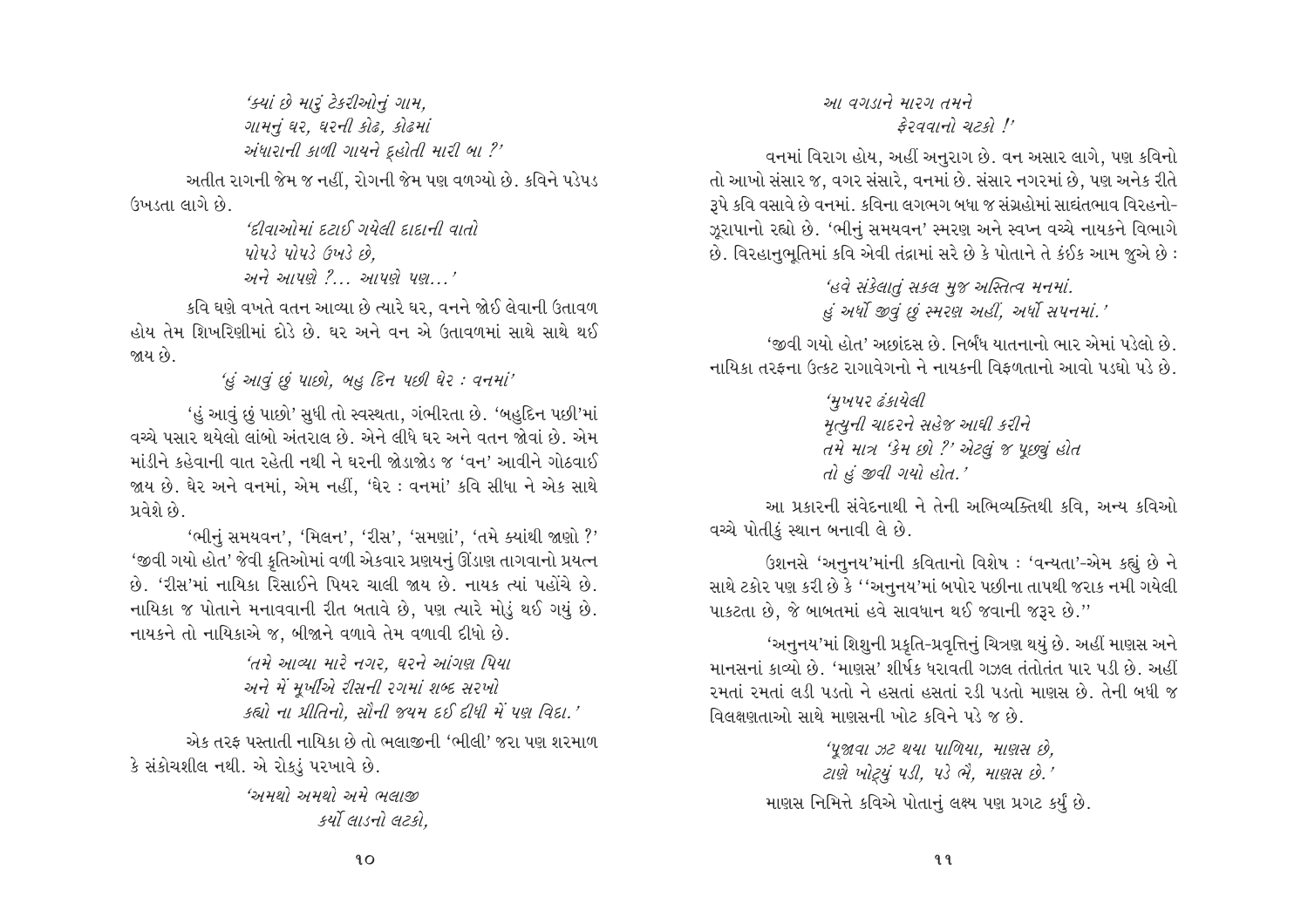*'ક્યાં છે મારું ટેકરીઓનું ગામ,*
*ગામનું ઘર, ઘરની કોઢ, કોઢમાં*
*અંધારાની કાળી ગાયને દ્હોતી મારી બા ?'*

અતીત રાગની જેમ જ નહીં, રોગની જેમ પણ વળગ્યો છે. કવિને પડેપડ ઉખડતા લાગે છે.

*'દીવાઓમાં દટાઈ ગયેલી દાદાની વાતો*
*પોપડે પોપડે ઉખડે છે,*
*અને આપણે ?... આપણે પણ...'*

કવિ ઘણે વખતે વતન આવ્યા છે ત્યારે ઘર, વનને જોઈ લેવાની ઉતાવળ હોય તેમ શિખરિણીમાં દોડે છે. ઘર અને વન એ ઉતાવળમાં સાથે સાથે થઈ જાય છે.

*'હું આવું છું પાછો, બહુ દિન પછી ઘેર : વનમાં'*

'હું આવું છું પાછો' સુધી તો સ્વસ્થતા, ગંભીરતા છે. 'બહુદિન પછી'માં વચ્ચે પસાર થયેલો લાંબો અંતરાલ છે. એને લીધે ઘર અને વતન જોવાં છે. એમ માંડીને કહેવાની વાત રહેતી નથી ને ઘરની જોડાજોડ જ 'વન' આવીને ગોઠવાઈ જાય છે. ઘેર અને વનમાં, એમ નહીં, 'ઘેર : વનમાં' કવિ સીધા ને એક સાથે પ્રવેશે છે.

'ભીનું સમયવન', 'મિલન', 'રીસ', 'સમણાં', 'તમે ક્યાંથી જાણો ?' 'જીવી ગયો હોત' જેવી કૃતિઓમાં વળી એકવાર પ્રણયનું ઊંડાણ તાગવાનો પ્રયત્ન છે. 'રીસ'માં નાયિકા રિસાઈને પિયર ચાલી જાય છે. નાયક ત્યાં પહોંચે છે. નાયિકા જ પોતાને મનાવવાની રીત બતાવે છે, પણ ત્યારે મોડું થઈ ગયું છે. નાયકને તો નાયિકાએ જ, બીજાને વળાવે તેમ વળાવી દીધો છે.

*'તમે આવ્યા મારે નગર, ઘરને આંગણ પિયા*
*અને મેં મૂર્ખીએ રીસની રગમાં શબ્દ સરખો*
*કહ્યો ના પ્રીતિનો, સૌની જયમ દઈ દીધી મેં પણ વિદા.'*

એક તરફ પસ્તાતી નાયિકા છે તો ભલાજીની 'ભીલી' જરા પણ શરમાળ કે સંકોચશીલ નથી. એ રોકડું પરખાવે છે.

*'અમથો અમથો અમે ભલાજી*
*કર્યો લાડનો લટકો,*
*આ વગડાને મારગ તમને*
*ફેરવવાનો ચટકો !'*

વનમાં વિરાગ હોય, અહીં અનુરાગ છે. વન અસાર લાગે, પણ કવિનો તો આખો સંસાર જ, વગર સંસારે, વનમાં છે. સંસાર નગરમાં છે, પણ અનેક રીતે રૂપે કવિ વસાવે છે વનમાં. કવિના લગભગ બધા જ સંગ્રહોમાં સાદ્યંતભાવ વિરહનો-ઝૂરાપાનો રહ્યો છે. 'ભીનું સમયવન' સ્મરણ અને સ્વપ્ન વચ્ચે નાયકને વિભાગે છે. વિરહાનુભૂતિમાં કવિ એવી તંદ્રામાં સરે છે કે પોતાને તે કંઈક આમ જુએ છે :

*'હવે સંકેલાતું સકલ મુજ અસ્તિત્વ મનમાં.*
*હું અર્ધો જીવું છું સ્મરણ અહીં, અર્ધો સપનમાં.'*

'જીવી ગયો હોત' અછાંદસ છે. નિર્બંધ યાતનાનો ભાર એમાં પડેલો છે. નાયિકા તરફના ઉત્કટ રાગાવેગનો ને નાયકની વિફળતાનો આવો પડઘો પડે છે.

*'મુખપર ઢંકાયેલી*
*મૃત્યુની ચાદરને સહેજ આઘી કરીને*
*તમે માત્ર 'કેમ છો ?' એટલું જ પૂછ્યું હોત*
*તો હું જીવી ગયો હોત.'*

આ પ્રકારની સંવેદનાથી ને તેની અભિવ્યક્તિથી કવિ, અન્ય કવિઓ વચ્ચે પોતીકું સ્થાન બનાવી લે છે.

ઉશનસે 'અનુનય'માંની કવિતાનો વિશેષ : 'વન્યતા'-એમ કહ્યું છે ને સાથે ટકોર પણ કરી છે કે ''અનુનય'માં બપોર પછીના તાપથી જરાક નમી ગયેલી પાકટતા છે, જે બાબતમાં હવે સાવધાન થઈ જવાની જરૂર છે.''

'અનુનય'માં શિશુની પ્રકૃતિ-પ્રવૃત્તિનું ચિત્રણ થયું છે. અહીં માણસ અને માનસનાં કાવ્યો છે. 'માણસ' શીર્ષક ધરાવતી ગઝલ તંતોતંત પાર પડી છે. અહીં રમતાં રમતાં લડી પડતો ને હસતાં હસતાં રડી પડતો માણસ છે. તેની બધી જ વિલક્ષણતાઓ સાથે માણસની ખોટ કવિને પડે જ છે.

*'પૂજાવા ઝટ થયા પાળિયા, માણસ છે,*
*ટાણે ખોટ્યું પડી, પડે ભૈ, માણસ છે.'*

માણસ નિમિત્તે કવિએ પોતાનું લક્ષ્ય પણ પ્રગટ કર્યું છે.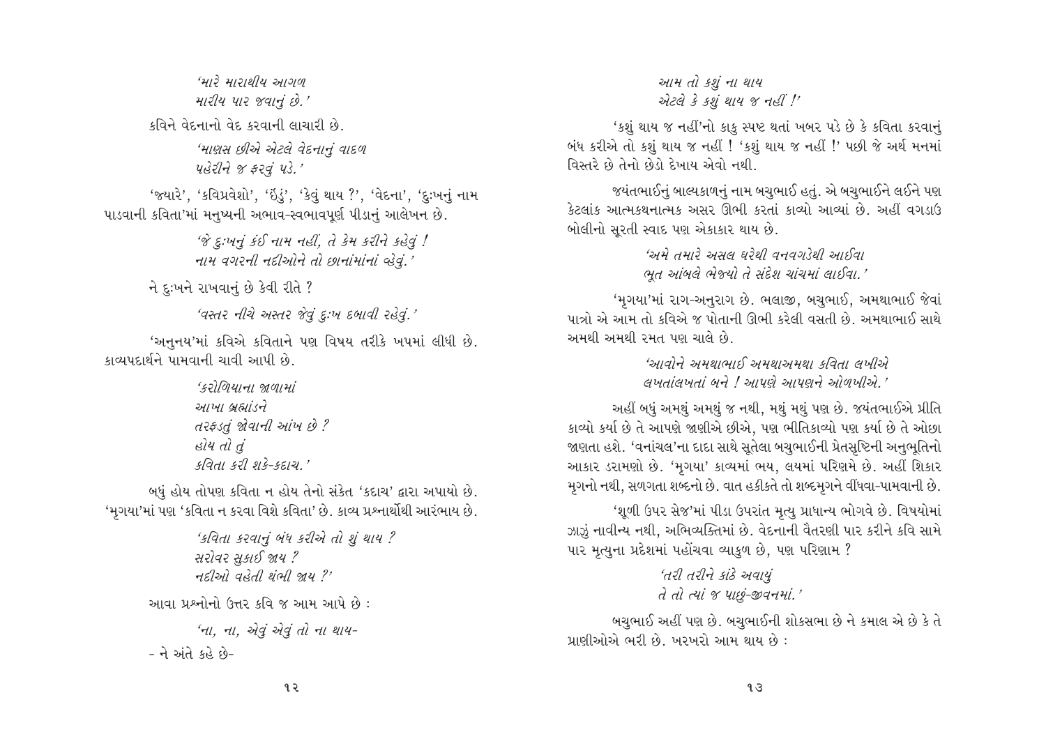*'મારે મારાથીય આગળ*
*મારીય પાર જવાનું છે.'*

કવિને વેદનાનો વેદ કરવાની લાચારી છે.

*'માણસ છીએ એટલે વેદનાનું વાદળ*
*પહેરીને જ ફરવું પડે.'*

'જ્યારે', 'કવિપ્રવેશો', 'ઇંડું', 'કેવું થાય ?', 'વેદના', 'દુઃખનું નામ પાડવાની કવિતા'માં મનુષ્યની અભાવ-સ્વભાવપૂર્ણ પીડાનું આલેખન છે.

*'જે દુઃખનું કંઈ નામ નહીં, તે કેમ કરીને કહેવું !*
*નામ વગરની નદીઓને તો છાનાંમાંનાં વ્હેવું.'*

ને દુઃખને રાખવાનું છે કેવી રીતે ?

*'વસ્તર નીચે અસ્તર જેવું દુઃખ દબાવી રહેવું.'*

'અનુનય'માં કવિએ કવિતાને પણ વિષય તરીકે ખપમાં લીધી છે. કાવ્યપદાર્થને પામવાની ચાવી આપી છે.

*'કરોળિયાના જાળામાં*
*આખા બ્રહ્માંડને*
*તરફડતું જોવાની આંખ છે ?*
*હોય તો તું*
*કવિતા કરી શકે-કદાચ.'*

બધું હોય તોપણ કવિતા ન હોય તેનો સંકેત 'કદાચ' દ્વારા અપાયો છે. 'મૃગયા'માં પણ 'કવિતા ન કરવા વિશે કવિતા' છે. કાવ્ય પ્રશ્નાર્થોથી આરંભાય છે.

*'કવિતા કરવાનું બંધ કરીએ તો શું થાય ?*
*સરોવર સુકાઈ જાય ?*
*નદીઓ વહેતી થંભી જાય ?'*

આવા પ્રશ્નોનો ઉત્તર કવિ જ આમ આપે છે :

*'ના, ના, એવું એવું તો ના થાય-*

- ને અંતે કહે છે-

*આમ તો કશું ના થાય*
*એટલે કે કશું થાય જ નહીં !'*

'કશું થાય જ નહીં'નો કાકુ સ્પષ્ટ થતાં ખબર પડે છે કે કવિતા કરવાનું બંધ કરીએ તો કશું થાય જ નહીં ! 'કશું થાય જ નહીં !' પછી જે અર્થ મનમાં વિસ્તરે છે તેનો છેડો દેખાય એવો નથી.

જયંતભાઈનું બાલ્યકાળનું નામ બચુભાઈ હતું. એ બચુભાઈને લઈને પણ કેટલાંક આત્મકથનાત્મક અસર ઊભી કરતાં કાવ્યો આવ્યાં છે. અહીં વગડાઉ બોલીનો સૂરતી સ્વાદ પણ એકાકાર થાય છે.

*'અમે તમારે અસલ ઘરેથી વનવગડેથી આઈવા*
*ભૂત આંબલે ભેજ્યો તે સંદેશ ચાંચમાં લાઈવા.'*

'મૃગયા'માં રાગ-અનુરાગ છે. ભલાજી, બચુભાઈ, અમથાભાઈ જેવાં પાત્રો એ આમ તો કવિએ જ પોતાની ઊભી કરેલી વસતી છે. અમથાભાઈ સાથે અમથી અમથી રમત પણ ચાલે છે.

*'આવોને અમથાભાઈ અમથાઅમથા કવિતા લખીએ*
*લખતાંલખતાં બને ! આપણે આપણને ઓળખીએ.'*

અહીં બધું અમથું અમથું જ નથી, મથું મથું પણ છે. જયંતભાઈએ પ્રીતિ કાવ્યો કર્યા છે તે આપણે જાણીએ છીએ, પણ ભીતિકાવ્યો પણ કર્યા છે તે ઓછા જાણતા હશે. 'વનાંચલ'ના દાદા સાથે સૂતેલા બચુભાઈની પ્રેતસૃષ્ટિની અનુભૂતિનો આકાર ડરામણો છે. 'મૃગયા' કાવ્યમાં ભય, લયમાં પરિણમે છે. અહીં શિકાર મૃગનો નથી, સળગતા શબ્દનો છે. વાત હકીકતે તો શબ્દમૃગને વીંધવા-પામવાની છે.

'શૂળી ઉપર સેજ'માં પીડા ઉપરાંત મૃત્યુ પ્રાધાન્ય ભોગવે છે. વિષયોમાં ઝાઝું નાવીન્ય નથી, અભિવ્યક્તિમાં છે. વેદનાની વૈતરણી પાર કરીને કવિ સામે પાર મૃત્યુના પ્રદેશમાં પહોંચવા વ્યાકુળ છે, પણ પરિણામ ?

*'તરી તરીને કાંઠે અવાયું*
*તે તો ત્યાં જ પાછું-જીવનમાં.'*

બચુભાઈ અહીં પણ છે. બચુભાઈની શોકસભા છે ને કમાલ એ છે કે તે પ્રાણીઓએ ભરી છે. ખરખરો આમ થાય છે :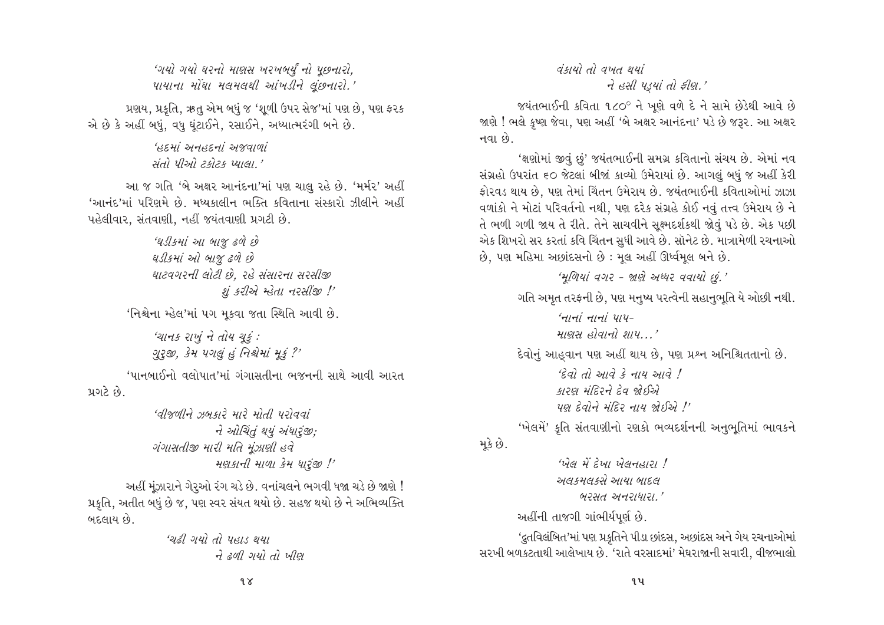*'ગયો ગયો ઘરનો માણસ ખરખબર્યું નો પૂછનારો,*
*પાયાના મોંઘા મલમલથી આંખડીને લૂંછનારો.'*

પ્રણય, પ્રકૃતિ, ઋતુ એમ બધું જ 'શૂળી ઉપર સેજ'માં પણ છે, પણ ફરક એ છે કે અહીં બધું, વધુ ઘૂંટાઈને, રસાઈને, અધ્યાત્મરંગી બને છે.

*'હદમાં અનહદનાં અજવાળાં*
*સંતો પીઓ ટકોટક પ્યાલા.'*

આ જ ગતિ 'બે અક્ષર આનંદના'માં પણ ચાલુ રહે છે. 'મર્મર' અહીં 'આનંદ'માં પરિણમે છે. મધ્યકાલીન ભક્તિ કવિતાના સંસ્કારો ઝીલીને અહીં પહેલીવાર, સંતવાણી, નહીં જયંતવાણી પ્રગટી છે.

*'ઘડીકમાં આ બાજુ ઢળે છે*
*ઘડીકમાં ઓ બાજુ ઢળે છે*
*ઘાટવગરની લોટી છે, રહે સંસારના સરસીજી*
*શું કરીએ મ્હેતા નરસીંજી !'*

'નિશ્ચેના મ્હેલ'માં પગ મૂકવા જતા સ્થિતિ આવી છે.

*'ચાનક રાખું ને તોય ચૂકું :*
*ગુરુજી, કેમ પગલું હું નિશ્ચેમાં મૂકું ?'*

'પાનબાઈનો વલોપાત'માં ગંગાસતીના ભજનની સાથે આવી આરત પ્રગટે છે.

*'વીજળીને ઝબકારે મારે મોતી પરોવવાં*
*ને ઓચિંતું થયું અંધારુંજી;*
*ગંગાસતીજી મારી મતિ મૂંઝાણી હવે*
*મણકાની માળા કેમ ધારુંજી !'*

અહીં મૂંઝારાને ગેરુઓ રંગ ચડે છે. વનાંચલને ભગવી ધજા ચડે છે જાણે ! પ્રકૃતિ, અતીત બધું છે જ, પણ સ્વર સંયત થયો છે. સહજ થયો છે ને અભિવ્યક્તિ બદલાય છે.

*'ચઢી ગયો તો પહાડ થયા*
*ને ઢળી ગયો તો ખીણ*
*વંકાયો તો વખત થયાં*
*ને હસી પડ્યાં તો ફીણ.'*

જયંતભાઈની કવિતા ૧૮૦° ને ખૂણે વળે દે ને સામે છેડેથી આવે છે જાણે ! ભલે કૃષ્ણ જેવા, પણ અહીં 'બે અક્ષર આનંદના' પડે છે જરૂર. આ અક્ષર નવા છે.

'ક્ષણોમાં જીવું છું' જયંતભાઈની સમગ્ર કવિતાનો સંચય છે. એમાં નવ સંગ્રહો ઉપરાંત ૬૦ જેટલાં બીજાં કાવ્યો ઉમેરાયાં છે. આગલું બધું જ અહીં ફેરી ફોરવડ થાય છે, પણ તેમાં ચિંતન ઉમેરાય છે. જયંતભાઈની કવિતાઓમાં ઝાઝા વળાંકો ને મોટાં પરિવર્તનો નથી, પણ દરેક સંગ્રહે કોઈ નવું તત્ત્વ ઉમેરાય છે ને તે ભળી ગળી જાય તે રીતે. તેને સાચવીને સૂક્ષ્મદર્શકથી જોવું પડે છે. એક પછી એક શિખરો સર કરતાં કવિ ચિંતન સુધી આવે છે. સૉનેટ છે. માત્રામેળી રચનાઓ છે, પણ મહિમા અછાંદસનો છે : મૂલ અહીં ઊર્ધ્વમૂલ બને છે.

*'મૂળિયાં વગર - જાણે અધ્ધર વવાયો છું.'*

ગતિ અમૃત તરફની છે, પણ મનુષ્ય પરત્વેની સહાનુભૂતિ યે ઓછી નથી.

*'નાનાં નાનાં પાપ-*
*માણસ હોવાનો શાપ...'*

દેવોનું આહ્વાન પણ અહીં થાય છે, પણ પ્રશ્ન અનિશ્ચિતતાનો છે.

*'દેવો તો આવે કે નાય આવે !*
*કારણ મંદિરને દેવ જોઈએ*
*પણ દેવોને મંદિર નાય જોઈએ !'*

'ખેલમેં' કૃતિ સંતવાણીનો રણકો ભવ્યદર્શનની અનુભૂતિમાં ભાવકને મૂકે છે.

*'ખેલ મેં દેખા ખેલનહારા !*
*અલકમલકસે આયા બાદલ*
*બરસત અનરાધારા.'*

અહીંની તાજગી ગાંભીર્યપૂર્ણ છે.

'દ્રુતવિલંબિત'માં પણ પ્રકૃતિને પીડા છાંદસ, અછાંદસ અને ગેય રચનાઓમાં સરખી બળકટતાથી આલેખાય છે. 'રાતે વરસાદમાં' મેઘરાજાની સવારી, વીજભાલો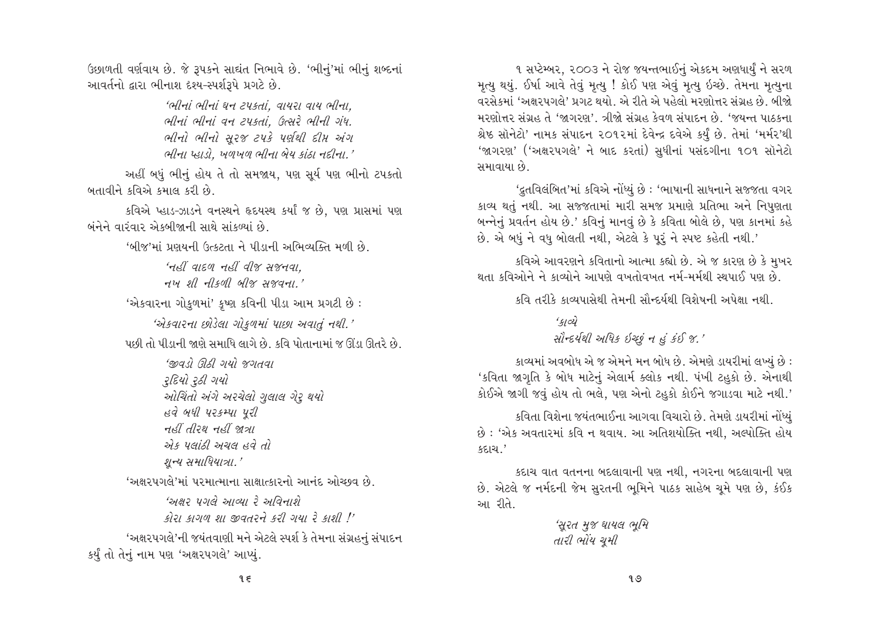ઉછાળતી વર્ણવાય છે. જે રૂપકને સાદ્યંત નિભાવે છે. 'ભીનું'માં ભીનું શબ્દનાં આવર્તનો દ્વારા ભીનાશ દૃશ્ય-સ્પર્શરૂપે પ્રગટે છે.

> *'ભીનાં ભીનાં ઘન ટપકતાં, વાયરા વાય ભીના,*
> *ભીનાં ભીનાં વન ટપકતાં, ઉત્સરે ભીની ગંધ.*
> *ભીનો ભીનો સૂરજ ટપકે પર્ણથી દીપ્ર અંગ*
> *ભીના પ્હાડો, ખળખળ ભીના બેય કાંઠા નદીના.'*

અહીં બધું ભીનું હોય તે તો સમજાય, પણ સૂર્ય પણ ભીનો ટપકતો બતાવીને કવિએ કમાલ કરી છે.

કવિએ પ્હાડ-ઝાડને વનસ્થને હૃદયસ્થ કર્યાં જ છે, પણ પ્રાસમાં પણ બંનેને વારંવાર એકબીજાની સાથે સાંકળ્યાં છે.

'બીજ'માં પ્રણયની ઉત્કટતા ને પીડાની અભિવ્યક્તિ મળી છે.

> *'નહીં વાદળ નહીં વીજ સજનવા,*
> *નખ શી નીકળી બીજ સજવના.'*

'એકવારના ગોકુળમાં' કૃષ્ણ કવિની પીડા આમ પ્રગટી છે :

> *'એકવારના છોડેલા ગોકુળમાં પાછા અવાતું નથી.'*

પછી તો પીડાની જાણે સમાધિ લાગે છે. કવિ પોતાનામાં જ ઊંડા ઊતરે છે.

> *'જીવડો ઊઠી ગયો જગતવા*
> *રુદિયો રુઠી ગયો*
> *ઓચિંતો અંગે અરચેલો ગુલાલ ગેરુ થયો*
> *હવે બધી પરકમ્પા પૂરી*
> *નહીં તીરથ નહીં જાત્રા*
> *એક પલાંઠી અચલ હવે તો*
> *શૂન્ય સમાધિયાત્રા.'*

'અક્ષરપગલે'માં પરમાત્માના સાક્ષાત્કારનો આનંદ ઓચ્છવ છે.

> *'અક્ષર પગલે આવ્યા રે અવિનાશે*
> *કોરા કાગળ શા જીવતરને કરી ગયા રે કાશી !'*

'અક્ષરપગલે'ની જયંતવાણી મને એટલે સ્પર્શ કે તેમના સંગ્રહનું સંપાદન કર્યું તો તેનું નામ પણ 'અક્ષરપગલે' આપ્યું.

૧ સપ્ટેમ્બર, ૨૦૦૩ ને રોજ જયન્તભાઈનું એકદમ અણધાર્યું ને સરળ મૃત્યુ થયું. ઈર્ષા આવે તેવું મૃત્યુ ! કોઈ પણ એવું મૃત્યુ ઇચ્છે. તેમના મૃત્યુના વરસેકમાં 'અક્ષરપગલે' પ્રગટ થયો. એ રીતે એ પહેલો મરણોત્તર સંગ્રહ છે. બીજો મરણોત્તર સંગ્રહ તે 'જાગરણ'. ત્રીજો સંગ્રહ કેવળ સંપાદન છે. 'જયન્ત પાઠકના શ્રેષ્ઠ સૉનેટો' નામક સંપાદન ૨૦૧૨માં દેવેન્દ્ર દવેએ કર્યું છે. તેમાં 'મર્મર'થી 'જાગરણ' ('અક્ષરપગલે' ને બાદ કરતાં) સુધીનાં પસંદગીના ૧૦૧ સૉનેટો સમાવાયા છે.

'દ્રુતવિલંબિત'માં કવિએ નોંધ્યું છે : 'ભાષાની સાધનાને સજ્જતા વગર કાવ્ય થતું નથી. આ સજ્જતામાં મારી સમજ પ્રમાણે પ્રતિભા અને નિપુણતા બન્નેનું પ્રવર્તન હોય છે.' કવિનું માનવું છે કે કવિતા બોલે છે, પણ કાનમાં કહે છે. એ બધું ને વધુ બોલતી નથી, એટલે કે પૂરું ને સ્પષ્ટ કહેતી નથી.'

કવિએ આવરણને કવિતાનો આત્મા કહ્યો છે. એ જ કારણ છે કે મુખર થતા કવિઓને ને કાવ્યોને આપણે વખતોવખત નર્મ-મર્મથી સ્થપાઈ પણ છે.

કવિ તરીકે કાવ્યપાસેથી તેમની સૌન્દર્યથી વિશેષની અપેક્ષા નથી.

> *'કાવ્યે*
> *સૌન્દર્યથી અધિક ઇચ્છું ન હું કંઈ જ.'*

કાવ્યમાં અવબોધ એ જ એમને મન બોધ છે. એમણે ડાયરીમાં લખ્યું છે : 'કવિતા જાગૃતિ કે બોધ માટેનું એલાર્મ ક્લોક નથી. પંખી ટહુકો છે. એનાથી કોઈએ જાગી જવું હોય તો ભલે, પણ એનો ટહુકો કોઈને જગાડવા માટે નથી.'

કવિતા વિશેના જયંતભાઈના આગવા વિચારો છે. તેમણે ડાયરીમાં નોંધ્યું છે : 'એક અવતારમાં કવિ ન થવાય. આ અતિશયોક્તિ નથી, અલ્પોક્તિ હોય કદાચ.'

કદાચ વાત વતનના બદલાવાની પણ નથી, નગરના બદલાવાની પણ છે. એટલે જ નર્મદની જેમ સુરતની ભૂમિને પાઠક સાહેબ ચૂમે પણ છે, કંઈક આ રીતે.

> *'સૂરત મુજ ઘાયલ ભૂમિ*
> *તારી ભોંય ચૂમી*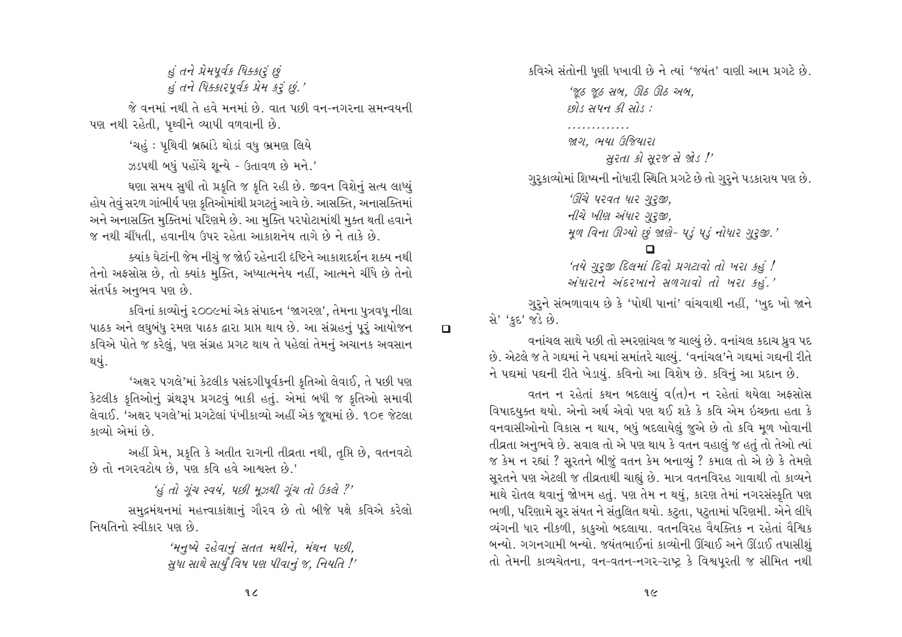*હું તને પ્રેમપૂર્વક ધિક્કારું છું*
*હું તને ધિક્કારપૂર્વક પ્રેમ કરું છું.'*

જે વનમાં નથી તે હવે મનમાં છે. વાત પછી વન-નગરના સમન્વયની પણ નથી રહેતી, પૃથ્વીને વ્યાપી વળવાની છે.

'ચહું : પૃથિવી બ્રહ્માંડે થોડાં વધુ ભ્રમણ લિયે
ઝડપથી બધું પહોંચે શૂન્યે - ઉતાવળ છે મને.'

ઘણા સમય સુધી તો પ્રકૃતિ જ કૃતિ રહી છે. જીવન વિશેનું સત્ય લાધ્યું હોય તેવું સરળ ગાંભીર્ય પણ કૃતિઓમાંથી પ્રગટતું આવે છે. આસક્તિ, અનાસક્તિમાં અને અનાસક્તિ મુક્તિમાં પરિણમે છે. આ મુક્તિ પરપોટામાંથી મુક્ત થતી હવાને જ નથી ચીંધતી, હવાનીય ઉપર રહેતા આકાશનેય તાગે છે ને તાકે છે.

ક્યાંક ઘેટાંની જેમ નીચું જ જોઈ રહેનારી દૃષ્ટિને આકાશદર્શન શક્ય નથી તેનો અફસોસ છે, તો ક્યાંક મુક્તિ, અધ્યાત્મનેય નહીં, આત્મને ચીંધે છે તેનો સંતર્પક અનુભવ પણ છે.

કવિનાં કાવ્યોનું ૨૦૦૯માં એક સંપાદન 'જાગરણ', તેમના પુત્રવધૂ નીલા પાઠક અને લઘુબંધુ રમણ પાઠક દ્વારા પ્રાપ્ત થાય છે. આ સંગ્રહનું પૂરું આયોજન કવિએ પોતે જ કરેલું, પણ સંગ્રહ પ્રગટ થાય તે પહેલાં તેમનું અચાનક અવસાન થયું.

'અક્ષર પગલે'માં કેટલીક પસંદગીપૂર્વકની કૃતિઓ લેવાઈ, તે પછી પણ કેટલીક કૃતિઓનું ગ્રંથરૂપ પ્રગટવું બાકી હતું. એમાં બધી જ કૃતિઓ સમાવી લેવાઈ. 'અક્ષર પગલે'માં પ્રગટેલાં પંખીકાવ્યો અહીં એક જૂથમાં છે. ૧૦૬ જેટલા કાવ્યો એમાં છે.

અહીં પ્રેમ, પ્રકૃતિ કે અતીત રાગની તીવ્રતા નથી, તૃપ્તિ છે, વતનવટો છે તો નગરવટોય છે, પણ કવિ હવે આશ્વસ્ત છે.'

*'હું તો ગૂંચ સ્વયં, પછી મૂઝથી ગૂંચ તો ઉકલે ?'*

સમુદ્રમંથનમાં મહત્ત્વાકાંક્ષાનું ગૌરવ છે તો બીજે પક્ષે કવિએ કરેલો નિયતિનો સ્વીકાર પણ છે.

*'મનુષ્યે રહેવાનું સતત મથીને, મંથન પછી,*
*સુધા સાથે સાર્યું વિષ પણ પીવાનું જ, નિયતિ !'*

❑

કવિએ સંતોની ધૂણી ધખાવી છે ને ત્યાં 'જયંત' વાણી આમ પ્રગટે છે.

*'જૂઠ જૂઠ સબ, ઊઠ ઊઠ અબ,*
*છોડ સપન કી સોડ :*
*............*
*જાગ, ભયા ઉજિયારા*
*સુરતા કો સૂરજ સે જોડ !'*

ગુરુકાવ્યોમાં શિષ્યની નોધારી સ્થિતિ પ્રગટે છે તો ગુરુને પડકારાય પણ છે.

*'ઊંચે પરવત ધાર ગુરુજી,*
*નીચે ખીણ અંધાર ગુરુજી,*
*મૂળ વિના ઊગ્યો છું જાણે- પડું પડું નોધાર ગુરુજી.'*

❑

*'તયે ગુરુજી દિલમાં દિવો પ્રગટાવો તો ખરા કહું !*
*અંધારાને અંદરખાને સળગાવો તો ખરા કહું.'*

ગુરુને સંભળાવાય છે કે 'પોથી પાનાં' વાંચવાથી નહીં, 'ખુદ ખો જાને સે' 'કુદ' જડે છે.

વનાંચલ સાથે પછી તો સ્મરણાંચલ જ ચાલ્યું છે. વનાંચલ કદાચ ધ્રુવ પદ છે. એટલે જ તે ગદ્યમાં ને પદ્યમાં સમાંતરે ચાલ્યું. 'વનાંચલ'ને ગદ્યમાં ગદ્યની રીતે ને પદ્યમાં પદ્યની રીતે ખેડાયું. કવિનો આ વિશેષ છે. કવિનું આ પ્રદાન છે.

વતન ન રહેતાં કથન બદલાયું વ(ત)ન ન રહેતાં થયેલા અફસોસ વિષાદયુક્ત થયો. એનો અર્થ એવો પણ થઈ શકે કે કવિ એમ ઇચ્છતા હતા કે વનવાસીઓનો વિકાસ ન થાય, બધું બદલાયેલું જુએ છે તો કવિ મૂળ ખોવાની તીવ્રતા અનુભવે છે. સવાલ તો એ પણ થાય કે વતન વહાલું જ હતું તો તેઓ ત્યાં જ કેમ ન રહ્યાં ? સૂરતને બીજું વતન કેમ બનાવ્યું ? કમાલ તો એ છે કે તેમણે સૂરતને પણ એટલી જ તીવ્રતાથી ચાહ્યું છે. માત્ર વતનવિરહ ગાવાથી તો કાવ્યને માથે રોતલ થવાનું જોખમ હતું. પણ તેમ ન થયું, કારણ તેમાં નગરસંસ્કૃતિ પણ ભળી, પરિણામે સૂર સંયત ને સંતુલિત થયો. કટુતા, પટુતામાં પરિણમી. એને લીધે વ્યંગની ધાર નીકળી, કાકુઓ બદલાયા. વતનવિરહ વૈયક્તિક ન રહેતાં વૈશ્વિક બન્યો. ગગનગામી બન્યો. જયંતભાઈનાં કાવ્યોની ઊંચાઈ અને ઊંડાઈ તપાસીશું તો તેમની કાવ્યચેતના, વન-વતન-નગર-રાષ્ટ્ર કે વિશ્વપૂરતી જ સીમિત નથી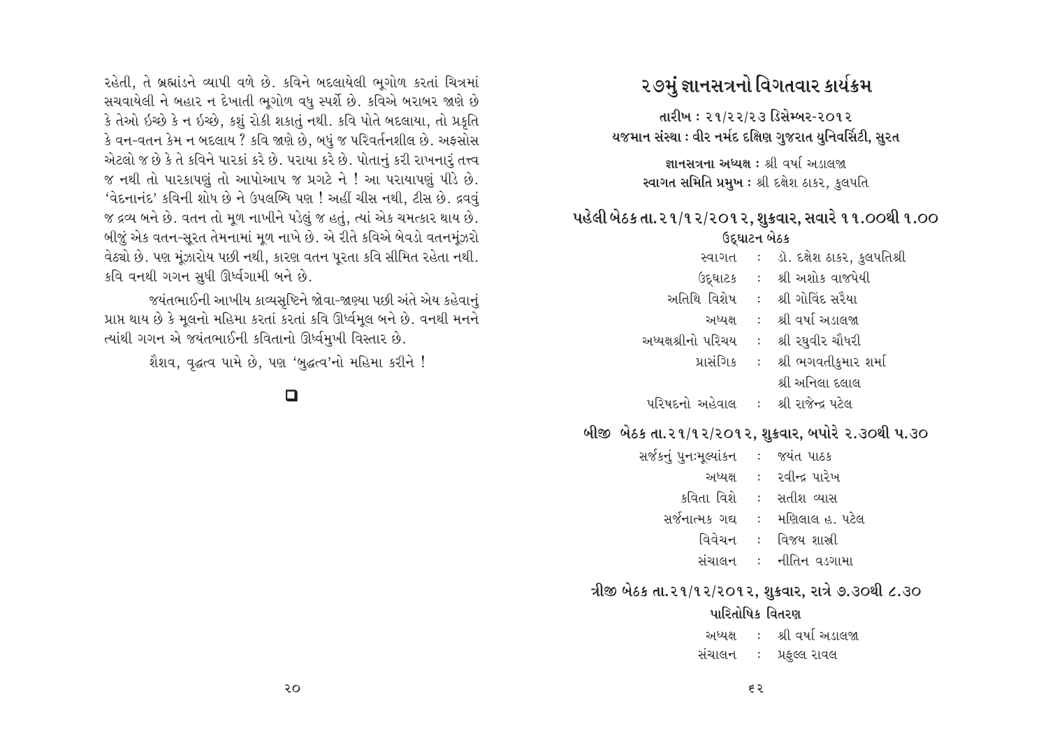રહેતી, તે બ્રહ્માંડને વ્યાપી વળે છે. કવિને બદલાયેલી ભૂગોળ કરતાં ચિત્રમાં સચવાયેલી ને બહાર ન દેખાતી ભૂગોળ વધુ સ્પર્શે છે. કવિએ બરાબર જાણે છે કે તેઓ ઇચ્છે કે ન ઇચ્છે, કશું રોકી શકાતું નથી. કવિ પોતે બદલાયા, તો પ્રકૃતિ કે વન-વતન કેમ ન બદલાય ? કવિ જાણે છે, બધું જ પરિવર્તનશીલ છે. અફસોસ એટલો જ છે કે તે કવિને પારકાં કરે છે. પરાયા કરે છે. પોતાનું કરી રાખનારું તત્ત્વ જ નથી તો પારકાપણું તો આપોઆપ જ પ્રગટે ને ! આ પરાયાપણું પીડે છે. 'વેદનાનંદ' કવિની શોધ છે ને ઉપલબ્ધિ પણ ! અહીં ચીસ નથી, ટીસ છે. દ્રવવું જ દ્રવ્ય બને છે. વતન તો મૂળ નાખીને પડેલું જ હતું, ત્યાં એક ચમત્કાર થાય છે. બીજું એક વતન-સૂરત તેમનામાં મૂળ નાખે છે. એ રીતે કવિએ બેવડો વતનમૂંઝરો વેઠ્યો છે. પણ મૂંઝારોય પછી નથી, કારણ વતન પૂરતા કવિ સીમિત રહેતા નથી. કવિ વનથી ગગન સુધી ઊર્ધ્વગામી બને છે.

જયંતભાઈની આખીય કાવ્યસૃષ્ટિને જોવા-જાણ્યા પછી અંતે એય કહેવાનું પ્રાપ્ત થાય છે કે મૂલનો મહિમા કરતાં કરતાં કવિ ઊર્ધ્વમૂલ બને છે. વનથી મનને ત્યાંથી ગગન એ જયંતભાઈની કવિતાનો ઊર્ધ્વમુખી વિસ્તાર છે.

શૈશવ, વૃદ્ધત્વ પામે છે, પણ 'બુદ્ધત્વ'નો મહિમા કરીને !

❑

# ૨૭મું જ્ઞાનસત્રનો વિગતવાર કાર્યક્રમ

**તારીખ : ૨૧/૨૨/૨૩ ડિસેમ્બર-૨૦૧૨**
**યજમાન સંસ્થા : વીર નર્મદ દક્ષિણ ગુજરાત યુનિવર્સિટી, સુરત**

**જ્ઞાનસત્રના અધ્યક્ષ :** શ્રી વર્ષા અડાલજા
**સ્વાગત સમિતિ પ્રમુખ :** શ્રી દક્ષેશ ઠાકર, કુલપતિ

## પહેલી બેઠક તા.૨૧/૧૨/૨૦૧૨, શુક્રવાર, સવારે ૧૧.૦૦થી ૧.૦૦

**ઉદ્‌ઘાટન બેઠક**

સ્વાગત : ડૉ. દક્ષેશ ઠાકર, કુલપતિશ્રી
ઉદ્‌ઘાટક : શ્રી અશોક વાજપેયી
અતિથિ વિશેષ : શ્રી ગોવિંદ સરૈયા
અધ્યક્ષ : શ્રી વર્ષા અડાલજા
અધ્યક્ષશ્રીનો પરિચય : શ્રી રઘુવીર ચૌધરી
પ્રાસંગિક : શ્રી ભગવતીકુમાર શર્મા
શ્રી અનિલા દલાલ
પરિષદનો અહેવાલ : શ્રી રાજેન્દ્ર પટેલ

## બીજી બેઠક તા.૨૧/૧૨/૨૦૧૨, શુક્રવાર, બપોરે ૨.૩૦થી ૫.૩૦

સર્જકનું પુનઃમૂલ્યાંકન : જયંત પાઠક
અધ્યક્ષ : રવીન્દ્ર પારેખ
કવિતા વિશે : સતીશ વ્યાસ
સર્જનાત્મક ગદ્ય : મણિલાલ હ. પટેલ
વિવેચન : વિજય શાસ્ત્રી
સંચાલન : નીતિન વડગામા

## ત્રીજી બેઠક તા.૨૧/૧૨/૨૦૧૨, શુક્રવાર, રાત્રે ૭.૩૦થી ૮.૩૦

**પારિતોષિક વિતરણ**

અધ્યક્ષ : શ્રી વર્ષા અડાલજા
સંચાલન : પ્રફુલ્લ રાવલ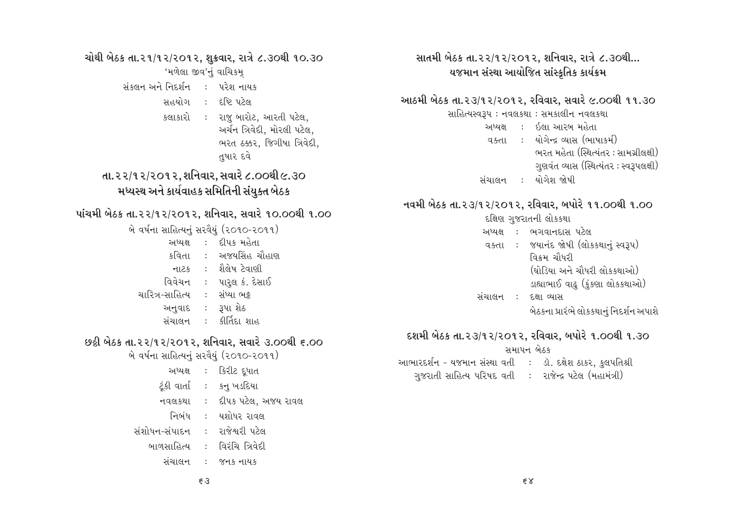## ચોથી બેઠક તા.૨૧/૧૨/૨૦૧૨, શુક્રવાર, રાત્રે ૮.૩૦થી ૧૦.૩૦

'મળેલા જીવ'નું વાચિકમ્

સંકલન અને નિદર્શન : પરેશ નાયક

સહયોગ : દૃષ્ટિ પટેલ

કલાકારો : રાજુ બારોટ, આરતી પટેલ, અર્ચન ત્રિવેદી, મોરલી પટેલ, ભરત ઠક્કર, જિગીષા ત્રિવેદી, તુષાર દવે

## તા.૨૨/૧૨/૨૦૧૨, શનિવાર, સવારે ૮.૦૦થી ૯.૩૦

### મધ્યસ્થ અને કાર્યવાહક સમિતિની સંયુક્ત બેઠક

## પાંચમી બેઠક તા.૨૨/૧૨/૨૦૧૨, શનિવાર, સવારે ૧૦.૦૦થી ૧.૦૦

બે વર્ષના સાહિત્યનું સરવૈયું (૨૦૧૦-૨૦૧૧)

અધ્યક્ષ : દીપક મહેતા

કવિતા : અજયસિંહ ચૌહાણ

નાટક : શૈલેષ ટેવાણી

વિવેચન : પારુલ કં. દેસાઈ

ચારિત્ર-સાહિત્ય : સંધ્યા ભટ્ટ

અનુવાદ : રૂપા શેઠ

સંચાલન : કીર્તિદા શાહ

## છઠ્ઠી બેઠક તા.૨૨/૧૨/૨૦૧૨, શનિવાર, સવારે ૩.૦૦થી ૬.૦૦

બે વર્ષના સાહિત્યનું સરવૈયું (૨૦૧૦-૨૦૧૧)

અધ્યક્ષ : કિરીટ દૂધાત

ટૂંકી વાર્તા : કનુ ખડદિયા

નવલકથા : દીપક પટેલ, અજય રાવલ

નિબંધ : યશોધર રાવલ

સંશોધન-સંપાદન : રાજેશ્વરી પટેલ

બાળસાહિત્ય : વિરંચિ ત્રિવેદી

સંચાલન : જનક નાયક

## સાતમી બેઠક તા.૨૨/૧૨/૨૦૧૨, શનિવાર, રાત્રે ૮.૩૦થી...

### યજમાન સંસ્થા આયોજિત સાંસ્કૃતિક કાર્યક્રમ

## આઠમી બેઠક તા.૨૩/૧૨/૨૦૧૨, રવિવાર, સવારે ૯.૦૦થી ૧૧.૩૦

સાહિત્યસ્વરૂપ : નવલકથા : સમકાલીન નવલકથા

અધ્યક્ષ : ઇલા આરબ મહેતા

વક્તા : યોગેન્દ્ર વ્યાસ (ભાષાકર્મ)
ભરત મહેતા (સ્થિત્યંતર : સામગ્રીલક્ષી)
ગુણવંત વ્યાસ (સ્થિત્યંતર : સ્વરૂપલક્ષી)

સંચાલન : યોગેશ જોષી

## નવમી બેઠક તા.૨૩/૧૨/૨૦૧૨, રવિવાર, બપોરે ૧૧.૦૦થી ૧.૦૦

દક્ષિણ ગુજરાતની લોકકથા

અધ્યક્ષ : ભગવાનદાસ પટેલ

વક્તા : જયાનંદ જોષી (લોકકથાનું સ્વરૂપ)
વિક્રમ ચૌધરી
(ધોડિયા અને ચૌધરી લોકકથાઓ)
ડાહ્યાભાઈ વાઢુ (કુકણા લોકકથાઓ)

સંચાલન : દક્ષા વ્યાસ

બેઠકના પ્રારંભે લોકકથાનું નિદર્શન અપાશે

## દશમી બેઠક તા.૨૩/૧૨/૨૦૧૨, રવિવાર, બપોરે ૧.૦૦થી ૧.૩૦

સમાપન બેઠક

આભારદર્શન - યજમાન સંસ્થા વતી : ડૉ. દક્ષેશ ઠાકર, કુલપતિશ્રી

ગુજરાતી સાહિત્ય પરિષદ વતી : રાજેન્દ્ર પટેલ (મહામંત્રી)